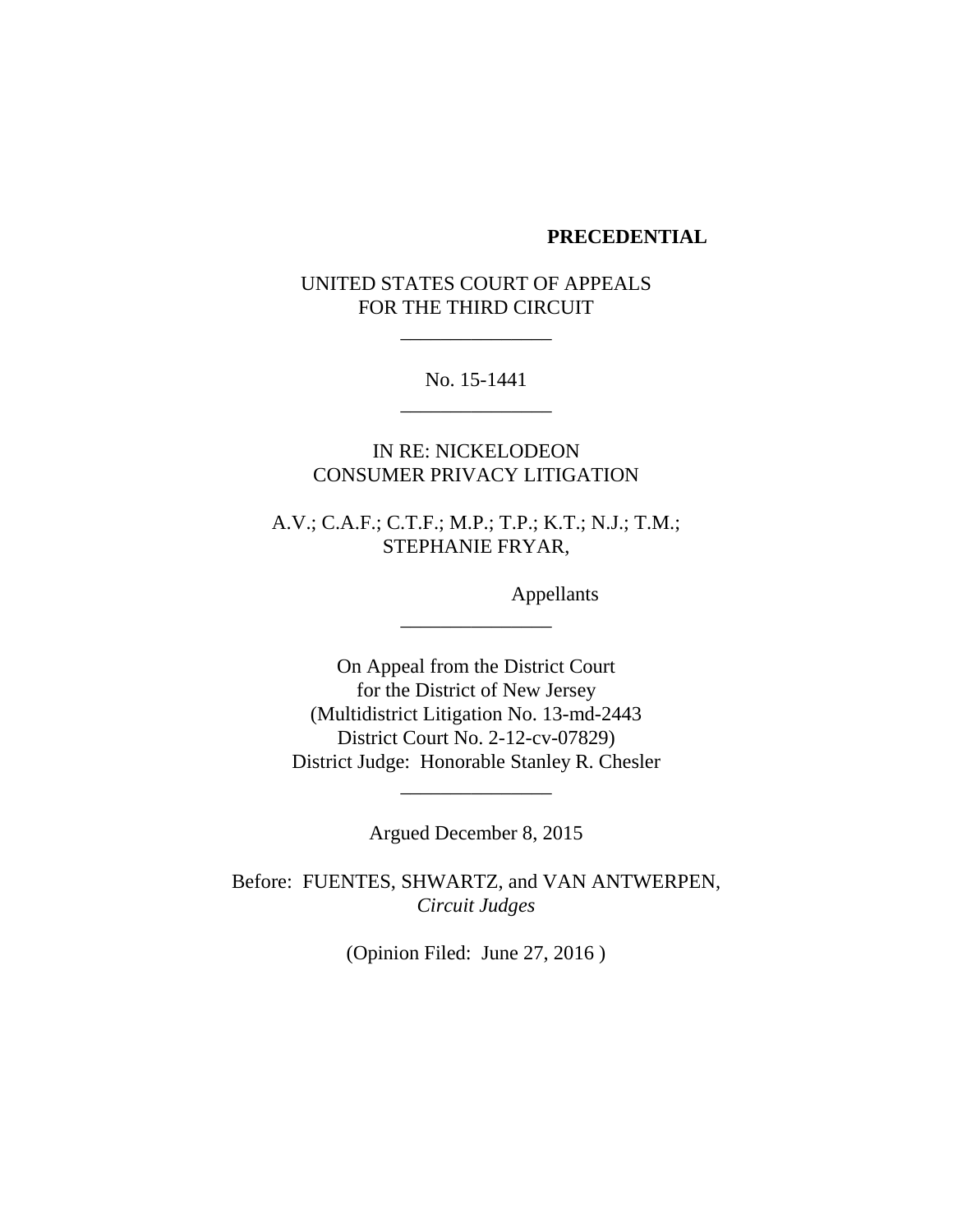**PRECEDENTIAL**

UNITED STATES COURT OF APPEALS
FOR THE THIRD CIRCUIT

\_\_\_\_\_\_\_\_\_\_\_\_\_\_\_

No. 15-1441

\_\_\_\_\_\_\_\_\_\_\_\_\_\_\_

IN RE: NICKELODEON
CONSUMER PRIVACY LITIGATION

A.V.; C.A.F.; C.T.F.; M.P.; T.P.; K.T.; N.J.; T.M.;
STEPHANIE FRYAR,

Appellants

\_\_\_\_\_\_\_\_\_\_\_\_\_\_\_

On Appeal from the District Court
for the District of New Jersey
(Multidistrict Litigation No. 13-md-2443
District Court No. 2-12-cv-07829)
District Judge: Honorable Stanley R. Chesler

\_\_\_\_\_\_\_\_\_\_\_\_\_\_\_

Argued December 8, 2015

Before: FUENTES, SHWARTZ, and VAN ANTWERPEN,
*Circuit Judges*

(Opinion Filed: June 27, 2016 )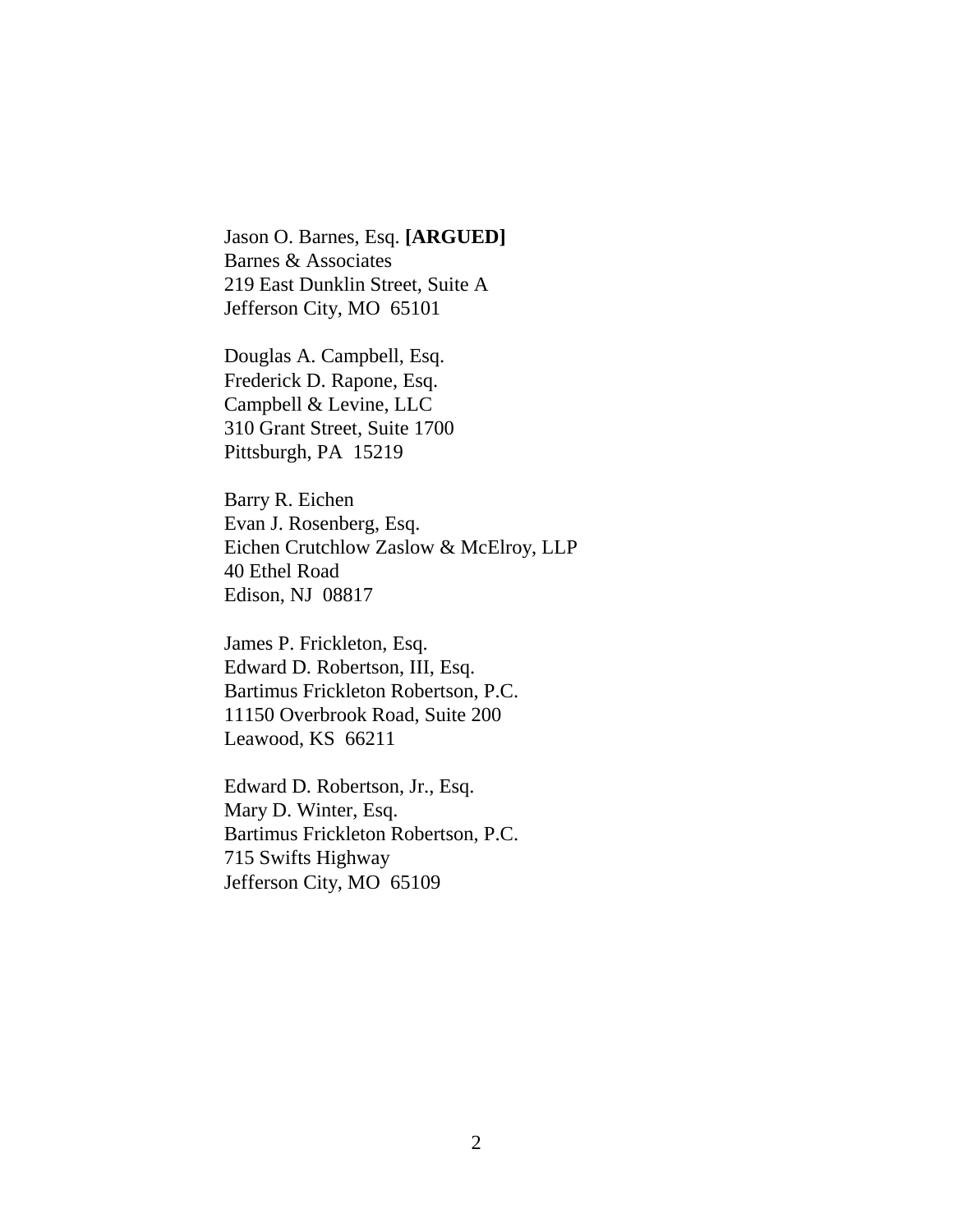Jason O. Barnes, Esq. **[ARGUED]**
Barnes & Associates
219 East Dunklin Street, Suite A
Jefferson City, MO  65101

Douglas A. Campbell, Esq.
Frederick D. Rapone, Esq.
Campbell & Levine, LLC
310 Grant Street, Suite 1700
Pittsburgh, PA  15219

Barry R. Eichen
Evan J. Rosenberg, Esq.
Eichen Crutchlow Zaslow & McElroy, LLP
40 Ethel Road
Edison, NJ  08817

James P. Frickleton, Esq.
Edward D. Robertson, III, Esq.
Bartimus Frickleton Robertson, P.C.
11150 Overbrook Road, Suite 200
Leawood, KS  66211

Edward D. Robertson, Jr., Esq.
Mary D. Winter, Esq.
Bartimus Frickleton Robertson, P.C.
715 Swifts Highway
Jefferson City, MO  65109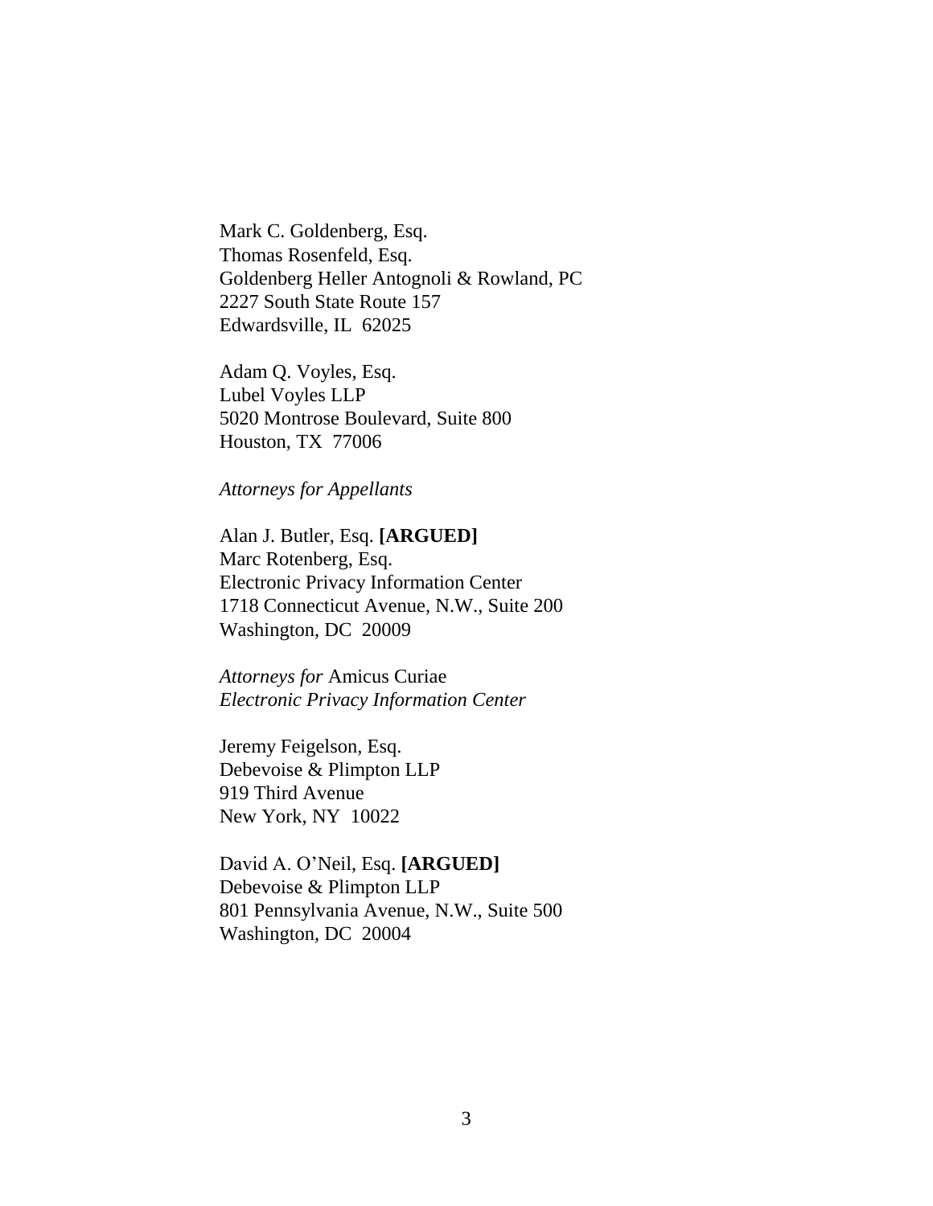Mark C. Goldenberg, Esq.
Thomas Rosenfeld, Esq.
Goldenberg Heller Antognoli & Rowland, PC
2227 South State Route 157
Edwardsville, IL 62025

Adam Q. Voyles, Esq.
Lubel Voyles LLP
5020 Montrose Boulevard, Suite 800
Houston, TX 77006

*Attorneys for Appellants*

Alan J. Butler, Esq. **[ARGUED]**
Marc Rotenberg, Esq.
Electronic Privacy Information Center
1718 Connecticut Avenue, N.W., Suite 200
Washington, DC 20009

*Attorneys for* Amicus Curiae
*Electronic Privacy Information Center*

Jeremy Feigelson, Esq.
Debevoise & Plimpton LLP
919 Third Avenue
New York, NY 10022

David A. O'Neil, Esq. **[ARGUED]**
Debevoise & Plimpton LLP
801 Pennsylvania Avenue, N.W., Suite 500
Washington, DC 20004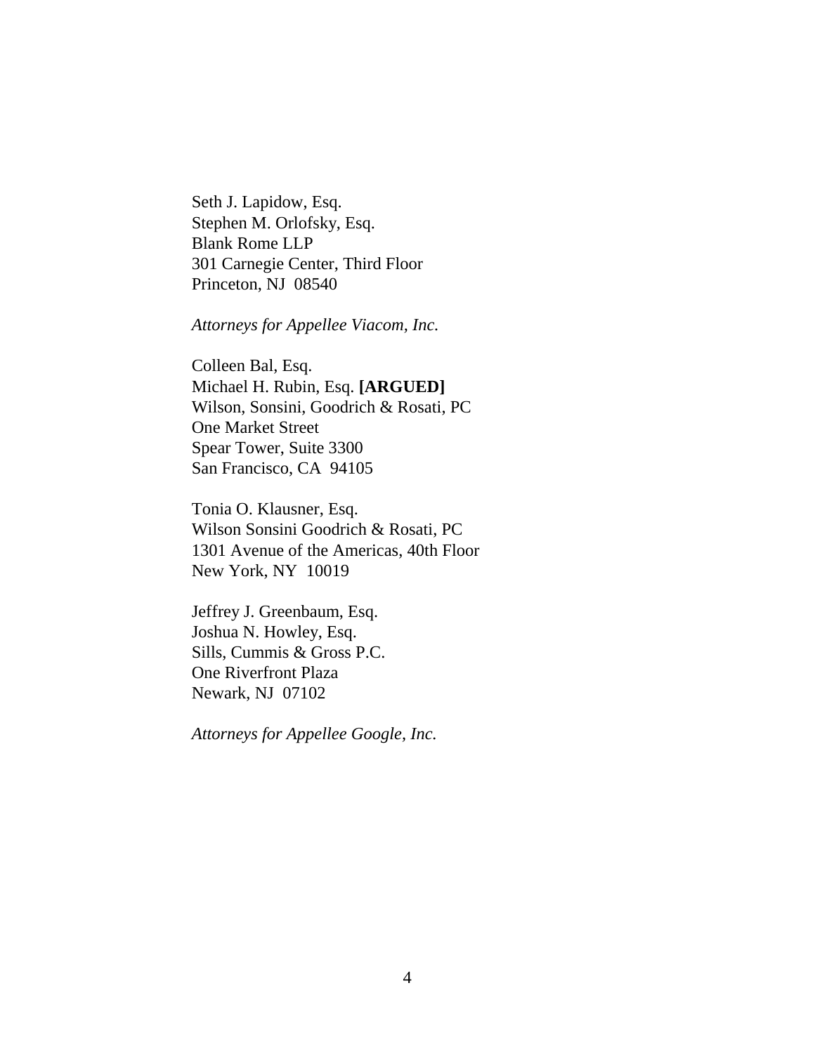Seth J. Lapidow, Esq.
Stephen M. Orlofsky, Esq.
Blank Rome LLP
301 Carnegie Center, Third Floor
Princeton, NJ 08540

*Attorneys for Appellee Viacom, Inc.*

Colleen Bal, Esq.
Michael H. Rubin, Esq. **[ARGUED]**
Wilson, Sonsini, Goodrich & Rosati, PC
One Market Street
Spear Tower, Suite 3300
San Francisco, CA 94105

Tonia O. Klausner, Esq.
Wilson Sonsini Goodrich & Rosati, PC
1301 Avenue of the Americas, 40th Floor
New York, NY 10019

Jeffrey J. Greenbaum, Esq.
Joshua N. Howley, Esq.
Sills, Cummis & Gross P.C.
One Riverfront Plaza
Newark, NJ 07102

*Attorneys for Appellee Google, Inc.*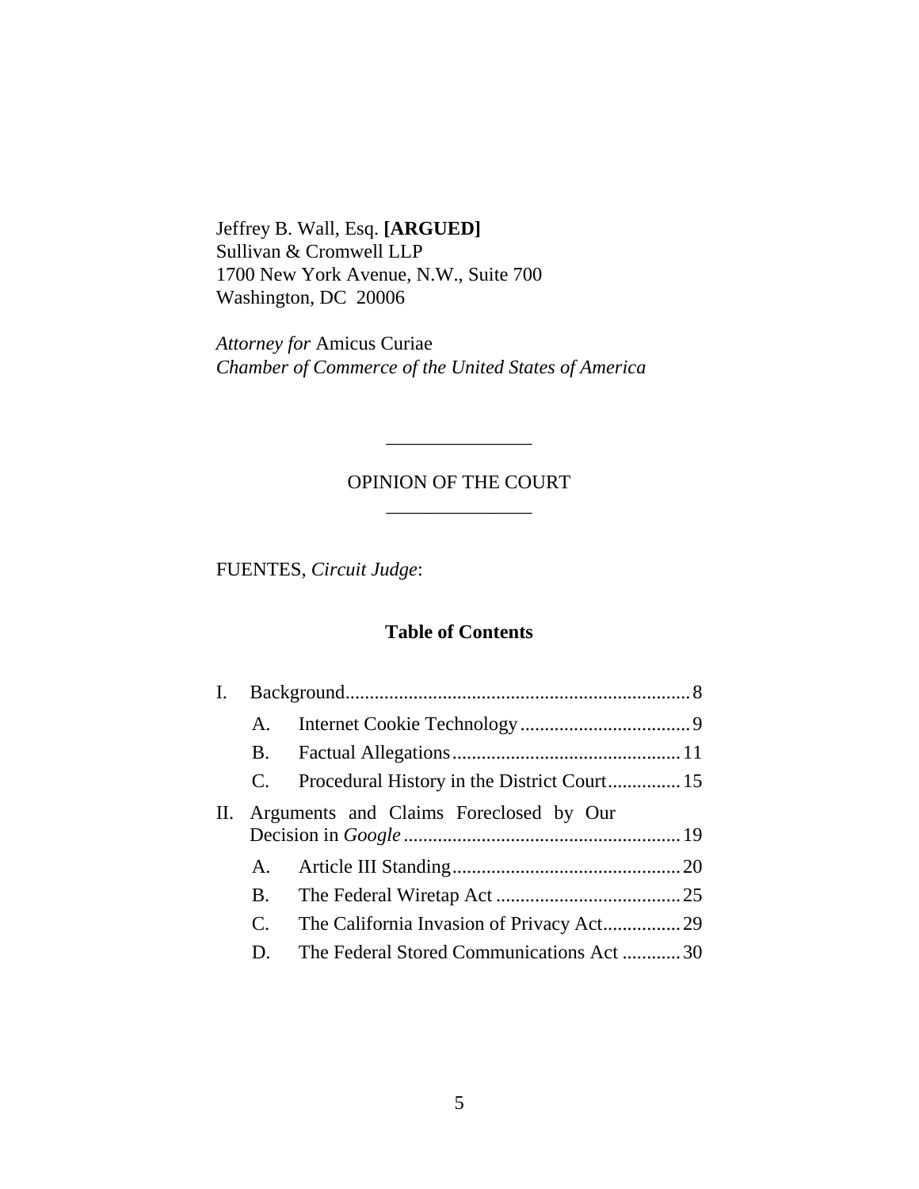Jeffrey B. Wall, Esq. **[ARGUED]**
Sullivan & Cromwell LLP
1700 New York Avenue, N.W., Suite 700
Washington, DC 20006

*Attorney for* Amicus Curiae
*Chamber of Commerce of the United States of America*

---

OPINION OF THE COURT

---

FUENTES, *Circuit Judge*:

**Table of Contents**

I. Background....................................................................8
- A. Internet Cookie Technology....................................9
- B. Factual Allegations................................................11
- C. Procedural History in the District Court...............15

II. Arguments and Claims Foreclosed by Our Decision in *Google*........................................................19
- A. Article III Standing................................................20
- B. The Federal Wiretap Act.......................................25
- C. The California Invasion of Privacy Act................29
- D. The Federal Stored Communications Act ............30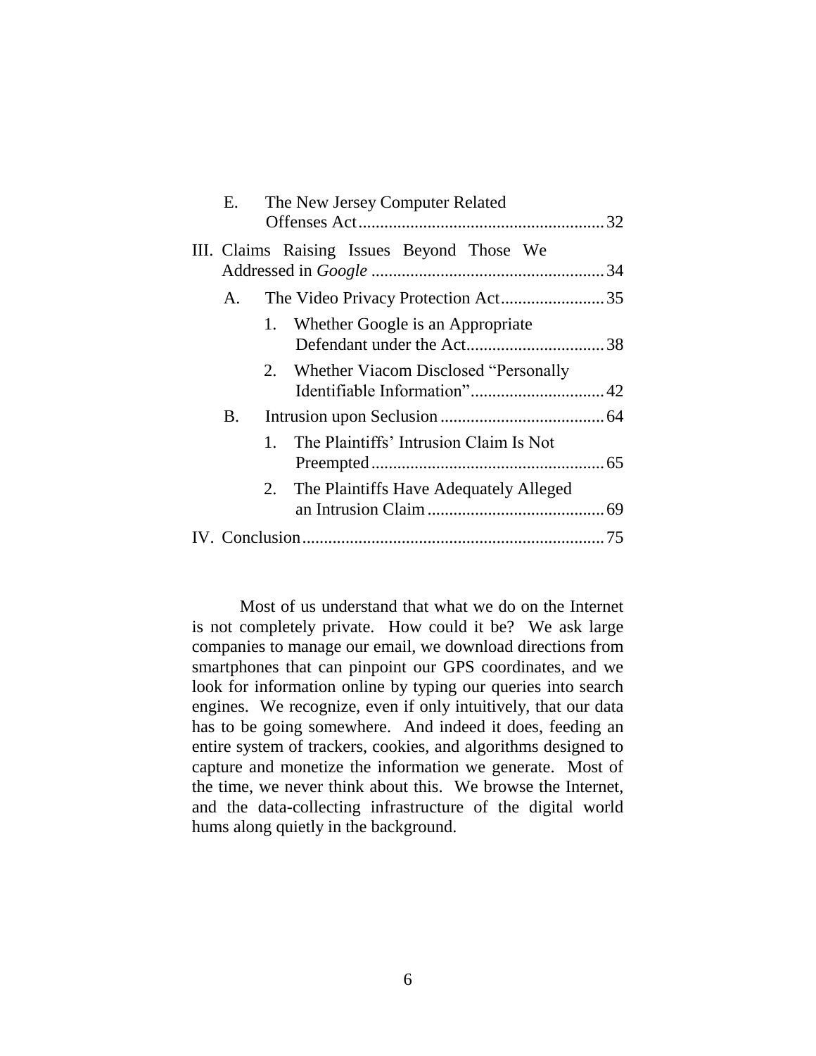E. The New Jersey Computer Related Offenses Act ........ 32

III. Claims Raising Issues Beyond Those We Addressed in *Google* ........ 34

A. The Video Privacy Protection Act ........ 35

1. Whether Google is an Appropriate Defendant under the Act ........ 38

2. Whether Viacom Disclosed "Personally Identifiable Information" ........ 42

B. Intrusion upon Seclusion ........ 64

1. The Plaintiffs' Intrusion Claim Is Not Preempted ........ 65

2. The Plaintiffs Have Adequately Alleged an Intrusion Claim ........ 69

IV. Conclusion ........ 75

Most of us understand that what we do on the Internet is not completely private. How could it be? We ask large companies to manage our email, we download directions from smartphones that can pinpoint our GPS coordinates, and we look for information online by typing our queries into search engines. We recognize, even if only intuitively, that our data has to be going somewhere. And indeed it does, feeding an entire system of trackers, cookies, and algorithms designed to capture and monetize the information we generate. Most of the time, we never think about this. We browse the Internet, and the data-collecting infrastructure of the digital world hums along quietly in the background.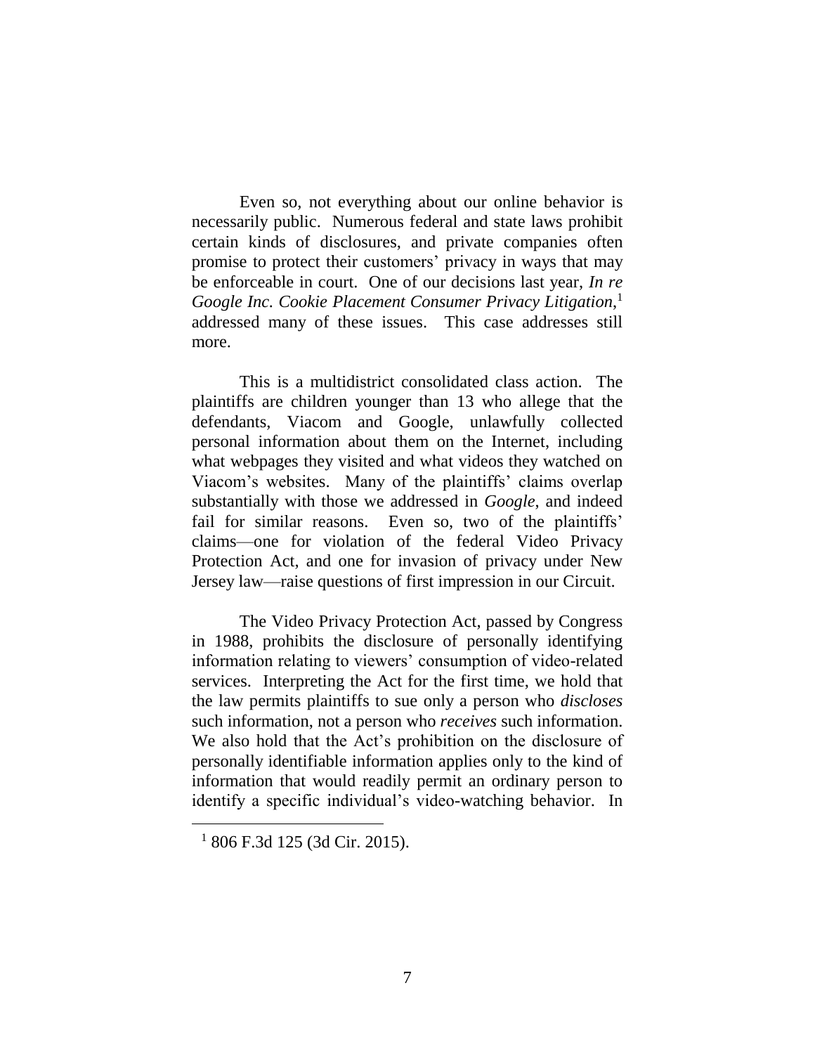Even so, not everything about our online behavior is necessarily public. Numerous federal and state laws prohibit certain kinds of disclosures, and private companies often promise to protect their customers' privacy in ways that may be enforceable in court. One of our decisions last year, *In re Google Inc. Cookie Placement Consumer Privacy Litigation*,[1] addressed many of these issues. This case addresses still more.

This is a multidistrict consolidated class action. The plaintiffs are children younger than 13 who allege that the defendants, Viacom and Google, unlawfully collected personal information about them on the Internet, including what webpages they visited and what videos they watched on Viacom's websites. Many of the plaintiffs' claims overlap substantially with those we addressed in *Google*, and indeed fail for similar reasons. Even so, two of the plaintiffs' claims—one for violation of the federal Video Privacy Protection Act, and one for invasion of privacy under New Jersey law—raise questions of first impression in our Circuit.

The Video Privacy Protection Act, passed by Congress in 1988, prohibits the disclosure of personally identifying information relating to viewers' consumption of video-related services. Interpreting the Act for the first time, we hold that the law permits plaintiffs to sue only a person who *discloses* such information, not a person who *receives* such information. We also hold that the Act's prohibition on the disclosure of personally identifiable information applies only to the kind of information that would readily permit an ordinary person to identify a specific individual's video-watching behavior. In

[1] 806 F.3d 125 (3d Cir. 2015).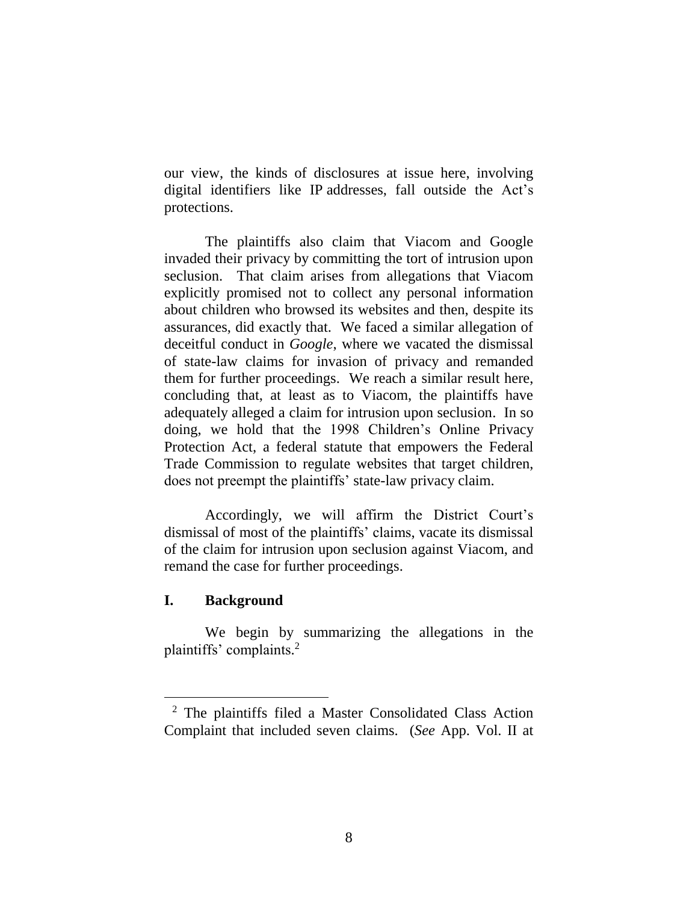our view, the kinds of disclosures at issue here, involving digital identifiers like IP addresses, fall outside the Act's protections.

The plaintiffs also claim that Viacom and Google invaded their privacy by committing the tort of intrusion upon seclusion. That claim arises from allegations that Viacom explicitly promised not to collect any personal information about children who browsed its websites and then, despite its assurances, did exactly that. We faced a similar allegation of deceitful conduct in *Google*, where we vacated the dismissal of state-law claims for invasion of privacy and remanded them for further proceedings. We reach a similar result here, concluding that, at least as to Viacom, the plaintiffs have adequately alleged a claim for intrusion upon seclusion. In so doing, we hold that the 1998 Children's Online Privacy Protection Act, a federal statute that empowers the Federal Trade Commission to regulate websites that target children, does not preempt the plaintiffs' state-law privacy claim.

Accordingly, we will affirm the District Court's dismissal of most of the plaintiffs' claims, vacate its dismissal of the claim for intrusion upon seclusion against Viacom, and remand the case for further proceedings.

## I. Background

We begin by summarizing the allegations in the plaintiffs' complaints.[2]

[2] The plaintiffs filed a Master Consolidated Class Action Complaint that included seven claims. (*See* App. Vol. II at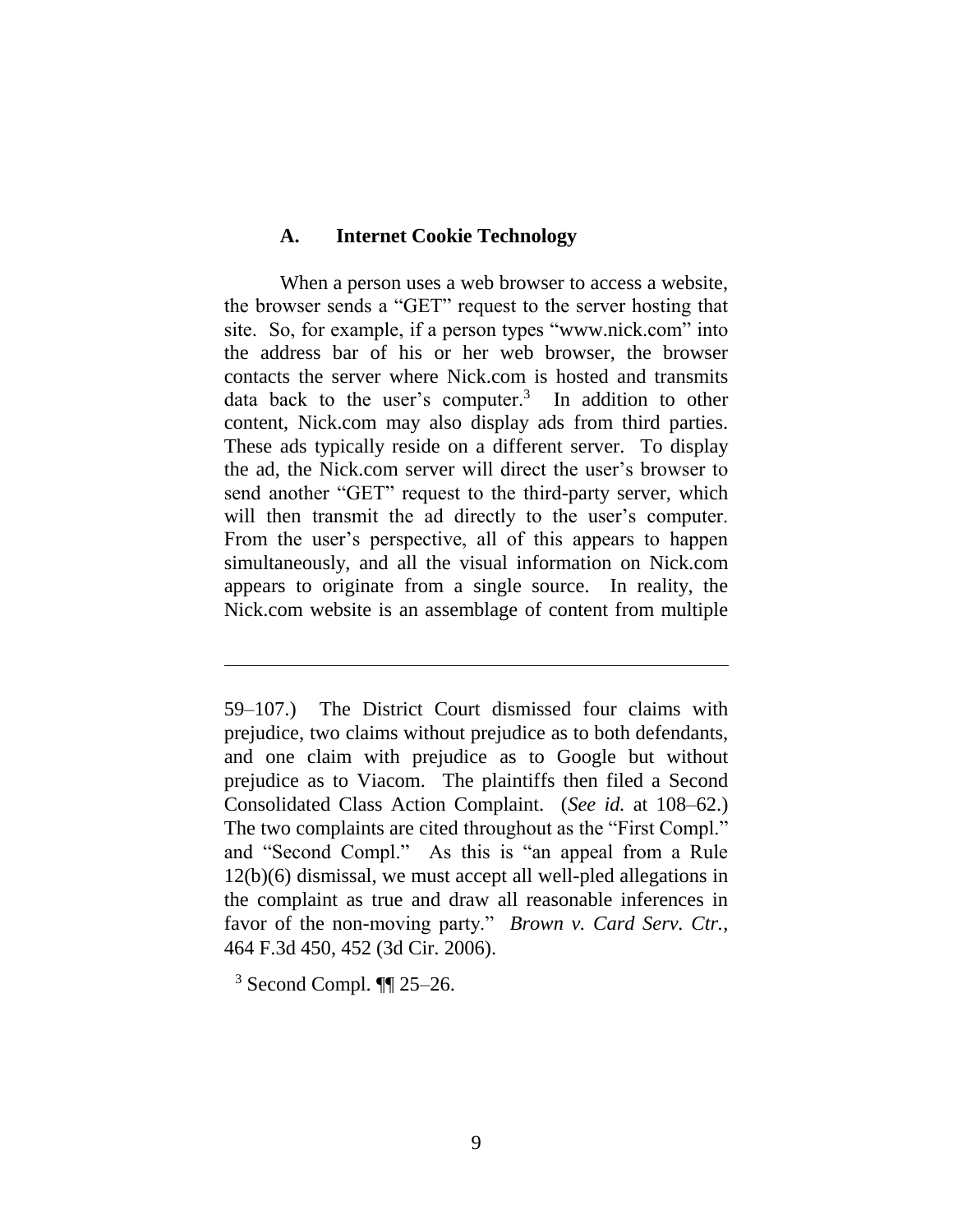### A. Internet Cookie Technology

When a person uses a web browser to access a website, the browser sends a "GET" request to the server hosting that site. So, for example, if a person types "www.nick.com" into the address bar of his or her web browser, the browser contacts the server where Nick.com is hosted and transmits data back to the user's computer.[3] In addition to other content, Nick.com may also display ads from third parties. These ads typically reside on a different server. To display the ad, the Nick.com server will direct the user's browser to send another "GET" request to the third-party server, which will then transmit the ad directly to the user's computer. From the user's perspective, all of this appears to happen simultaneously, and all the visual information on Nick.com appears to originate from a single source. In reality, the Nick.com website is an assemblage of content from multiple

---

59–107.) The District Court dismissed four claims with prejudice, two claims without prejudice as to both defendants, and one claim with prejudice as to Google but without prejudice as to Viacom. The plaintiffs then filed a Second Consolidated Class Action Complaint. (*See id.* at 108–62.) The two complaints are cited throughout as the "First Compl." and "Second Compl." As this is "an appeal from a Rule 12(b)(6) dismissal, we must accept all well-pled allegations in the complaint as true and draw all reasonable inferences in favor of the non-moving party." *Brown v. Card Serv. Ctr.*, 464 F.3d 450, 452 (3d Cir. 2006).

[3] Second Compl. ¶¶ 25–26.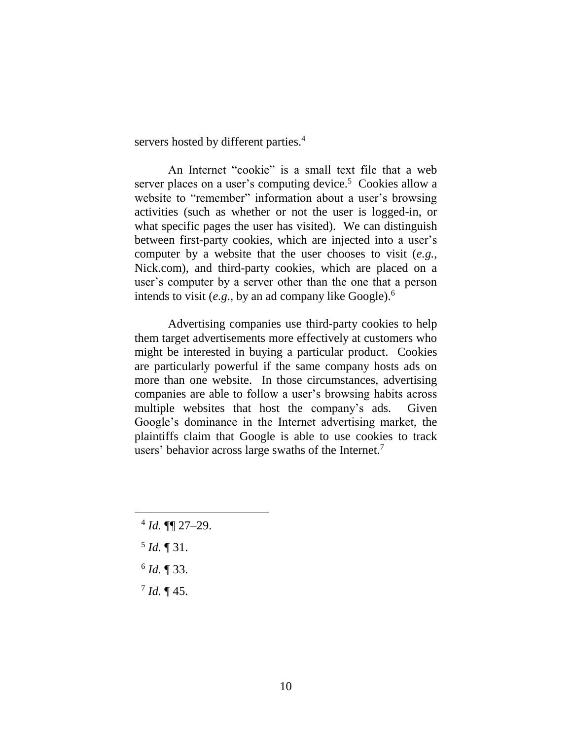servers hosted by different parties.[4]

An Internet "cookie" is a small text file that a web server places on a user's computing device.[5] Cookies allow a website to "remember" information about a user's browsing activities (such as whether or not the user is logged-in, or what specific pages the user has visited). We can distinguish between first-party cookies, which are injected into a user's computer by a website that the user chooses to visit (*e.g.*, Nick.com), and third-party cookies, which are placed on a user's computer by a server other than the one that a person intends to visit (*e.g.*, by an ad company like Google).[6]

Advertising companies use third-party cookies to help them target advertisements more effectively at customers who might be interested in buying a particular product. Cookies are particularly powerful if the same company hosts ads on more than one website. In those circumstances, advertising companies are able to follow a user's browsing habits across multiple websites that host the company's ads. Given Google's dominance in the Internet advertising market, the plaintiffs claim that Google is able to use cookies to track users' behavior across large swaths of the Internet.[7]

---

[4] *Id.* ¶¶ 27–29.

[5] *Id.* ¶ 31.

[6] *Id.* ¶ 33.

[7] *Id.* ¶ 45.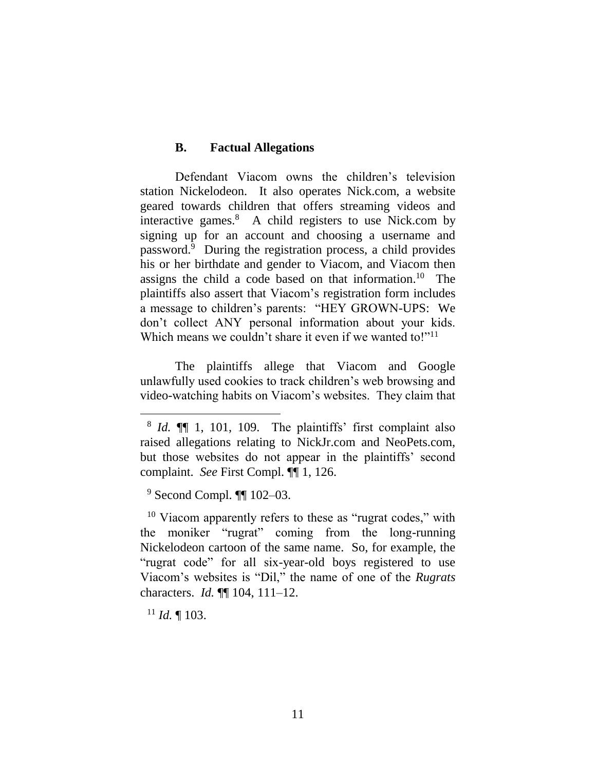### B. Factual Allegations

Defendant Viacom owns the children's television station Nickelodeon. It also operates Nick.com, a website geared towards children that offers streaming videos and interactive games.[8] A child registers to use Nick.com by signing up for an account and choosing a username and password.[9] During the registration process, a child provides his or her birthdate and gender to Viacom, and Viacom then assigns the child a code based on that information.[10] The plaintiffs also assert that Viacom's registration form includes a message to children's parents: "HEY GROWN-UPS: We don't collect ANY personal information about your kids. Which means we couldn't share it even if we wanted to!"[11]

The plaintiffs allege that Viacom and Google unlawfully used cookies to track children's web browsing and video-watching habits on Viacom's websites. They claim that

---

[8] *Id.* ¶¶ 1, 101, 109. The plaintiffs' first complaint also raised allegations relating to NickJr.com and NeoPets.com, but those websites do not appear in the plaintiffs' second complaint. *See* First Compl. ¶¶ 1, 126.

[9] Second Compl. ¶¶ 102–03.

[10] Viacom apparently refers to these as "rugrat codes," with the moniker "rugrat" coming from the long-running Nickelodeon cartoon of the same name. So, for example, the "rugrat code" for all six-year-old boys registered to use Viacom's websites is "Dil," the name of one of the *Rugrats* characters. *Id.* ¶¶ 104, 111–12.

[11] *Id.* ¶ 103.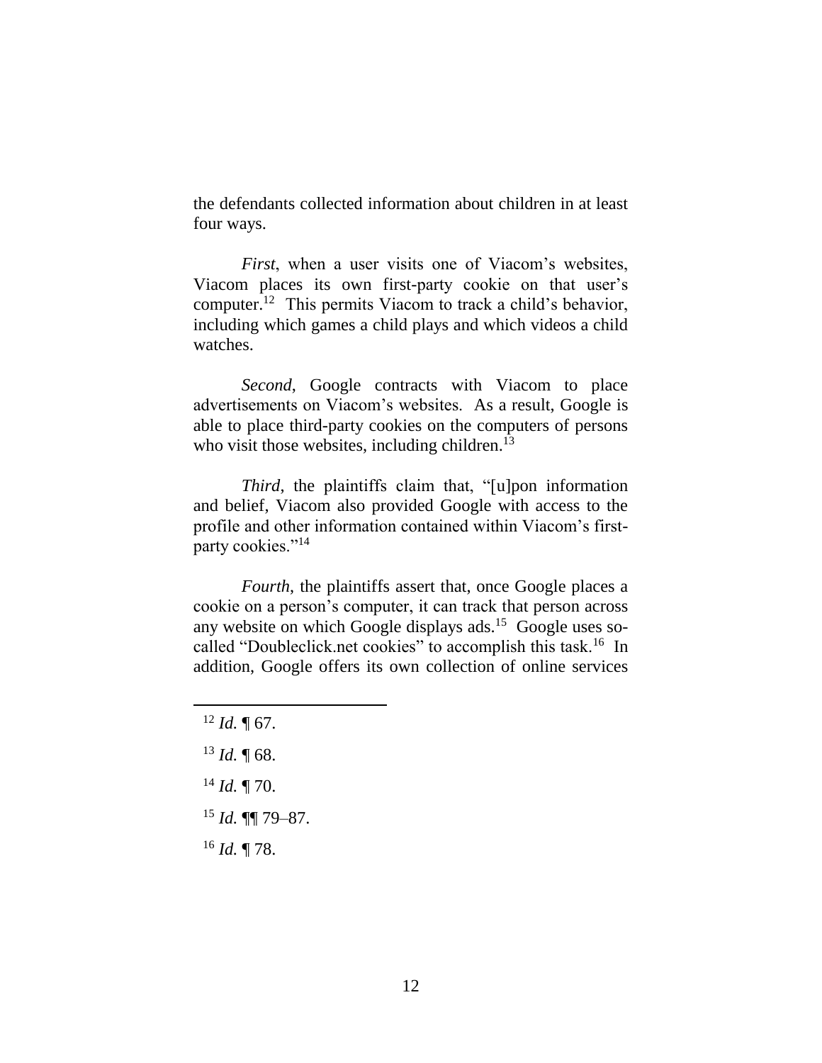the defendants collected information about children in at least four ways.

*First*, when a user visits one of Viacom's websites, Viacom places its own first-party cookie on that user's computer.[12] This permits Viacom to track a child's behavior, including which games a child plays and which videos a child watches.

*Second*, Google contracts with Viacom to place advertisements on Viacom's websites. As a result, Google is able to place third-party cookies on the computers of persons who visit those websites, including children.[13]

*Third*, the plaintiffs claim that, "[u]pon information and belief, Viacom also provided Google with access to the profile and other information contained within Viacom's first-party cookies."[14]

*Fourth*, the plaintiffs assert that, once Google places a cookie on a person's computer, it can track that person across any website on which Google displays ads.[15] Google uses so-called "Doubleclick.net cookies" to accomplish this task.[16] In addition, Google offers its own collection of online services

---

[12] *Id.* ¶ 67.

[13] *Id.* ¶ 68.

[14] *Id.* ¶ 70.

[15] *Id.* ¶¶ 79–87.

[16] *Id.* ¶ 78.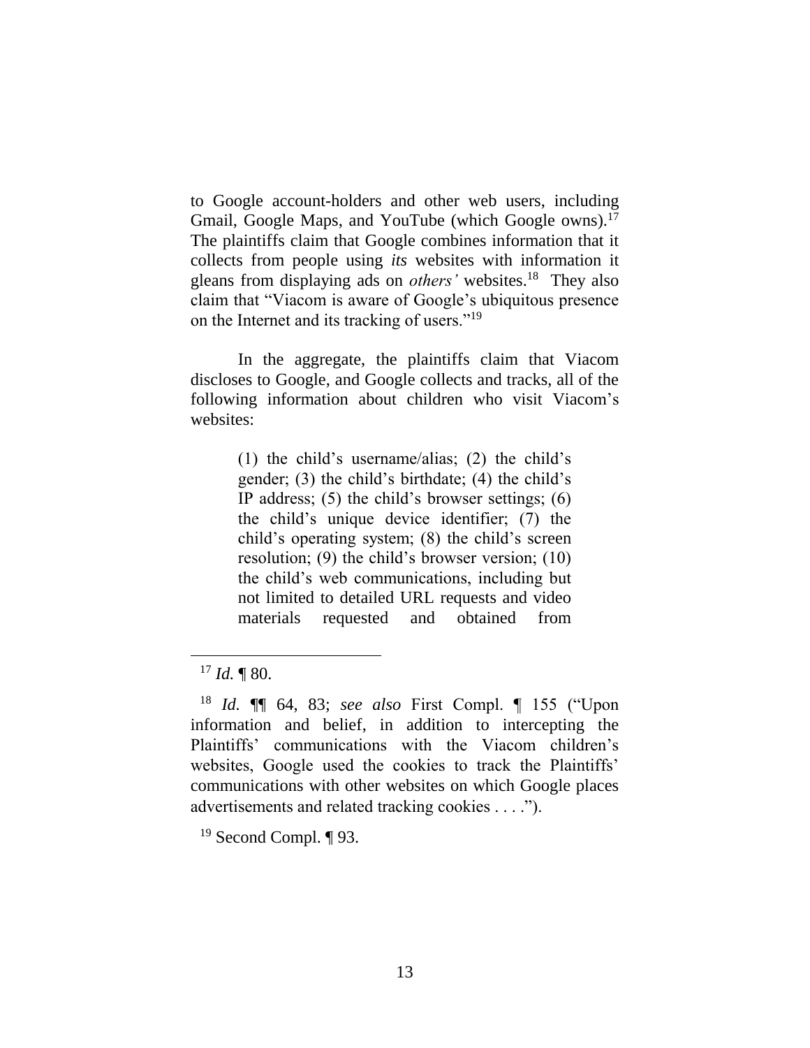to Google account-holders and other web users, including Gmail, Google Maps, and YouTube (which Google owns).[17] The plaintiffs claim that Google combines information that it collects from people using *its* websites with information it gleans from displaying ads on *others'* websites.[18] They also claim that "Viacom is aware of Google's ubiquitous presence on the Internet and its tracking of users."[19]

In the aggregate, the plaintiffs claim that Viacom discloses to Google, and Google collects and tracks, all of the following information about children who visit Viacom's websites:

> (1) the child's username/alias; (2) the child's gender; (3) the child's birthdate; (4) the child's IP address; (5) the child's browser settings; (6) the child's unique device identifier; (7) the child's operating system; (8) the child's screen resolution; (9) the child's browser version; (10) the child's web communications, including but not limited to detailed URL requests and video materials requested and obtained from

---

[17] *Id.* ¶ 80.

[18] *Id.* ¶¶ 64, 83; *see also* First Compl. ¶ 155 ("Upon information and belief, in addition to intercepting the Plaintiffs' communications with the Viacom children's websites, Google used the cookies to track the Plaintiffs' communications with other websites on which Google places advertisements and related tracking cookies . . . .").

[19] Second Compl. ¶ 93.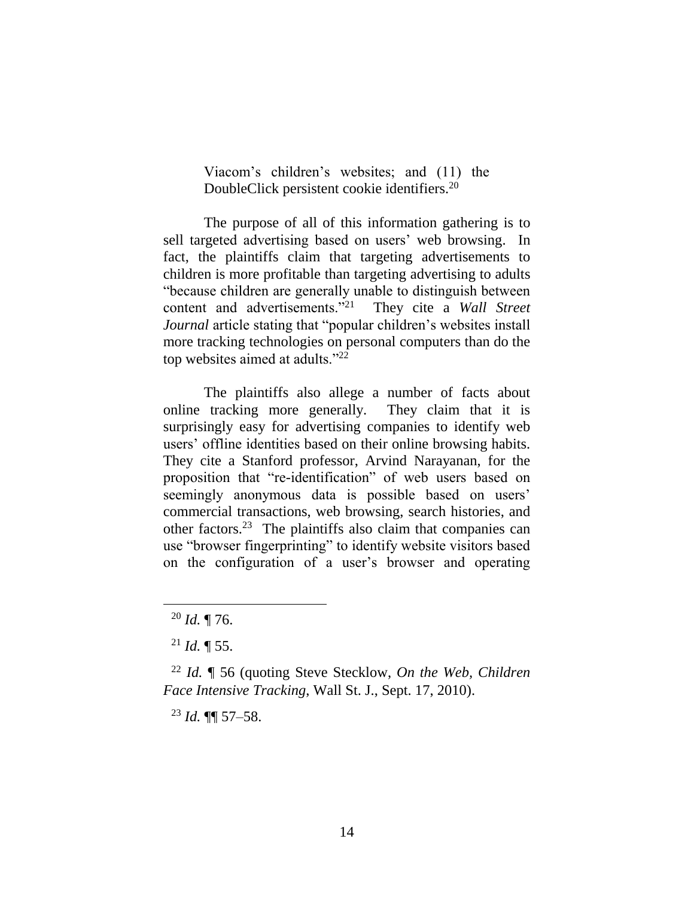Viacom's children's websites; and (11) the DoubleClick persistent cookie identifiers.[20]

The purpose of all of this information gathering is to sell targeted advertising based on users' web browsing. In fact, the plaintiffs claim that targeting advertisements to children is more profitable than targeting advertising to adults "because children are generally unable to distinguish between content and advertisements."[21] They cite a *Wall Street Journal* article stating that "popular children's websites install more tracking technologies on personal computers than do the top websites aimed at adults."[22]

The plaintiffs also allege a number of facts about online tracking more generally. They claim that it is surprisingly easy for advertising companies to identify web users' offline identities based on their online browsing habits. They cite a Stanford professor, Arvind Narayanan, for the proposition that "re-identification" of web users based on seemingly anonymous data is possible based on users' commercial transactions, web browsing, search histories, and other factors.[23] The plaintiffs also claim that companies can use "browser fingerprinting" to identify website visitors based on the configuration of a user's browser and operating

---

[20] *Id.* ¶ 76.

[21] *Id.* ¶ 55.

[22] *Id.* ¶ 56 (quoting Steve Stecklow, *On the Web, Children Face Intensive Tracking*, Wall St. J., Sept. 17, 2010).

[23] *Id.* ¶¶ 57–58.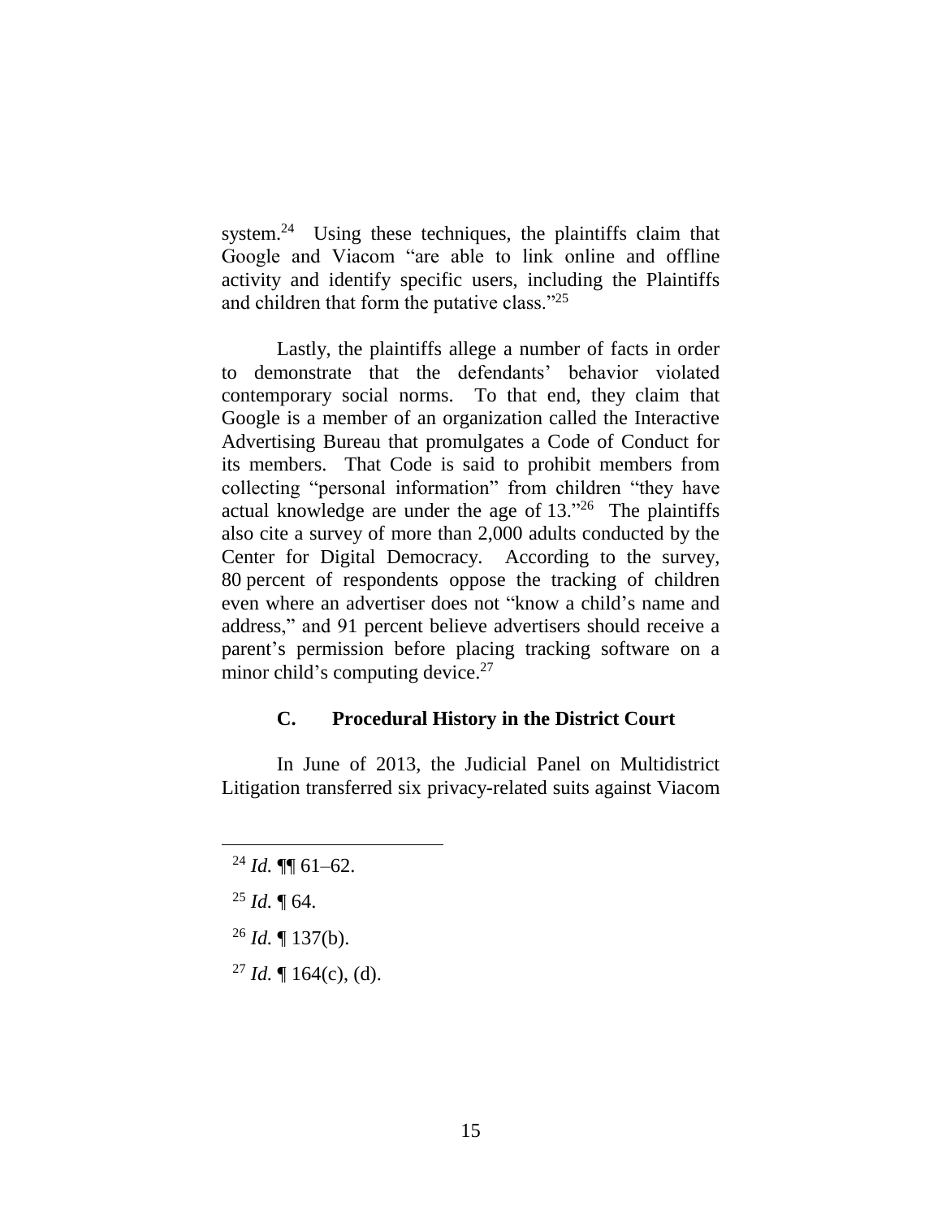system.[24] Using these techniques, the plaintiffs claim that Google and Viacom "are able to link online and offline activity and identify specific users, including the Plaintiffs and children that form the putative class."[25]

Lastly, the plaintiffs allege a number of facts in order to demonstrate that the defendants' behavior violated contemporary social norms. To that end, they claim that Google is a member of an organization called the Interactive Advertising Bureau that promulgates a Code of Conduct for its members. That Code is said to prohibit members from collecting "personal information" from children "they have actual knowledge are under the age of 13."[26] The plaintiffs also cite a survey of more than 2,000 adults conducted by the Center for Digital Democracy. According to the survey, 80 percent of respondents oppose the tracking of children even where an advertiser does not "know a child's name and address," and 91 percent believe advertisers should receive a parent's permission before placing tracking software on a minor child's computing device.[27]

### C. Procedural History in the District Court

In June of 2013, the Judicial Panel on Multidistrict Litigation transferred six privacy-related suits against Viacom

---

[24] *Id.* ¶¶ 61–62.

[25] *Id.* ¶ 64.

[26] *Id.* ¶ 137(b).

[27] *Id.* ¶ 164(c), (d).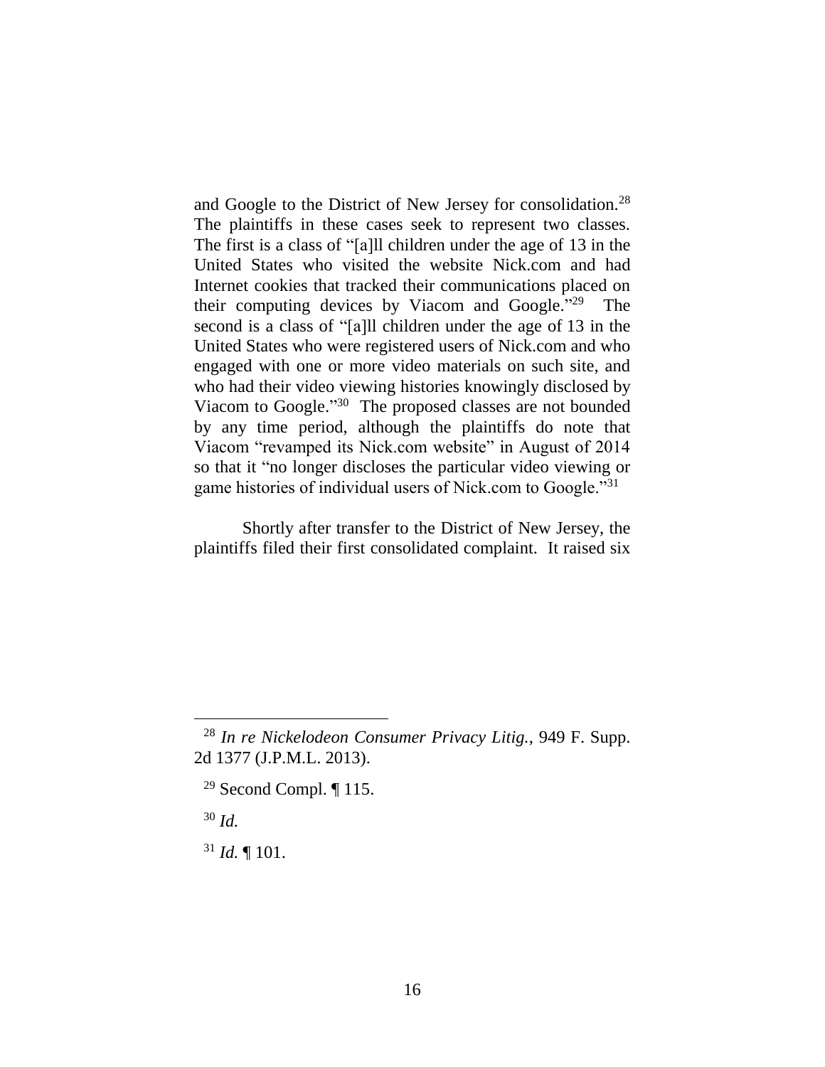and Google to the District of New Jersey for consolidation.[28] The plaintiffs in these cases seek to represent two classes. The first is a class of "[a]ll children under the age of 13 in the United States who visited the website Nick.com and had Internet cookies that tracked their communications placed on their computing devices by Viacom and Google."[29] The second is a class of "[a]ll children under the age of 13 in the United States who were registered users of Nick.com and who engaged with one or more video materials on such site, and who had their video viewing histories knowingly disclosed by Viacom to Google."[30] The proposed classes are not bounded by any time period, although the plaintiffs do note that Viacom "revamped its Nick.com website" in August of 2014 so that it "no longer discloses the particular video viewing or game histories of individual users of Nick.com to Google."[31]

Shortly after transfer to the District of New Jersey, the plaintiffs filed their first consolidated complaint. It raised six

---

[28] *In re Nickelodeon Consumer Privacy Litig.*, 949 F. Supp. 2d 1377 (J.P.M.L. 2013).

[29] Second Compl. ¶ 115.

[30] *Id.*

[31] *Id.* ¶ 101.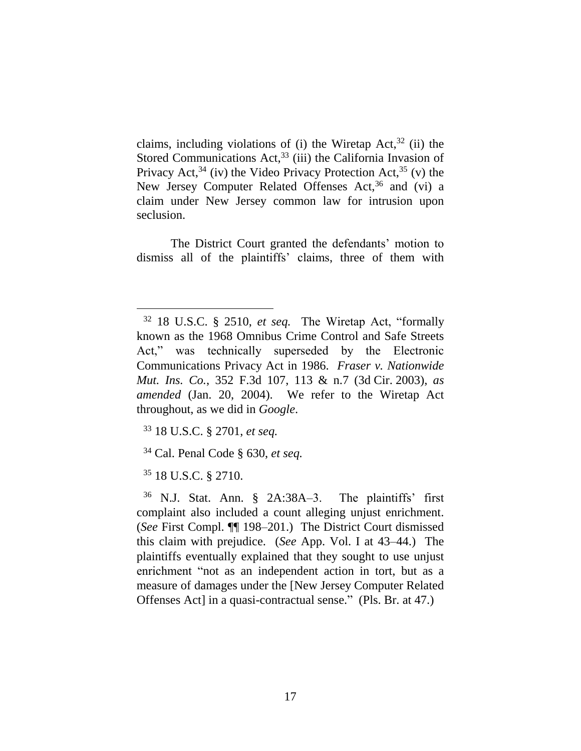claims, including violations of (i) the Wiretap Act,[32] (ii) the Stored Communications Act,[33] (iii) the California Invasion of Privacy Act,[34] (iv) the Video Privacy Protection Act,[35] (v) the New Jersey Computer Related Offenses Act,[36] and (vi) a claim under New Jersey common law for intrusion upon seclusion.

The District Court granted the defendants' motion to dismiss all of the plaintiffs' claims, three of them with

---

[32] 18 U.S.C. § 2510, *et seq.* The Wiretap Act, "formally known as the 1968 Omnibus Crime Control and Safe Streets Act," was technically superseded by the Electronic Communications Privacy Act in 1986. *Fraser v. Nationwide Mut. Ins. Co.*, 352 F.3d 107, 113 & n.7 (3d Cir. 2003), *as amended* (Jan. 20, 2004). We refer to the Wiretap Act throughout, as we did in *Google*.

[33] 18 U.S.C. § 2701, *et seq.*

[34] Cal. Penal Code § 630, *et seq.*

[35] 18 U.S.C. § 2710.

[36] N.J. Stat. Ann. § 2A:38A–3. The plaintiffs' first complaint also included a count alleging unjust enrichment. (*See* First Compl. ¶¶ 198–201.) The District Court dismissed this claim with prejudice. (*See* App. Vol. I at 43–44.) The plaintiffs eventually explained that they sought to use unjust enrichment "not as an independent action in tort, but as a measure of damages under the [New Jersey Computer Related Offenses Act] in a quasi-contractual sense." (Pls. Br. at 47.)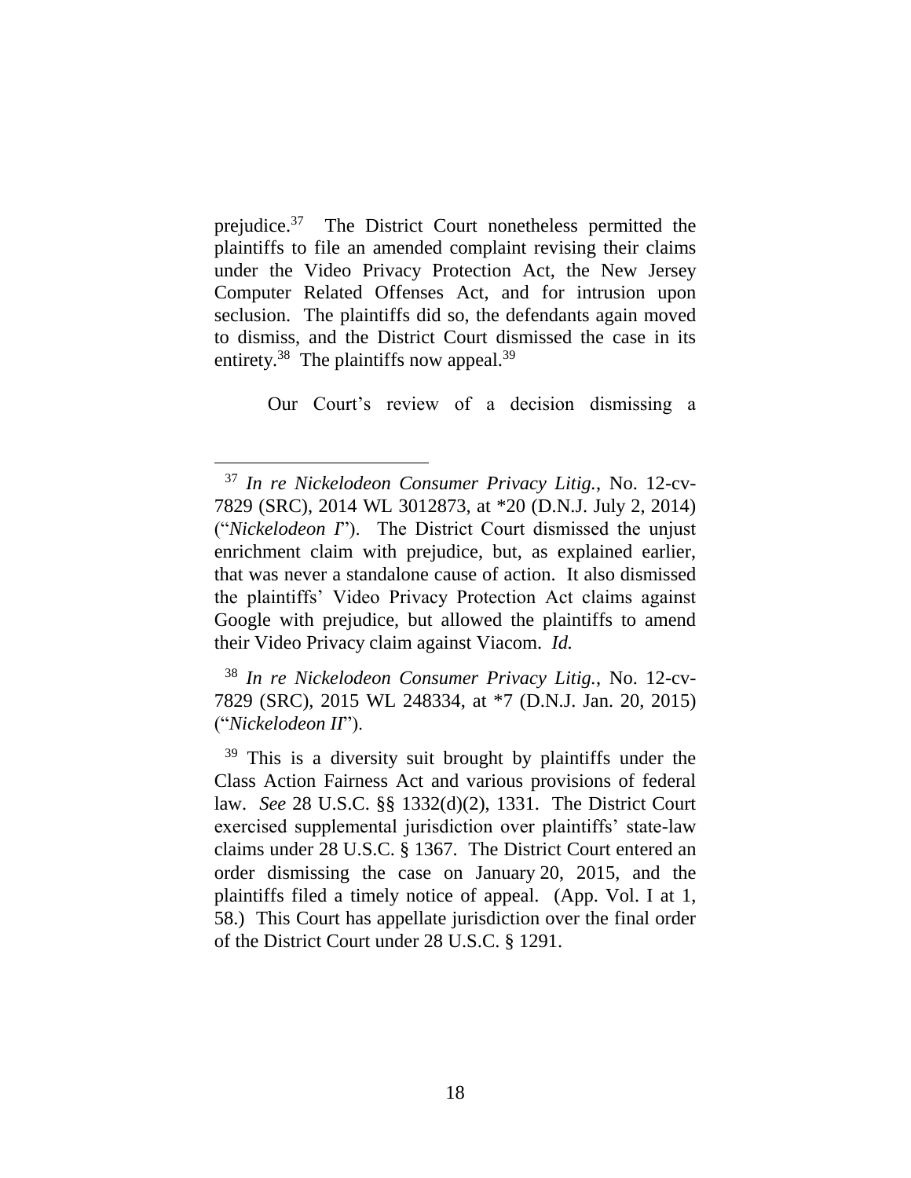prejudice.[37] The District Court nonetheless permitted the plaintiffs to file an amended complaint revising their claims under the Video Privacy Protection Act, the New Jersey Computer Related Offenses Act, and for intrusion upon seclusion. The plaintiffs did so, the defendants again moved to dismiss, and the District Court dismissed the case in its entirety.[38] The plaintiffs now appeal.[39]

Our Court's review of a decision dismissing a

---

[37] *In re Nickelodeon Consumer Privacy Litig.*, No. 12-cv-7829 (SRC), 2014 WL 3012873, at *20 (D.N.J. July 2, 2014) ("*Nickelodeon I*"). The District Court dismissed the unjust enrichment claim with prejudice, but, as explained earlier, that was never a standalone cause of action. It also dismissed the plaintiffs' Video Privacy Protection Act claims against Google with prejudice, but allowed the plaintiffs to amend their Video Privacy claim against Viacom. *Id.*

[38] *In re Nickelodeon Consumer Privacy Litig.*, No. 12-cv-7829 (SRC), 2015 WL 248334, at *7 (D.N.J. Jan. 20, 2015) ("*Nickelodeon II*").

[39] This is a diversity suit brought by plaintiffs under the Class Action Fairness Act and various provisions of federal law. *See* 28 U.S.C. §§ 1332(d)(2), 1331. The District Court exercised supplemental jurisdiction over plaintiffs' state-law claims under 28 U.S.C. § 1367. The District Court entered an order dismissing the case on January 20, 2015, and the plaintiffs filed a timely notice of appeal. (App. Vol. I at 1, 58.) This Court has appellate jurisdiction over the final order of the District Court under 28 U.S.C. § 1291.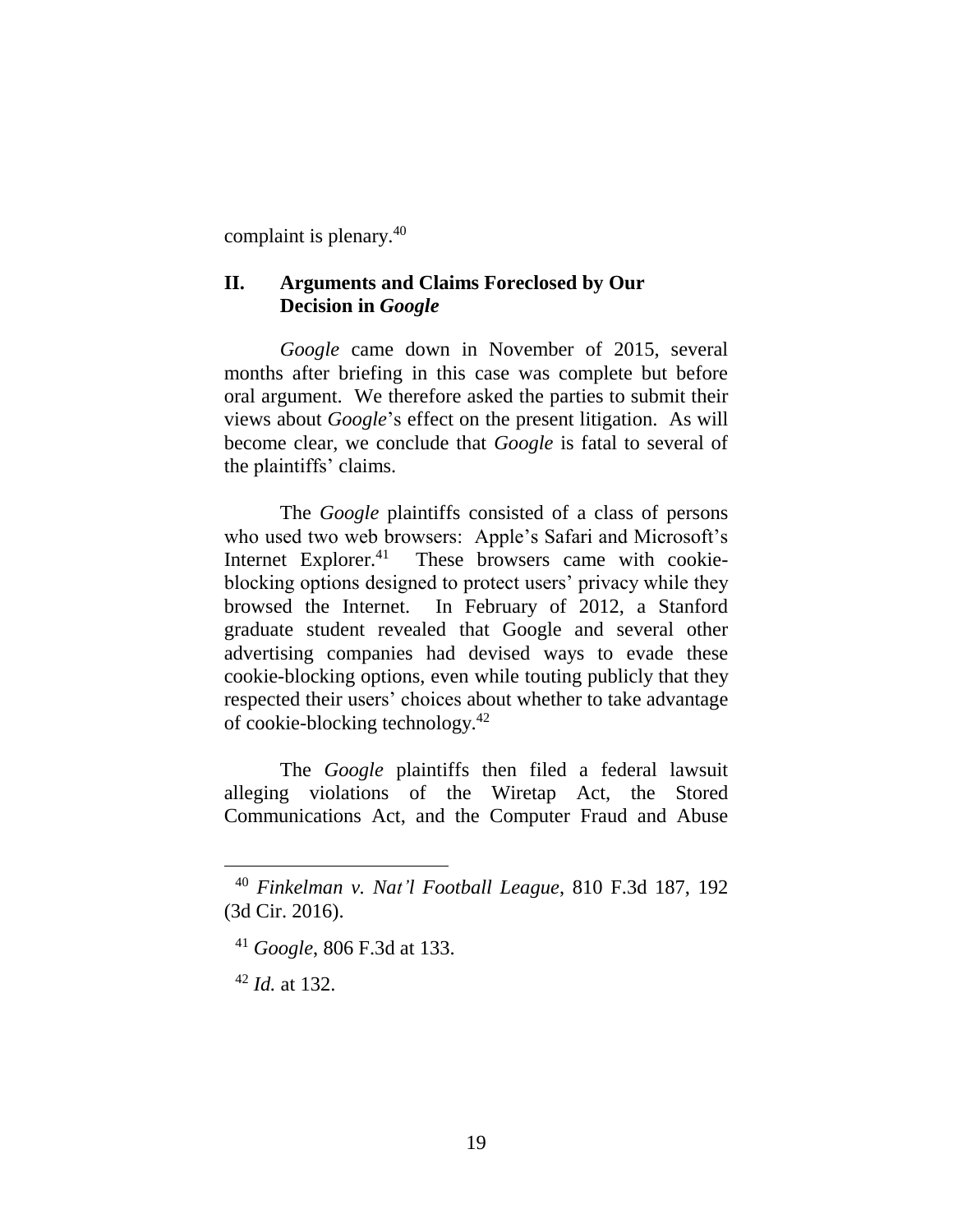complaint is plenary.[40]

## II. Arguments and Claims Foreclosed by Our Decision in *Google*

*Google* came down in November of 2015, several months after briefing in this case was complete but before oral argument. We therefore asked the parties to submit their views about *Google*'s effect on the present litigation. As will become clear, we conclude that *Google* is fatal to several of the plaintiffs' claims.

The *Google* plaintiffs consisted of a class of persons who used two web browsers: Apple's Safari and Microsoft's Internet Explorer.[41] These browsers came with cookie-blocking options designed to protect users' privacy while they browsed the Internet. In February of 2012, a Stanford graduate student revealed that Google and several other advertising companies had devised ways to evade these cookie-blocking options, even while touting publicly that they respected their users' choices about whether to take advantage of cookie-blocking technology.[42]

The *Google* plaintiffs then filed a federal lawsuit alleging violations of the Wiretap Act, the Stored Communications Act, and the Computer Fraud and Abuse

---

[40] *Finkelman v. Nat'l Football League*, 810 F.3d 187, 192 (3d Cir. 2016).

[41] *Google*, 806 F.3d at 133.

[42] *Id.* at 132.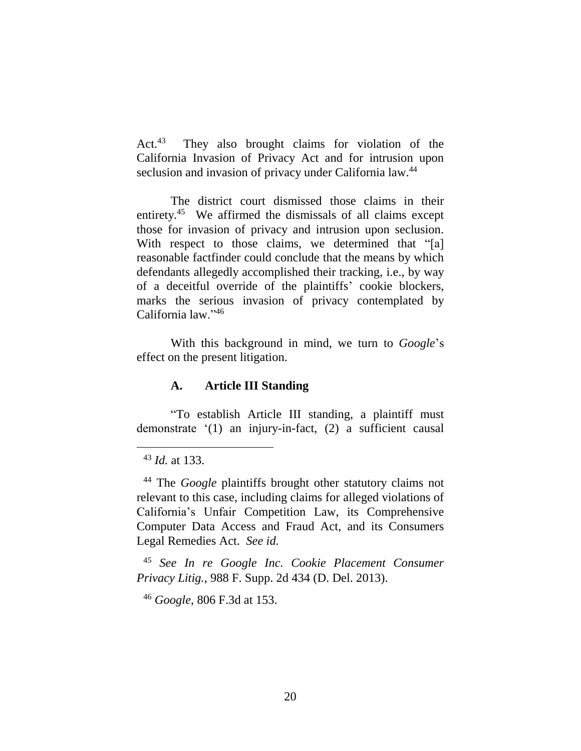Act.[43] They also brought claims for violation of the California Invasion of Privacy Act and for intrusion upon seclusion and invasion of privacy under California law.[44]

The district court dismissed those claims in their entirety.[45] We affirmed the dismissals of all claims except those for invasion of privacy and intrusion upon seclusion. With respect to those claims, we determined that "[a] reasonable factfinder could conclude that the means by which defendants allegedly accomplished their tracking, i.e., by way of a deceitful override of the plaintiffs' cookie blockers, marks the serious invasion of privacy contemplated by California law."[46]

With this background in mind, we turn to *Google*'s effect on the present litigation.

### A. Article III Standing

"To establish Article III standing, a plaintiff must demonstrate '(1) an injury-in-fact, (2) a sufficient causal

---

[43] *Id.* at 133.

[44] The *Google* plaintiffs brought other statutory claims not relevant to this case, including claims for alleged violations of California's Unfair Competition Law, its Comprehensive Computer Data Access and Fraud Act, and its Consumers Legal Remedies Act. *See id.*

[45] *See In re Google Inc. Cookie Placement Consumer Privacy Litig.*, 988 F. Supp. 2d 434 (D. Del. 2013).

[46] *Google*, 806 F.3d at 153.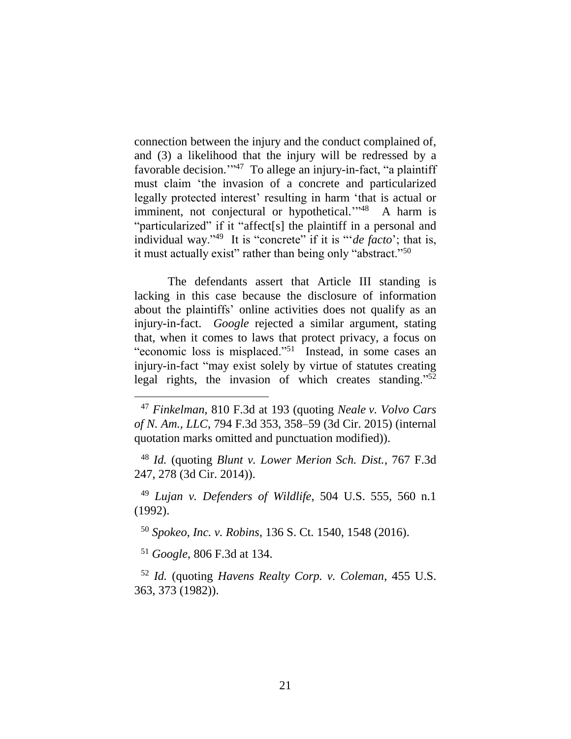connection between the injury and the conduct complained of, and (3) a likelihood that the injury will be redressed by a favorable decision.'"[47] To allege an injury-in-fact, "a plaintiff must claim 'the invasion of a concrete and particularized legally protected interest' resulting in harm 'that is actual or imminent, not conjectural or hypothetical.'"[48] A harm is "particularized" if it "affect[s] the plaintiff in a personal and individual way."[49] It is "concrete" if it is "'*de facto*'; that is, it must actually exist" rather than being only "abstract."[50]

The defendants assert that Article III standing is lacking in this case because the disclosure of information about the plaintiffs' online activities does not qualify as an injury-in-fact. *Google* rejected a similar argument, stating that, when it comes to laws that protect privacy, a focus on "economic loss is misplaced."[51] Instead, in some cases an injury-in-fact "may exist solely by virtue of statutes creating legal rights, the invasion of which creates standing."[52]

---

[47] *Finkelman*, 810 F.3d at 193 (quoting *Neale v. Volvo Cars of N. Am., LLC*, 794 F.3d 353, 358–59 (3d Cir. 2015) (internal quotation marks omitted and punctuation modified)).

[48] *Id.* (quoting *Blunt v. Lower Merion Sch. Dist.*, 767 F.3d 247, 278 (3d Cir. 2014)).

[49] *Lujan v. Defenders of Wildlife*, 504 U.S. 555, 560 n.1 (1992).

[50] *Spokeo, Inc. v. Robins*, 136 S. Ct. 1540, 1548 (2016).

[51] *Google*, 806 F.3d at 134.

[52] *Id.* (quoting *Havens Realty Corp. v. Coleman*, 455 U.S. 363, 373 (1982)).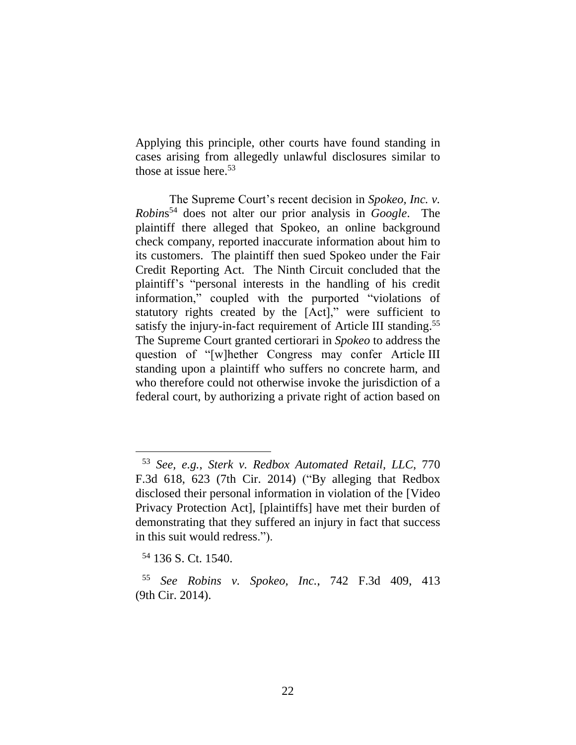Applying this principle, other courts have found standing in cases arising from allegedly unlawful disclosures similar to those at issue here.[53]

The Supreme Court's recent decision in *Spokeo, Inc. v. Robins*[54] does not alter our prior analysis in *Google*. The plaintiff there alleged that Spokeo, an online background check company, reported inaccurate information about him to its customers. The plaintiff then sued Spokeo under the Fair Credit Reporting Act. The Ninth Circuit concluded that the plaintiff's "personal interests in the handling of his credit information," coupled with the purported "violations of statutory rights created by the [Act]," were sufficient to satisfy the injury-in-fact requirement of Article III standing.[55] The Supreme Court granted certiorari in *Spokeo* to address the question of "[w]hether Congress may confer Article III standing upon a plaintiff who suffers no concrete harm, and who therefore could not otherwise invoke the jurisdiction of a federal court, by authorizing a private right of action based on

---

[53] *See, e.g.*, *Sterk v. Redbox Automated Retail, LLC*, 770 F.3d 618, 623 (7th Cir. 2014) ("By alleging that Redbox disclosed their personal information in violation of the [Video Privacy Protection Act], [plaintiffs] have met their burden of demonstrating that they suffered an injury in fact that success in this suit would redress.").

[54] 136 S. Ct. 1540.

[55] *See Robins v. Spokeo, Inc.*, 742 F.3d 409, 413 (9th Cir. 2014).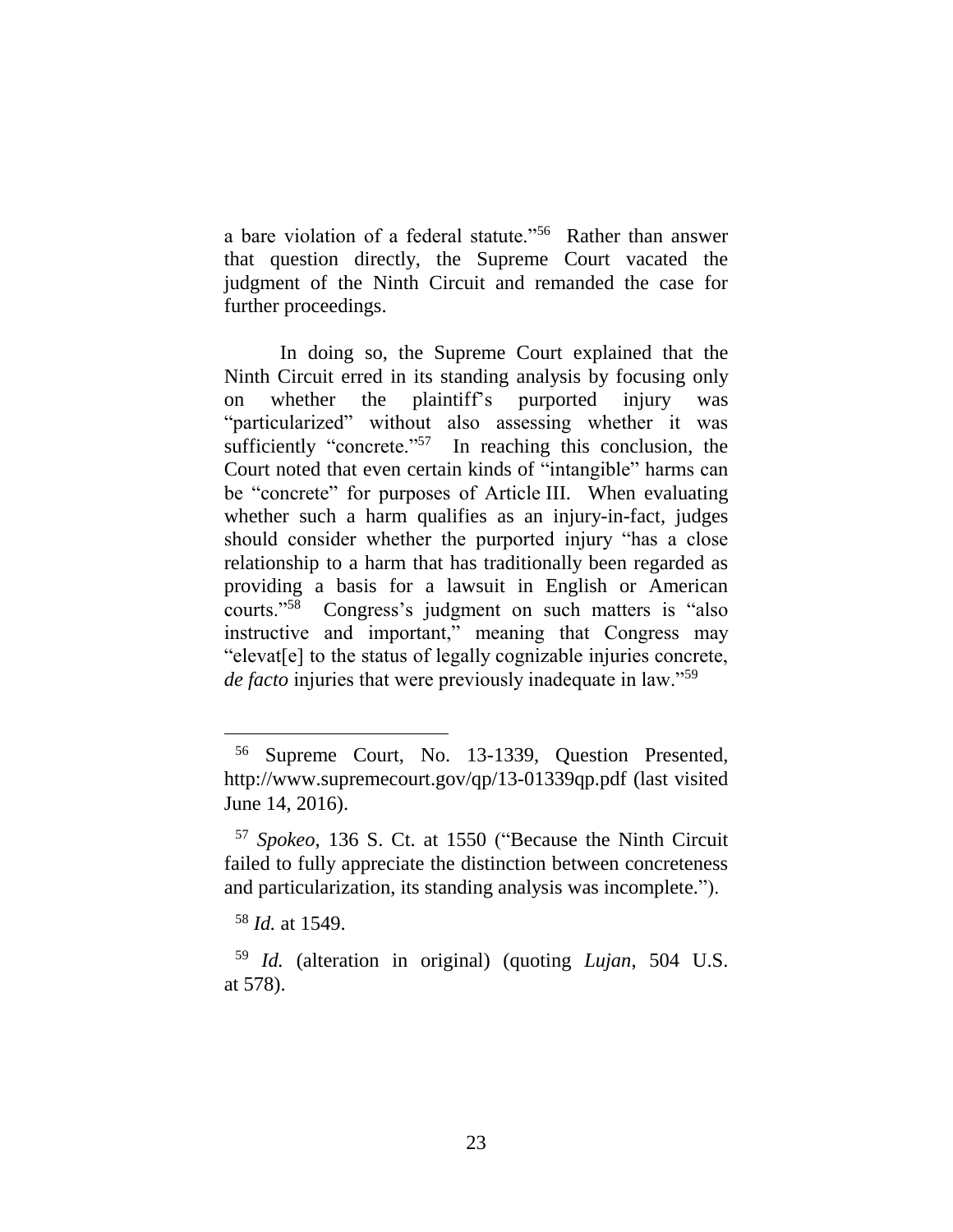a bare violation of a federal statute."[56] Rather than answer that question directly, the Supreme Court vacated the judgment of the Ninth Circuit and remanded the case for further proceedings.

In doing so, the Supreme Court explained that the Ninth Circuit erred in its standing analysis by focusing only on whether the plaintiff's purported injury was "particularized" without also assessing whether it was sufficiently "concrete."[57] In reaching this conclusion, the Court noted that even certain kinds of "intangible" harms can be "concrete" for purposes of Article III. When evaluating whether such a harm qualifies as an injury-in-fact, judges should consider whether the purported injury "has a close relationship to a harm that has traditionally been regarded as providing a basis for a lawsuit in English or American courts."[58] Congress's judgment on such matters is "also instructive and important," meaning that Congress may "elevat[e] to the status of legally cognizable injuries concrete, *de facto* injuries that were previously inadequate in law."[59]

---

[56] Supreme Court, No. 13-1339, Question Presented, http://www.supremecourt.gov/qp/13-01339qp.pdf (last visited June 14, 2016).

[57] *Spokeo*, 136 S. Ct. at 1550 ("Because the Ninth Circuit failed to fully appreciate the distinction between concreteness and particularization, its standing analysis was incomplete.").

[58] *Id.* at 1549.

[59] *Id.* (alteration in original) (quoting *Lujan*, 504 U.S. at 578).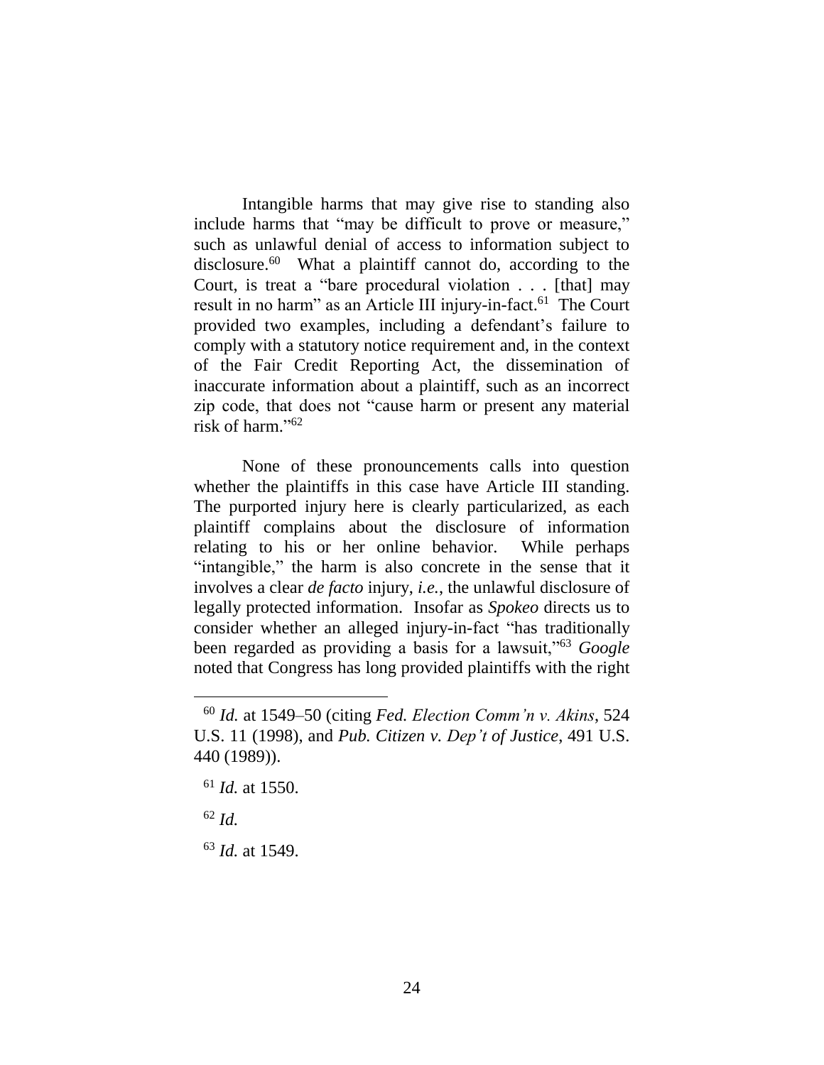Intangible harms that may give rise to standing also include harms that "may be difficult to prove or measure," such as unlawful denial of access to information subject to disclosure.[60] What a plaintiff cannot do, according to the Court, is treat a "bare procedural violation . . . [that] may result in no harm" as an Article III injury-in-fact.[61] The Court provided two examples, including a defendant's failure to comply with a statutory notice requirement and, in the context of the Fair Credit Reporting Act, the dissemination of inaccurate information about a plaintiff, such as an incorrect zip code, that does not "cause harm or present any material risk of harm."[62]

None of these pronouncements calls into question whether the plaintiffs in this case have Article III standing. The purported injury here is clearly particularized, as each plaintiff complains about the disclosure of information relating to his or her online behavior. While perhaps "intangible," the harm is also concrete in the sense that it involves a clear *de facto* injury, *i.e.*, the unlawful disclosure of legally protected information. Insofar as *Spokeo* directs us to consider whether an alleged injury-in-fact "has traditionally been regarded as providing a basis for a lawsuit,"[63] *Google* noted that Congress has long provided plaintiffs with the right

---

[60] *Id.* at 1549–50 (citing *Fed. Election Comm'n v. Akins*, 524 U.S. 11 (1998), and *Pub. Citizen v. Dep't of Justice*, 491 U.S. 440 (1989)).

[61] *Id.* at 1550.

[62] *Id.*

[63] *Id.* at 1549.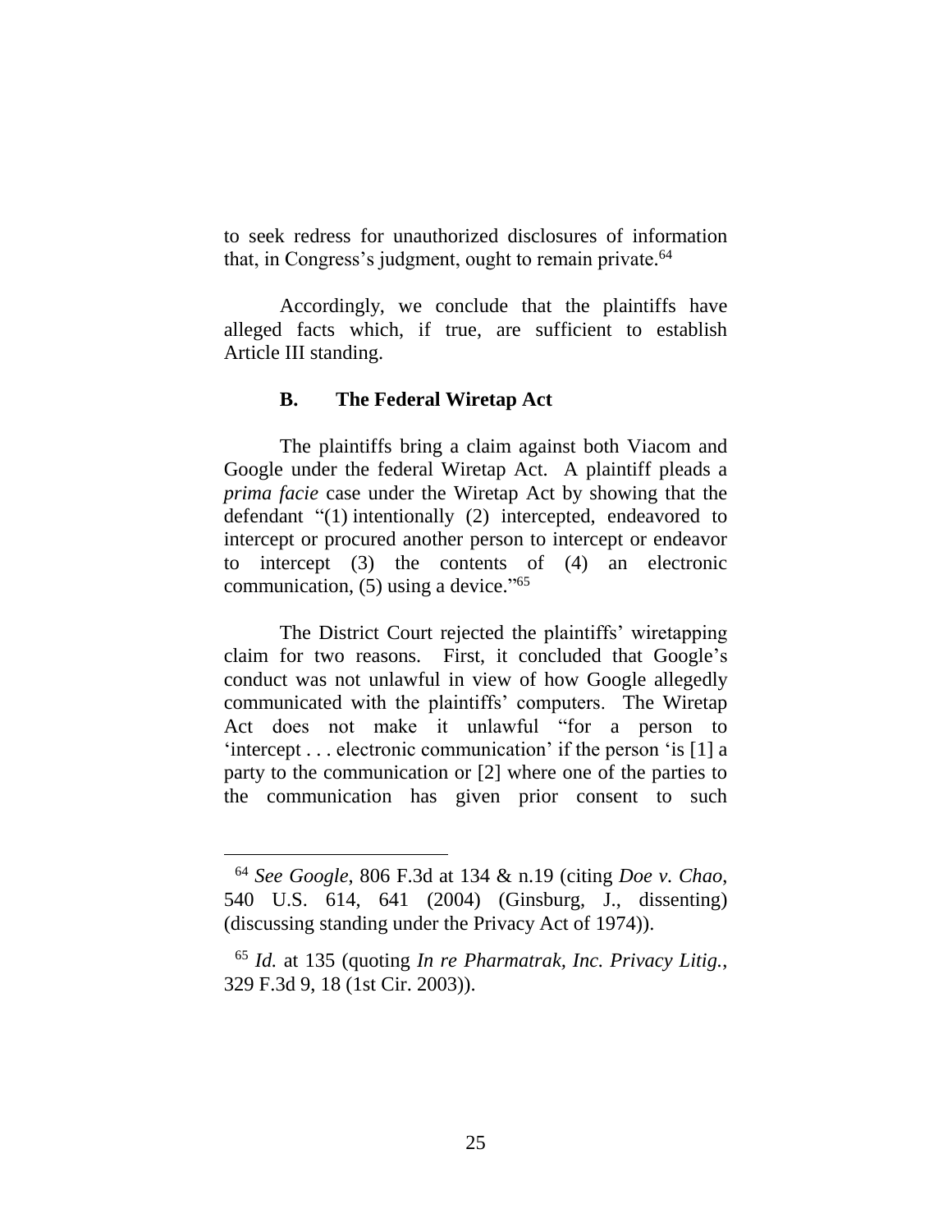to seek redress for unauthorized disclosures of information that, in Congress's judgment, ought to remain private.[64]

Accordingly, we conclude that the plaintiffs have alleged facts which, if true, are sufficient to establish Article III standing.

### B. The Federal Wiretap Act

The plaintiffs bring a claim against both Viacom and Google under the federal Wiretap Act. A plaintiff pleads a *prima facie* case under the Wiretap Act by showing that the defendant "(1) intentionally (2) intercepted, endeavored to intercept or procured another person to intercept or endeavor to intercept (3) the contents of (4) an electronic communication, (5) using a device."[65]

The District Court rejected the plaintiffs' wiretapping claim for two reasons. First, it concluded that Google's conduct was not unlawful in view of how Google allegedly communicated with the plaintiffs' computers. The Wiretap Act does not make it unlawful "for a person to 'intercept . . . electronic communication' if the person 'is [1] a party to the communication or [2] where one of the parties to the communication has given prior consent to such

---

[64] *See Google*, 806 F.3d at 134 & n.19 (citing *Doe v. Chao*, 540 U.S. 614, 641 (2004) (Ginsburg, J., dissenting) (discussing standing under the Privacy Act of 1974)).

[65] *Id.* at 135 (quoting *In re Pharmatrak, Inc. Privacy Litig.*, 329 F.3d 9, 18 (1st Cir. 2003)).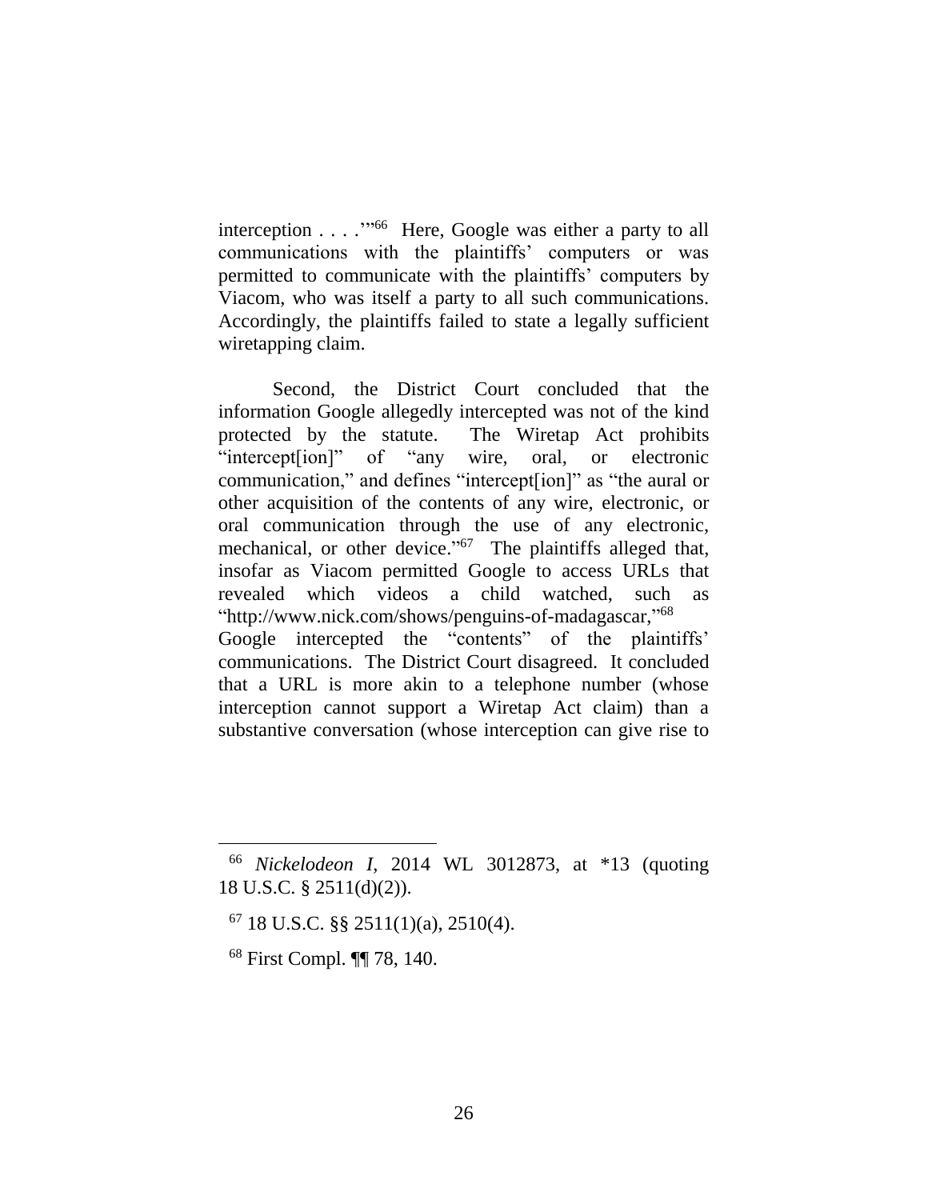interception . . . .'"[66] Here, Google was either a party to all communications with the plaintiffs' computers or was permitted to communicate with the plaintiffs' computers by Viacom, who was itself a party to all such communications. Accordingly, the plaintiffs failed to state a legally sufficient wiretapping claim.

Second, the District Court concluded that the information Google allegedly intercepted was not of the kind protected by the statute. The Wiretap Act prohibits "intercept[ion]" of "any wire, oral, or electronic communication," and defines "intercept[ion]" as "the aural or other acquisition of the contents of any wire, electronic, or oral communication through the use of any electronic, mechanical, or other device."[67] The plaintiffs alleged that, insofar as Viacom permitted Google to access URLs that revealed which videos a child watched, such as "http://www.nick.com/shows/penguins-of-madagascar,"[68] Google intercepted the "contents" of the plaintiffs' communications. The District Court disagreed. It concluded that a URL is more akin to a telephone number (whose interception cannot support a Wiretap Act claim) than a substantive conversation (whose interception can give rise to

---

[66] *Nickelodeon I*, 2014 WL 3012873, at *13 (quoting 18 U.S.C. § 2511(d)(2)).

[67] 18 U.S.C. §§ 2511(1)(a), 2510(4).

[68] First Compl. ¶¶ 78, 140.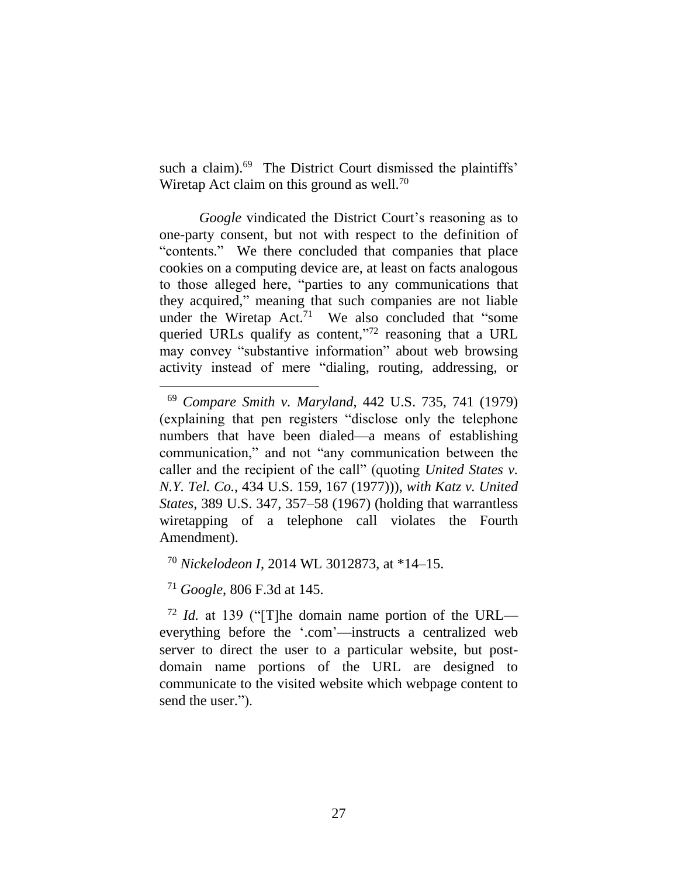such a claim).[69] The District Court dismissed the plaintiffs' Wiretap Act claim on this ground as well.[70]

*Google* vindicated the District Court's reasoning as to one-party consent, but not with respect to the definition of "contents." We there concluded that companies that place cookies on a computing device are, at least on facts analogous to those alleged here, "parties to any communications that they acquired," meaning that such companies are not liable under the Wiretap Act.[71] We also concluded that "some queried URLs qualify as content,"[72] reasoning that a URL may convey "substantive information" about web browsing activity instead of mere "dialing, routing, addressing, or

---

[69] *Compare Smith v. Maryland*, 442 U.S. 735, 741 (1979) (explaining that pen registers "disclose only the telephone numbers that have been dialed—a means of establishing communication," and not "any communication between the caller and the recipient of the call" (quoting *United States v. N.Y. Tel. Co.*, 434 U.S. 159, 167 (1977))), *with Katz v. United States*, 389 U.S. 347, 357–58 (1967) (holding that warrantless wiretapping of a telephone call violates the Fourth Amendment).

[70] *Nickelodeon I*, 2014 WL 3012873, at *14–15.

[71] *Google*, 806 F.3d at 145.

[72] *Id.* at 139 ("[T]he domain name portion of the URL—everything before the '.com'—instructs a centralized web server to direct the user to a particular website, but post-domain name portions of the URL are designed to communicate to the visited website which webpage content to send the user.").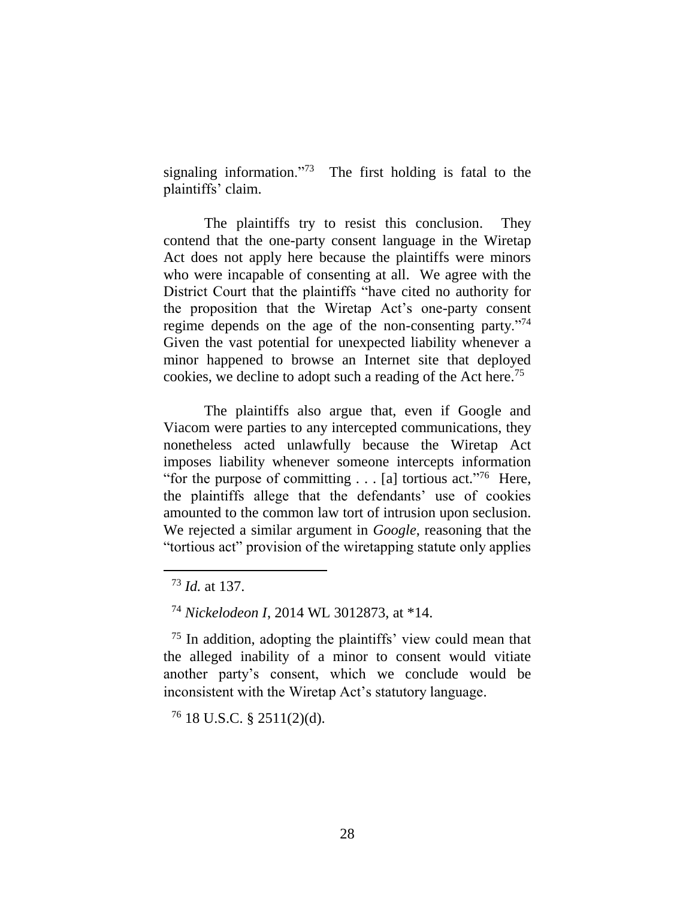signaling information."[73] The first holding is fatal to the plaintiffs' claim.

The plaintiffs try to resist this conclusion. They contend that the one-party consent language in the Wiretap Act does not apply here because the plaintiffs were minors who were incapable of consenting at all. We agree with the District Court that the plaintiffs "have cited no authority for the proposition that the Wiretap Act's one-party consent regime depends on the age of the non-consenting party."[74] Given the vast potential for unexpected liability whenever a minor happened to browse an Internet site that deployed cookies, we decline to adopt such a reading of the Act here.[75]

The plaintiffs also argue that, even if Google and Viacom were parties to any intercepted communications, they nonetheless acted unlawfully because the Wiretap Act imposes liability whenever someone intercepts information "for the purpose of committing . . . [a] tortious act."[76] Here, the plaintiffs allege that the defendants' use of cookies amounted to the common law tort of intrusion upon seclusion. We rejected a similar argument in *Google*, reasoning that the "tortious act" provision of the wiretapping statute only applies

---

[73] *Id.* at 137.

[74] *Nickelodeon I*, 2014 WL 3012873, at *14.

[75] In addition, adopting the plaintiffs' view could mean that the alleged inability of a minor to consent would vitiate another party's consent, which we conclude would be inconsistent with the Wiretap Act's statutory language.

[76] 18 U.S.C. § 2511(2)(d).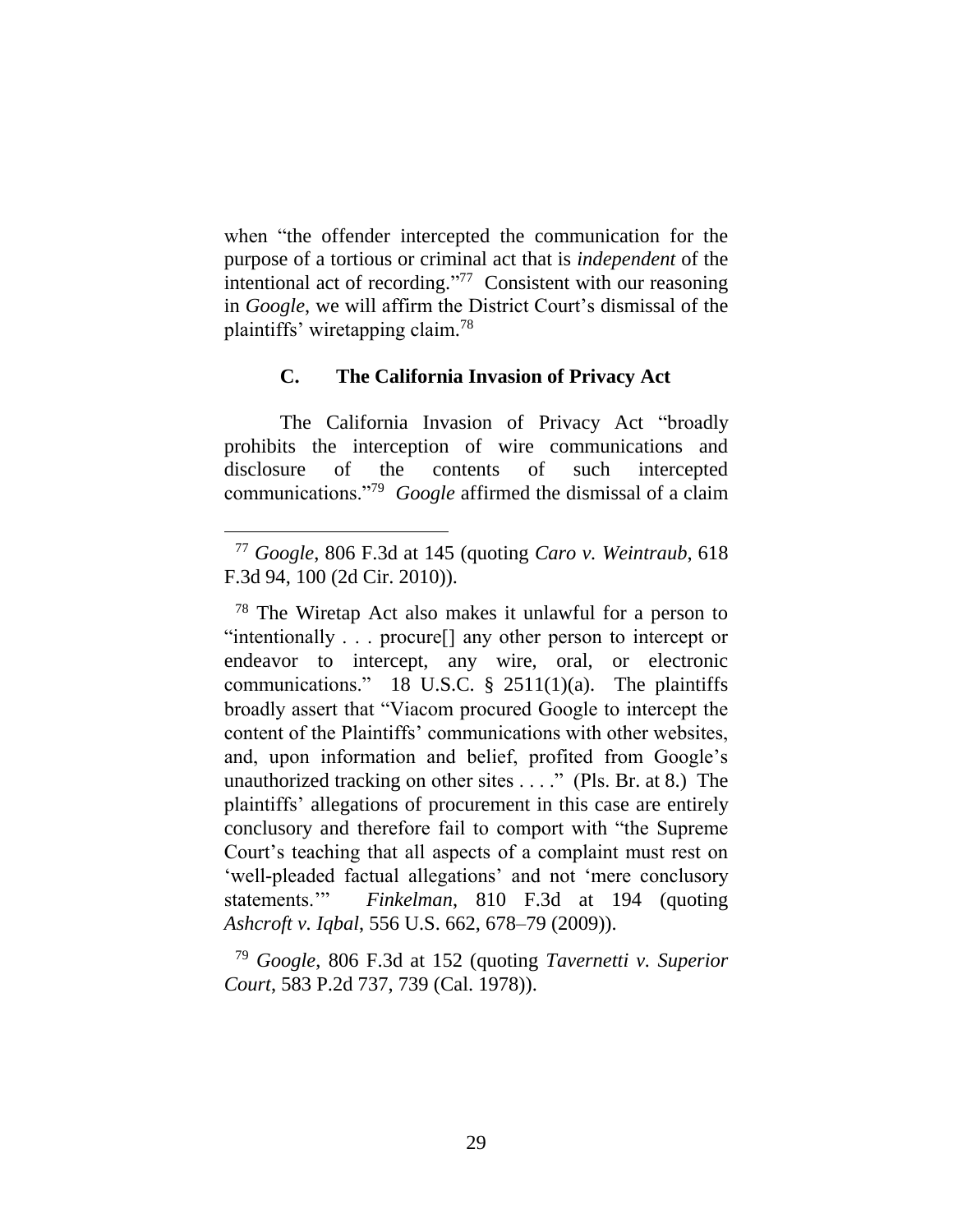when "the offender intercepted the communication for the purpose of a tortious or criminal act that is *independent* of the intentional act of recording."[77] Consistent with our reasoning in *Google*, we will affirm the District Court's dismissal of the plaintiffs' wiretapping claim.[78]

### C. The California Invasion of Privacy Act

The California Invasion of Privacy Act "broadly prohibits the interception of wire communications and disclosure of the contents of such intercepted communications."[79] *Google* affirmed the dismissal of a claim

---

[77] *Google*, 806 F.3d at 145 (quoting *Caro v. Weintraub*, 618 F.3d 94, 100 (2d Cir. 2010)).

[78] The Wiretap Act also makes it unlawful for a person to "intentionally . . . procure[] any other person to intercept or endeavor to intercept, any wire, oral, or electronic communications." 18 U.S.C. § 2511(1)(a). The plaintiffs broadly assert that "Viacom procured Google to intercept the content of the Plaintiffs' communications with other websites, and, upon information and belief, profited from Google's unauthorized tracking on other sites . . . ." (Pls. Br. at 8.) The plaintiffs' allegations of procurement in this case are entirely conclusory and therefore fail to comport with "the Supreme Court's teaching that all aspects of a complaint must rest on 'well-pleaded factual allegations' and not 'mere conclusory statements.'" *Finkelman*, 810 F.3d at 194 (quoting *Ashcroft v. Iqbal*, 556 U.S. 662, 678–79 (2009)).

[79] *Google*, 806 F.3d at 152 (quoting *Tavernetti v. Superior Court*, 583 P.2d 737, 739 (Cal. 1978)).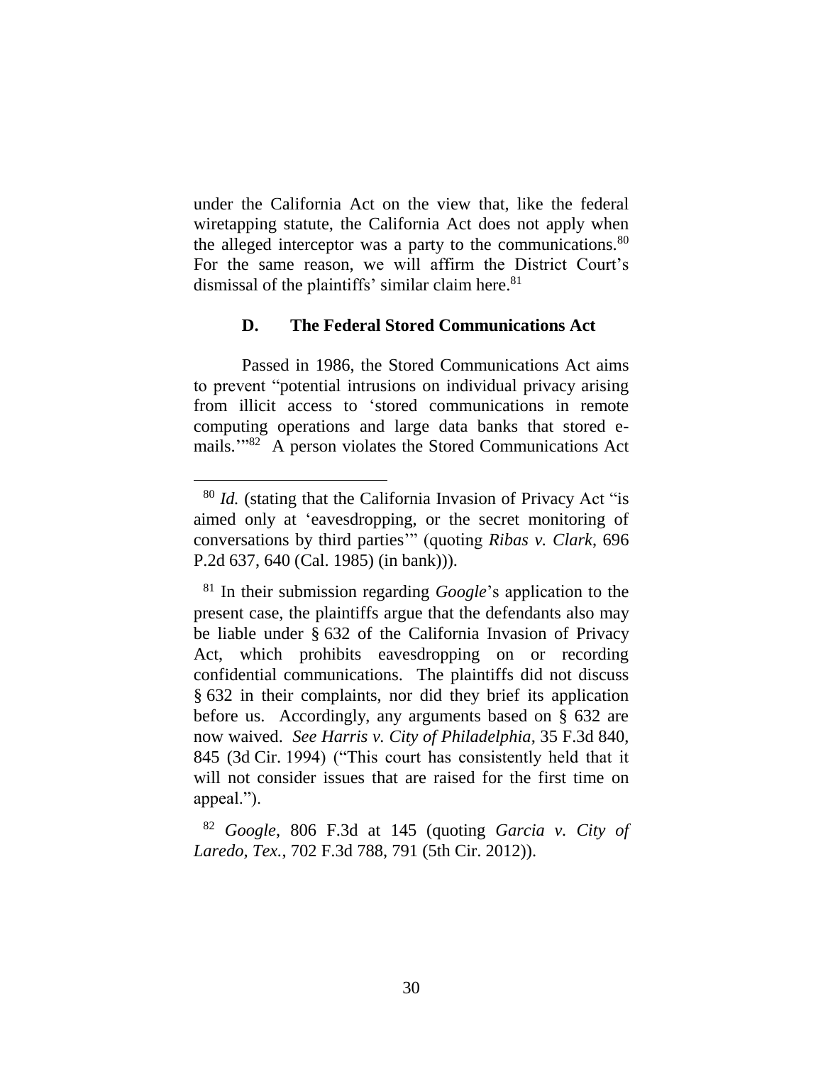under the California Act on the view that, like the federal wiretapping statute, the California Act does not apply when the alleged interceptor was a party to the communications.[80] For the same reason, we will affirm the District Court's dismissal of the plaintiffs' similar claim here.[81]

### D. The Federal Stored Communications Act

Passed in 1986, the Stored Communications Act aims to prevent "potential intrusions on individual privacy arising from illicit access to 'stored communications in remote computing operations and large data banks that stored e-mails.'"[82] A person violates the Stored Communications Act

---

[80] *Id.* (stating that the California Invasion of Privacy Act "is aimed only at 'eavesdropping, or the secret monitoring of conversations by third parties'" (quoting *Ribas v. Clark*, 696 P.2d 637, 640 (Cal. 1985) (in bank))).

[81] In their submission regarding *Google*'s application to the present case, the plaintiffs argue that the defendants also may be liable under § 632 of the California Invasion of Privacy Act, which prohibits eavesdropping on or recording confidential communications. The plaintiffs did not discuss § 632 in their complaints, nor did they brief its application before us. Accordingly, any arguments based on § 632 are now waived. *See Harris v. City of Philadelphia*, 35 F.3d 840, 845 (3d Cir. 1994) ("This court has consistently held that it will not consider issues that are raised for the first time on appeal.").

[82] *Google*, 806 F.3d at 145 (quoting *Garcia v. City of Laredo, Tex.*, 702 F.3d 788, 791 (5th Cir. 2012)).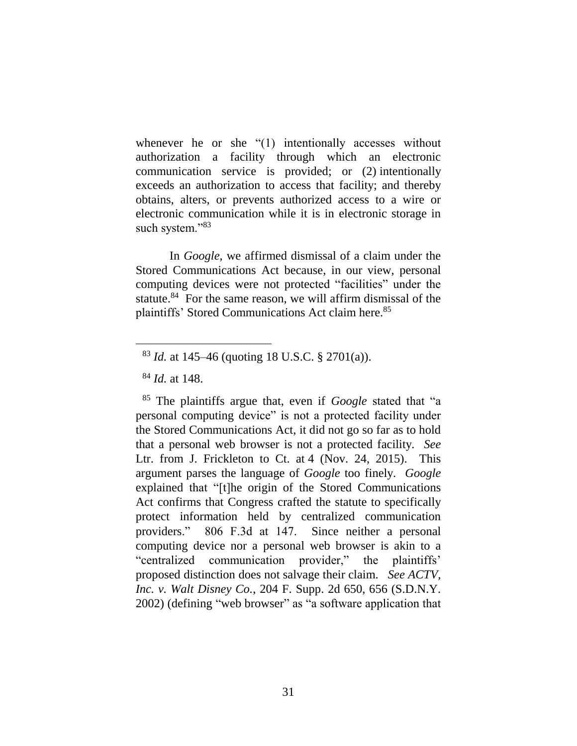whenever he or she "(1) intentionally accesses without authorization a facility through which an electronic communication service is provided; or (2) intentionally exceeds an authorization to access that facility; and thereby obtains, alters, or prevents authorized access to a wire or electronic communication while it is in electronic storage in such system."[83]

In *Google*, we affirmed dismissal of a claim under the Stored Communications Act because, in our view, personal computing devices were not protected "facilities" under the statute.[84] For the same reason, we will affirm dismissal of the plaintiffs' Stored Communications Act claim here.[85]

---

[83] *Id.* at 145–46 (quoting 18 U.S.C. § 2701(a)).

[84] *Id.* at 148.

[85] The plaintiffs argue that, even if *Google* stated that "a personal computing device" is not a protected facility under the Stored Communications Act, it did not go so far as to hold that a personal web browser is not a protected facility. *See* Ltr. from J. Frickleton to Ct. at 4 (Nov. 24, 2015). This argument parses the language of *Google* too finely. *Google* explained that "[t]he origin of the Stored Communications Act confirms that Congress crafted the statute to specifically protect information held by centralized communication providers." 806 F.3d at 147. Since neither a personal computing device nor a personal web browser is akin to a "centralized communication provider," the plaintiffs' proposed distinction does not salvage their claim. *See ACTV, Inc. v. Walt Disney Co.*, 204 F. Supp. 2d 650, 656 (S.D.N.Y. 2002) (defining "web browser" as "a software application that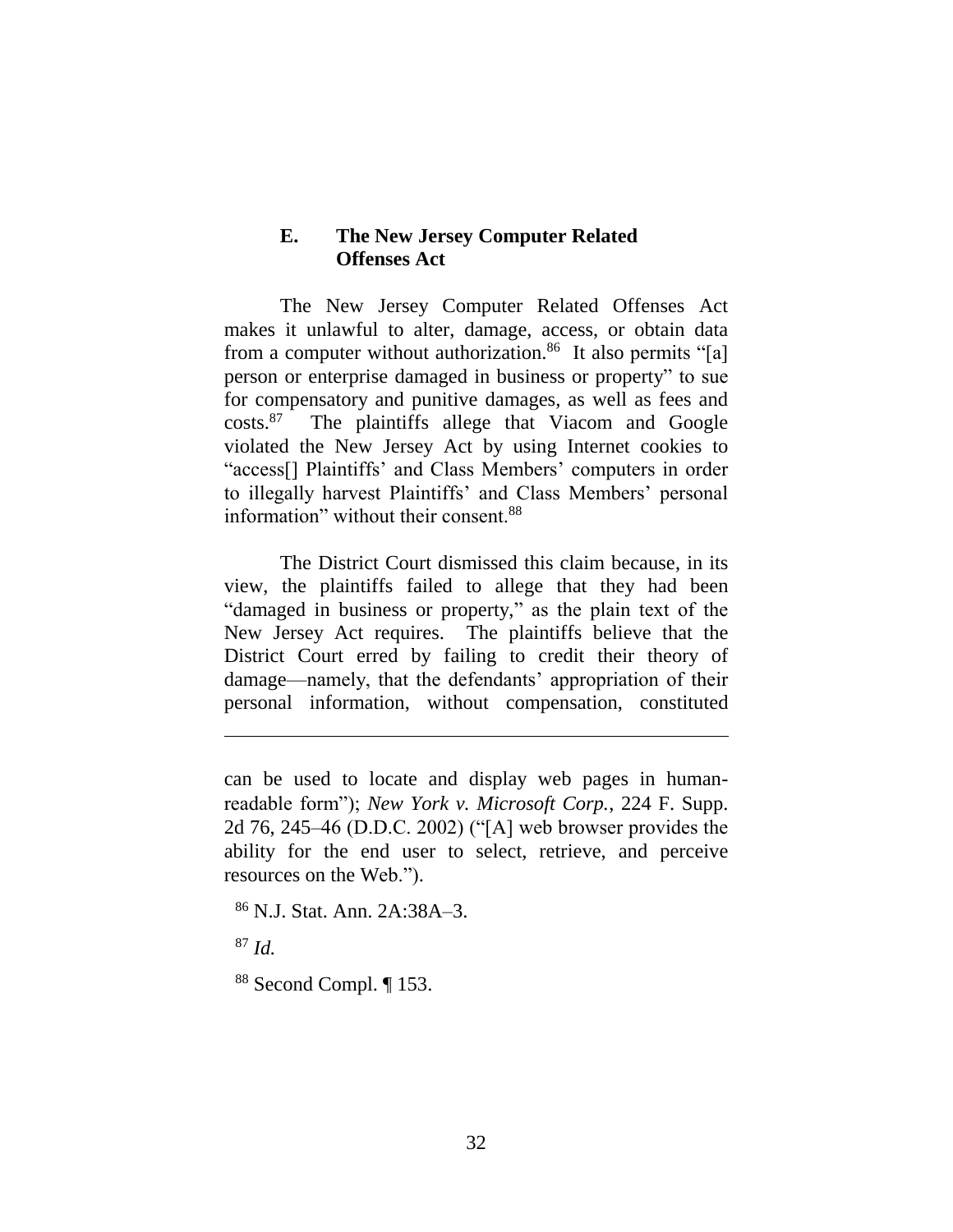### E. The New Jersey Computer Related Offenses Act

The New Jersey Computer Related Offenses Act makes it unlawful to alter, damage, access, or obtain data from a computer without authorization.[86] It also permits "[a] person or enterprise damaged in business or property" to sue for compensatory and punitive damages, as well as fees and costs.[87] The plaintiffs allege that Viacom and Google violated the New Jersey Act by using Internet cookies to "access[] Plaintiffs' and Class Members' computers in order to illegally harvest Plaintiffs' and Class Members' personal information" without their consent.[88]

The District Court dismissed this claim because, in its view, the plaintiffs failed to allege that they had been "damaged in business or property," as the plain text of the New Jersey Act requires. The plaintiffs believe that the District Court erred by failing to credit their theory of damage—namely, that the defendants' appropriation of their personal information, without compensation, constituted

---

can be used to locate and display web pages in human-readable form"); *New York v. Microsoft Corp.*, 224 F. Supp. 2d 76, 245–46 (D.D.C. 2002) ("[A] web browser provides the ability for the end user to select, retrieve, and perceive resources on the Web.").

[86] N.J. Stat. Ann. 2A:38A–3.

[87] *Id.*

[88] Second Compl. ¶ 153.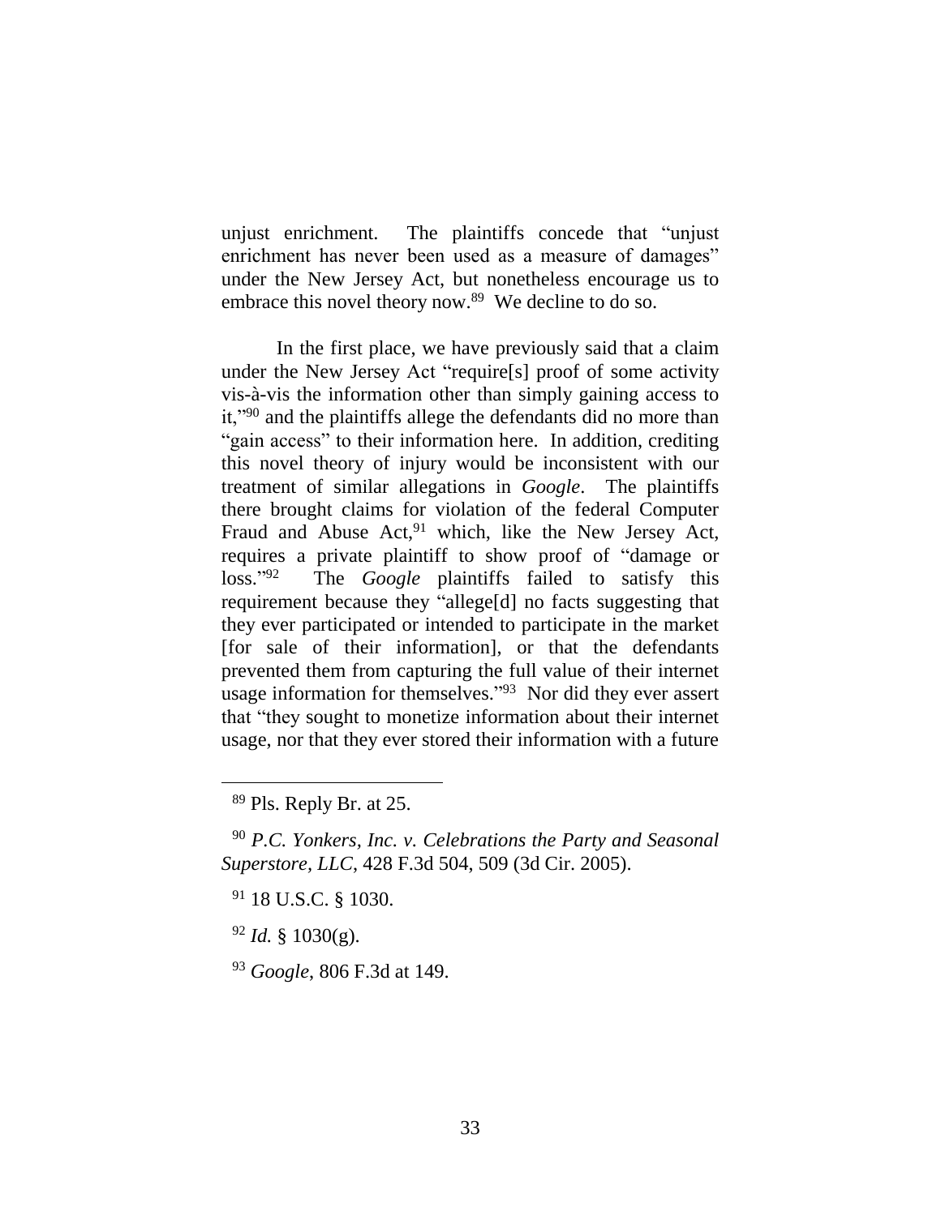unjust enrichment. The plaintiffs concede that "unjust enrichment has never been used as a measure of damages" under the New Jersey Act, but nonetheless encourage us to embrace this novel theory now.[89] We decline to do so.

In the first place, we have previously said that a claim under the New Jersey Act "require[s] proof of some activity vis-à-vis the information other than simply gaining access to it,"[90] and the plaintiffs allege the defendants did no more than "gain access" to their information here. In addition, crediting this novel theory of injury would be inconsistent with our treatment of similar allegations in *Google*. The plaintiffs there brought claims for violation of the federal Computer Fraud and Abuse Act,[91] which, like the New Jersey Act, requires a private plaintiff to show proof of "damage or loss."[92] The *Google* plaintiffs failed to satisfy this requirement because they "allege[d] no facts suggesting that they ever participated or intended to participate in the market [for sale of their information], or that the defendants prevented them from capturing the full value of their internet usage information for themselves."[93] Nor did they ever assert that "they sought to monetize information about their internet usage, nor that they ever stored their information with a future

---

[89] Pls. Reply Br. at 25.

[90] *P.C. Yonkers, Inc. v. Celebrations the Party and Seasonal Superstore, LLC*, 428 F.3d 504, 509 (3d Cir. 2005).

[91] 18 U.S.C. § 1030.

[92] *Id.* § 1030(g).

[93] *Google*, 806 F.3d at 149.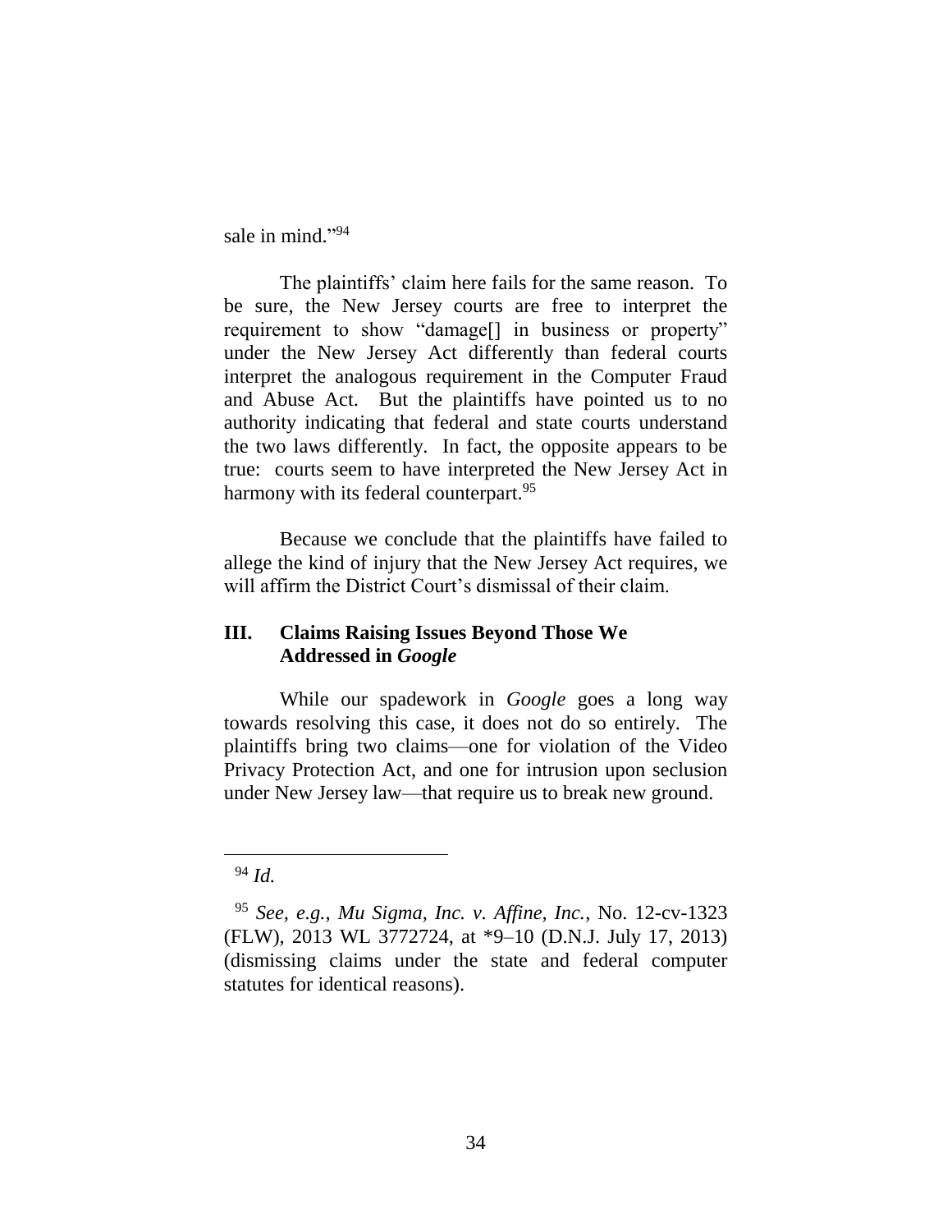sale in mind."[94]

The plaintiffs' claim here fails for the same reason. To be sure, the New Jersey courts are free to interpret the requirement to show "damage[] in business or property" under the New Jersey Act differently than federal courts interpret the analogous requirement in the Computer Fraud and Abuse Act. But the plaintiffs have pointed us to no authority indicating that federal and state courts understand the two laws differently. In fact, the opposite appears to be true: courts seem to have interpreted the New Jersey Act in harmony with its federal counterpart.[95]

Because we conclude that the plaintiffs have failed to allege the kind of injury that the New Jersey Act requires, we will affirm the District Court's dismissal of their claim.

## III. Claims Raising Issues Beyond Those We Addressed in *Google*

While our spadework in *Google* goes a long way towards resolving this case, it does not do so entirely. The plaintiffs bring two claims—one for violation of the Video Privacy Protection Act, and one for intrusion upon seclusion under New Jersey law—that require us to break new ground.

---

[94] *Id.*

[95] *See, e.g.*, *Mu Sigma, Inc. v. Affine, Inc.*, No. 12-cv-1323 (FLW), 2013 WL 3772724, at \*9–10 (D.N.J. July 17, 2013) (dismissing claims under the state and federal computer statutes for identical reasons).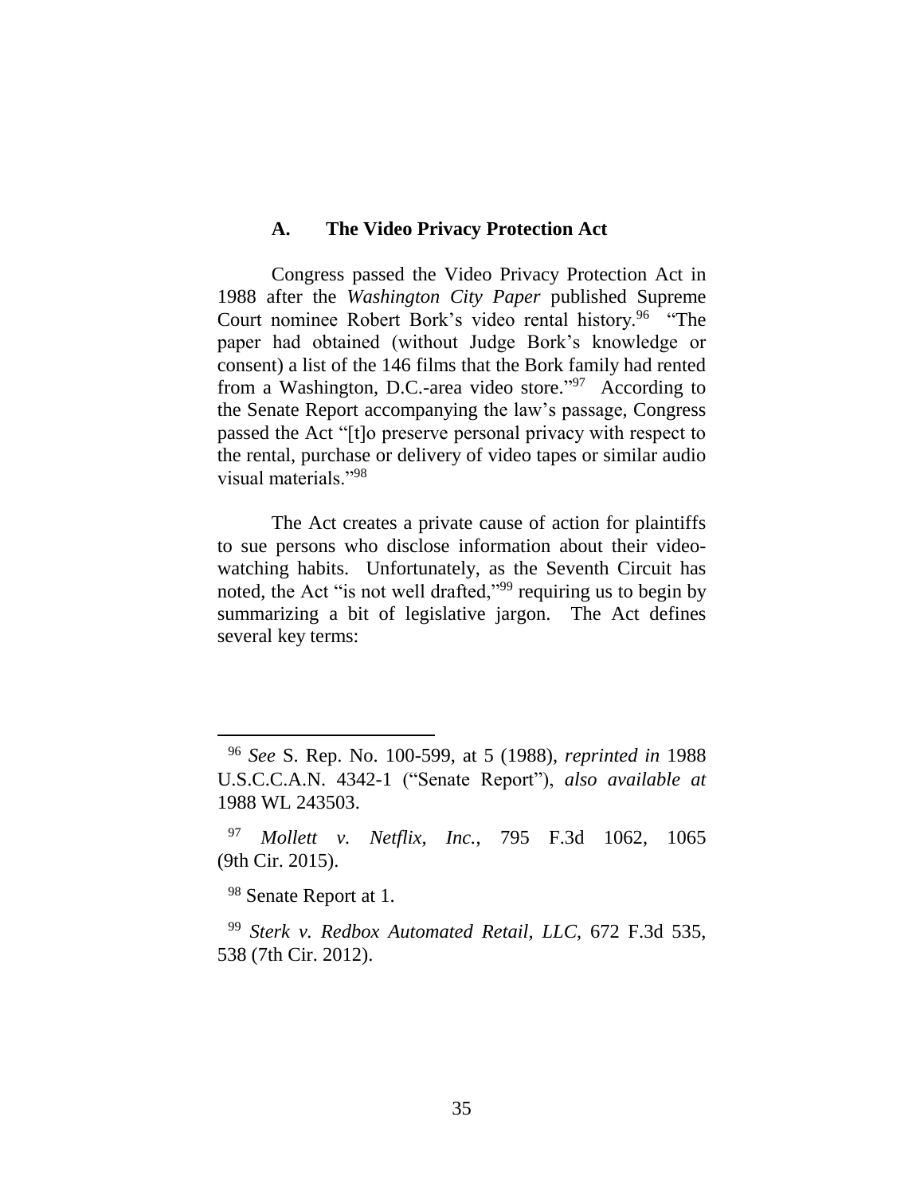### A. The Video Privacy Protection Act

Congress passed the Video Privacy Protection Act in 1988 after the *Washington City Paper* published Supreme Court nominee Robert Bork's video rental history.[96] "The paper had obtained (without Judge Bork's knowledge or consent) a list of the 146 films that the Bork family had rented from a Washington, D.C.-area video store."[97] According to the Senate Report accompanying the law's passage, Congress passed the Act "[t]o preserve personal privacy with respect to the rental, purchase or delivery of video tapes or similar audio visual materials."[98]

The Act creates a private cause of action for plaintiffs to sue persons who disclose information about their video-watching habits. Unfortunately, as the Seventh Circuit has noted, the Act "is not well drafted,"[99] requiring us to begin by summarizing a bit of legislative jargon. The Act defines several key terms:

---

[96] *See* S. Rep. No. 100-599, at 5 (1988), *reprinted in* 1988 U.S.C.C.A.N. 4342-1 ("Senate Report"), *also available at* 1988 WL 243503.

[97] *Mollett v. Netflix, Inc.*, 795 F.3d 1062, 1065 (9th Cir. 2015).

[98] Senate Report at 1.

[99] *Sterk v. Redbox Automated Retail, LLC*, 672 F.3d 535, 538 (7th Cir. 2012).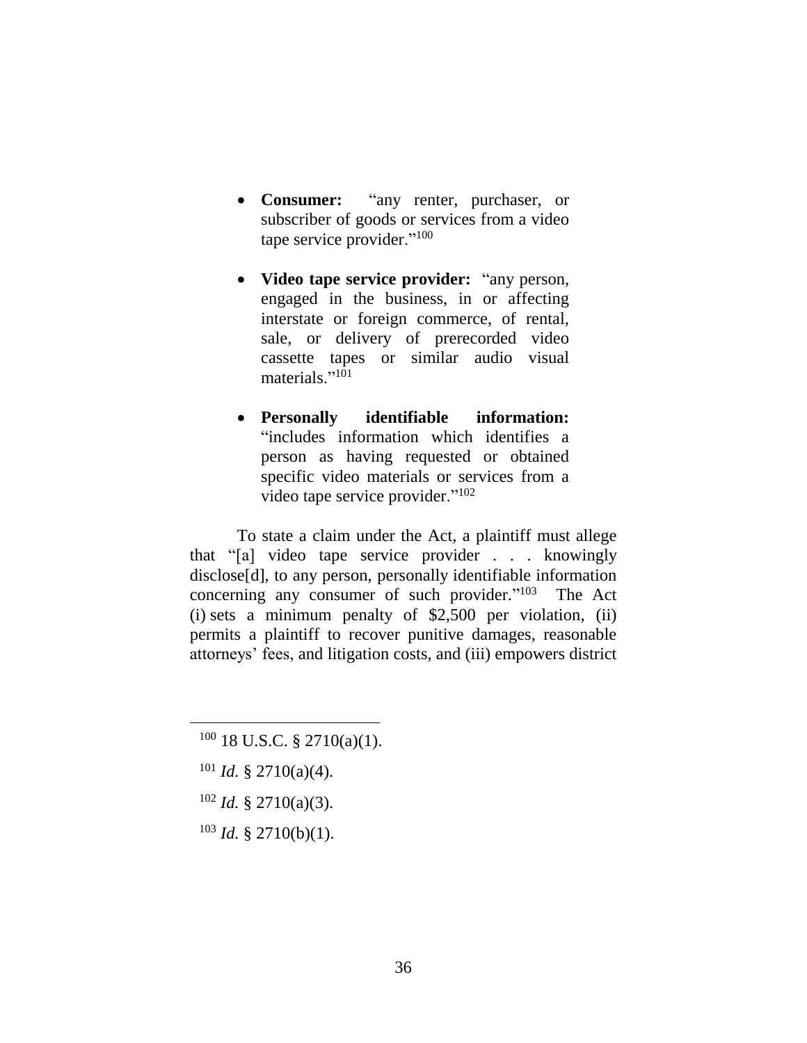- **Consumer:** "any renter, purchaser, or subscriber of goods or services from a video tape service provider."[100]

- **Video tape service provider:** "any person, engaged in the business, in or affecting interstate or foreign commerce, of rental, sale, or delivery of prerecorded video cassette tapes or similar audio visual materials."[101]

- **Personally identifiable information:** "includes information which identifies a person as having requested or obtained specific video materials or services from a video tape service provider."[102]

To state a claim under the Act, a plaintiff must allege that "[a] video tape service provider . . . knowingly disclose[d], to any person, personally identifiable information concerning any consumer of such provider."[103] The Act (i) sets a minimum penalty of $2,500 per violation, (ii) permits a plaintiff to recover punitive damages, reasonable attorneys' fees, and litigation costs, and (iii) empowers district

---

[100] 18 U.S.C. § 2710(a)(1).

[101] *Id.* § 2710(a)(4).

[102] *Id.* § 2710(a)(3).

[103] *Id.* § 2710(b)(1).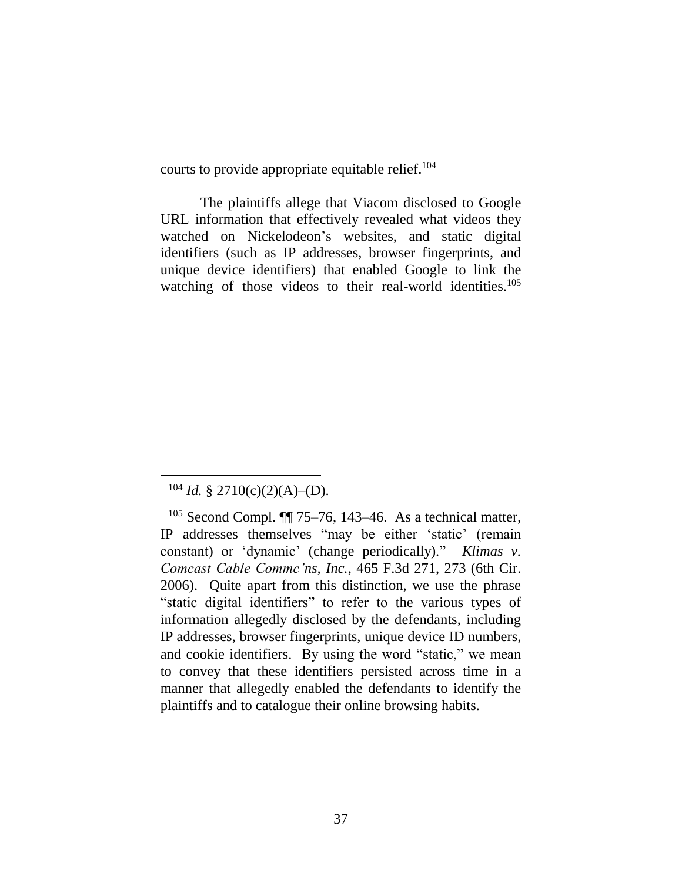courts to provide appropriate equitable relief.[104]

The plaintiffs allege that Viacom disclosed to Google URL information that effectively revealed what videos they watched on Nickelodeon's websites, and static digital identifiers (such as IP addresses, browser fingerprints, and unique device identifiers) that enabled Google to link the watching of those videos to their real-world identities.[105]

---

[104] *Id.* § 2710(c)(2)(A)–(D).

[105] Second Compl. ¶¶ 75–76, 143–46. As a technical matter, IP addresses themselves "may be either 'static' (remain constant) or 'dynamic' (change periodically)." *Klimas v. Comcast Cable Commc'ns, Inc.*, 465 F.3d 271, 273 (6th Cir. 2006). Quite apart from this distinction, we use the phrase "static digital identifiers" to refer to the various types of information allegedly disclosed by the defendants, including IP addresses, browser fingerprints, unique device ID numbers, and cookie identifiers. By using the word "static," we mean to convey that these identifiers persisted across time in a manner that allegedly enabled the defendants to identify the plaintiffs and to catalogue their online browsing habits.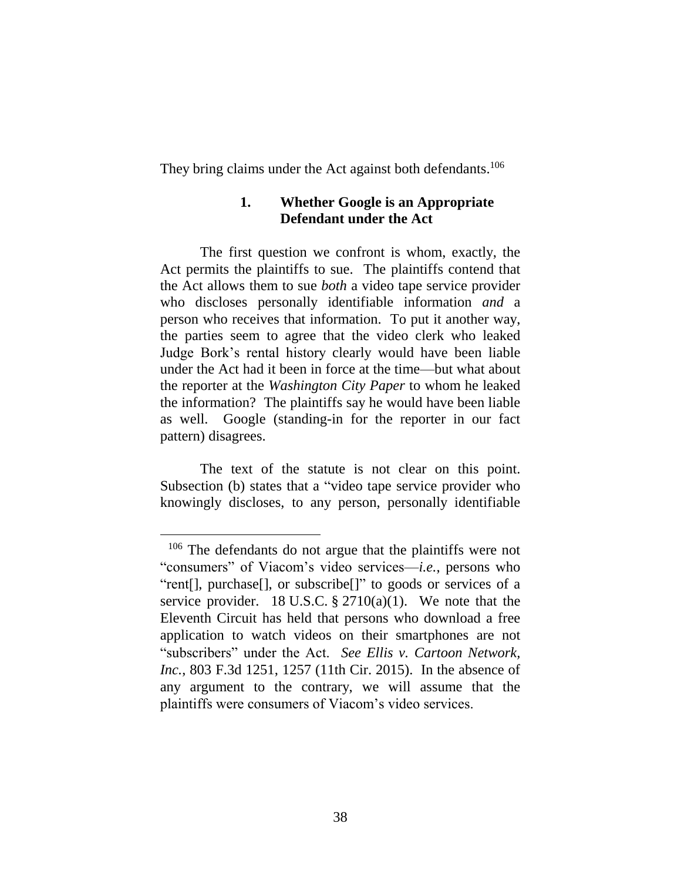They bring claims under the Act against both defendants.[106]

### 1. Whether Google is an Appropriate Defendant under the Act

The first question we confront is whom, exactly, the Act permits the plaintiffs to sue. The plaintiffs contend that the Act allows them to sue *both* a video tape service provider who discloses personally identifiable information *and* a person who receives that information. To put it another way, the parties seem to agree that the video clerk who leaked Judge Bork's rental history clearly would have been liable under the Act had it been in force at the time—but what about the reporter at the *Washington City Paper* to whom he leaked the information? The plaintiffs say he would have been liable as well. Google (standing-in for the reporter in our fact pattern) disagrees.

The text of the statute is not clear on this point. Subsection (b) states that a "video tape service provider who knowingly discloses, to any person, personally identifiable

---

[106] The defendants do not argue that the plaintiffs were not "consumers" of Viacom's video services—*i.e.*, persons who "rent[], purchase[], or subscribe[]" to goods or services of a service provider. 18 U.S.C. § 2710(a)(1). We note that the Eleventh Circuit has held that persons who download a free application to watch videos on their smartphones are not "subscribers" under the Act. *See Ellis v. Cartoon Network, Inc.*, 803 F.3d 1251, 1257 (11th Cir. 2015). In the absence of any argument to the contrary, we will assume that the plaintiffs were consumers of Viacom's video services.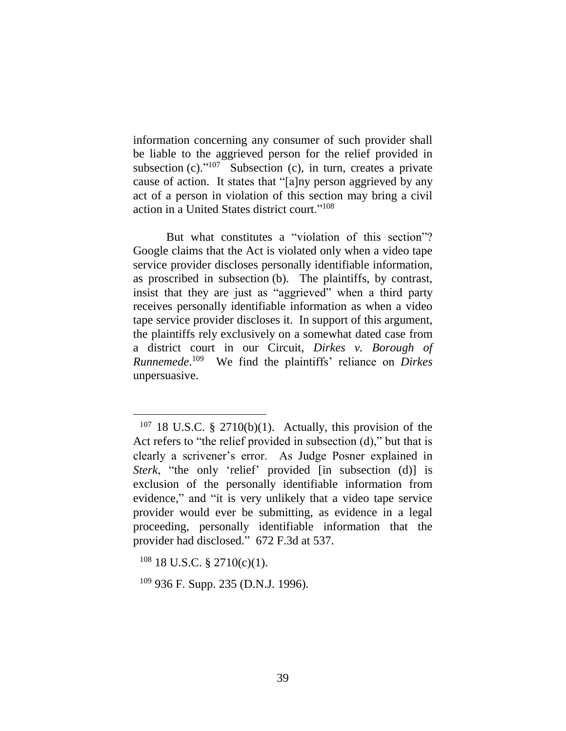information concerning any consumer of such provider shall be liable to the aggrieved person for the relief provided in subsection (c)."[107] Subsection (c), in turn, creates a private cause of action. It states that "[a]ny person aggrieved by any act of a person in violation of this section may bring a civil action in a United States district court."[108]

But what constitutes a "violation of this section"? Google claims that the Act is violated only when a video tape service provider discloses personally identifiable information, as proscribed in subsection (b). The plaintiffs, by contrast, insist that they are just as "aggrieved" when a third party receives personally identifiable information as when a video tape service provider discloses it. In support of this argument, the plaintiffs rely exclusively on a somewhat dated case from a district court in our Circuit, *Dirkes v. Borough of Runnemede*.[109] We find the plaintiffs' reliance on *Dirkes* unpersuasive.

---

[107] 18 U.S.C. § 2710(b)(1). Actually, this provision of the Act refers to "the relief provided in subsection (d)," but that is clearly a scrivener's error. As Judge Posner explained in *Sterk*, "the only 'relief' provided [in subsection (d)] is exclusion of the personally identifiable information from evidence," and "it is very unlikely that a video tape service provider would ever be submitting, as evidence in a legal proceeding, personally identifiable information that the provider had disclosed." 672 F.3d at 537.

[108] 18 U.S.C. § 2710(c)(1).

[109] 936 F. Supp. 235 (D.N.J. 1996).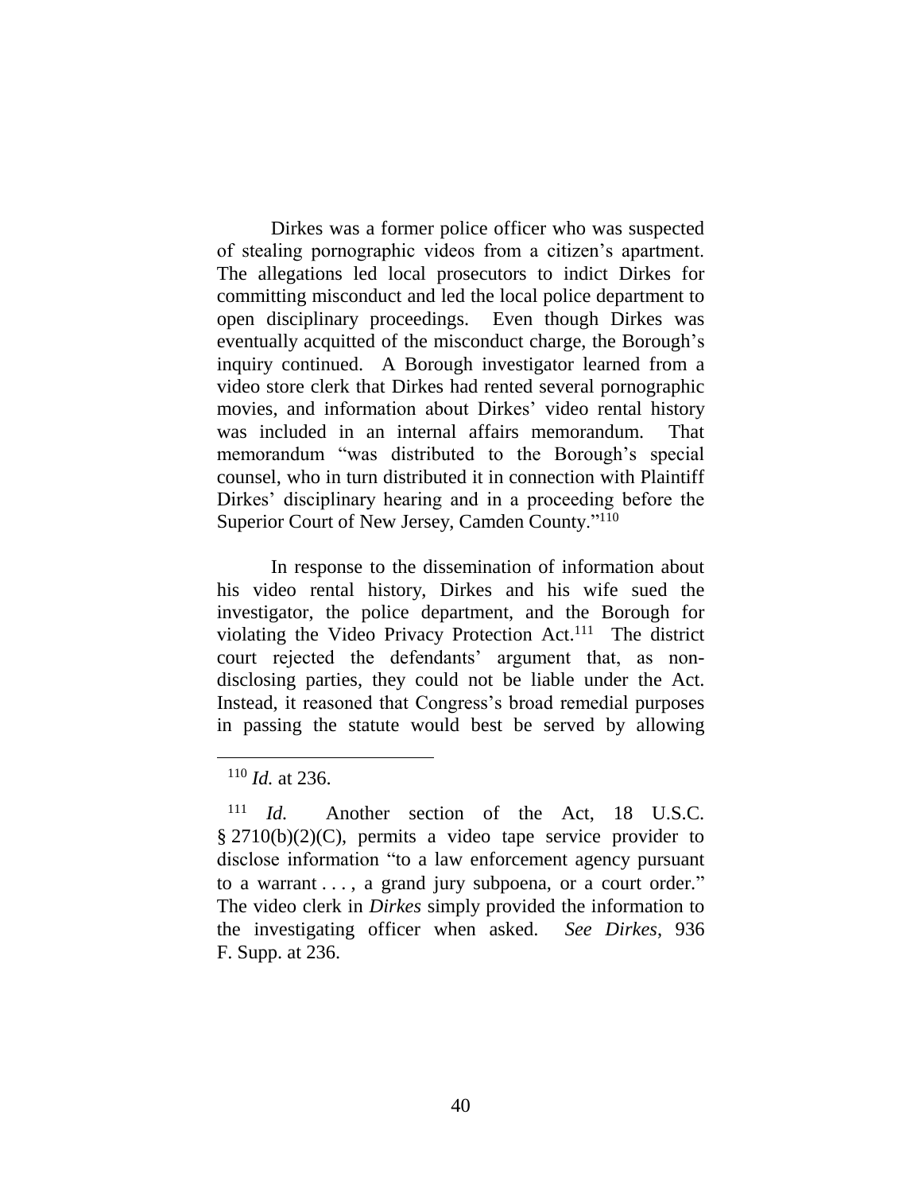Dirkes was a former police officer who was suspected of stealing pornographic videos from a citizen's apartment. The allegations led local prosecutors to indict Dirkes for committing misconduct and led the local police department to open disciplinary proceedings. Even though Dirkes was eventually acquitted of the misconduct charge, the Borough's inquiry continued. A Borough investigator learned from a video store clerk that Dirkes had rented several pornographic movies, and information about Dirkes' video rental history was included in an internal affairs memorandum. That memorandum "was distributed to the Borough's special counsel, who in turn distributed it in connection with Plaintiff Dirkes' disciplinary hearing and in a proceeding before the Superior Court of New Jersey, Camden County."[110]

In response to the dissemination of information about his video rental history, Dirkes and his wife sued the investigator, the police department, and the Borough for violating the Video Privacy Protection Act.[111] The district court rejected the defendants' argument that, as non-disclosing parties, they could not be liable under the Act. Instead, it reasoned that Congress's broad remedial purposes in passing the statute would best be served by allowing

---

[110] *Id.* at 236.

[111] *Id.* Another section of the Act, 18 U.S.C. § 2710(b)(2)(C), permits a video tape service provider to disclose information "to a law enforcement agency pursuant to a warrant . . . , a grand jury subpoena, or a court order." The video clerk in *Dirkes* simply provided the information to the investigating officer when asked. *See Dirkes*, 936 F. Supp. at 236.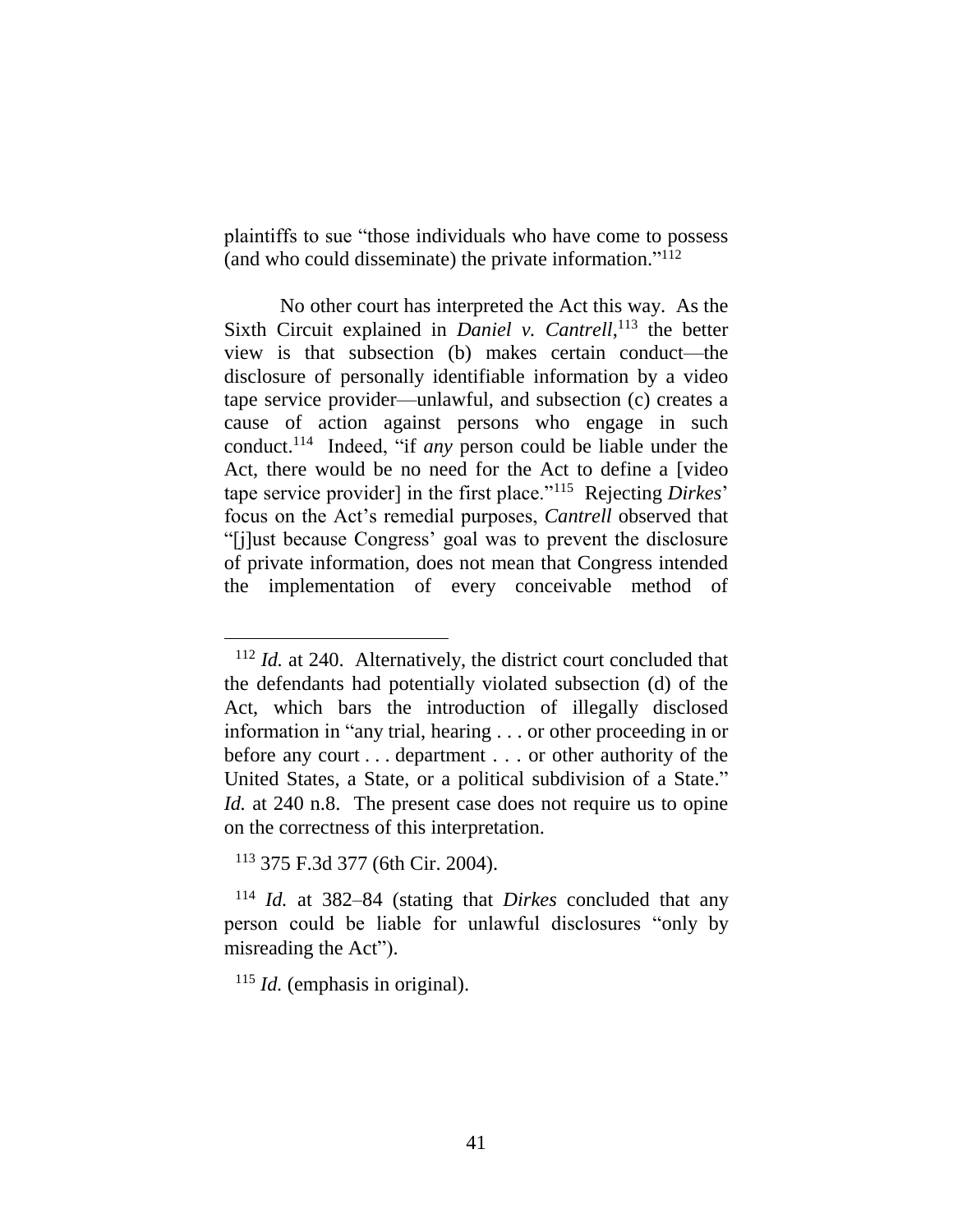plaintiffs to sue "those individuals who have come to possess (and who could disseminate) the private information."[112]

No other court has interpreted the Act this way. As the Sixth Circuit explained in *Daniel v. Cantrell*,[113] the better view is that subsection (b) makes certain conduct—the disclosure of personally identifiable information by a video tape service provider—unlawful, and subsection (c) creates a cause of action against persons who engage in such conduct.[114] Indeed, "if *any* person could be liable under the Act, there would be no need for the Act to define a [video tape service provider] in the first place."[115] Rejecting *Dirkes*' focus on the Act's remedial purposes, *Cantrell* observed that "[j]ust because Congress' goal was to prevent the disclosure of private information, does not mean that Congress intended the implementation of every conceivable method of

---

[112] *Id.* at 240. Alternatively, the district court concluded that the defendants had potentially violated subsection (d) of the Act, which bars the introduction of illegally disclosed information in "any trial, hearing . . . or other proceeding in or before any court . . . department . . . or other authority of the United States, a State, or a political subdivision of a State." *Id.* at 240 n.8. The present case does not require us to opine on the correctness of this interpretation.

[113] 375 F.3d 377 (6th Cir. 2004).

[114] *Id.* at 382–84 (stating that *Dirkes* concluded that any person could be liable for unlawful disclosures "only by misreading the Act").

[115] *Id.* (emphasis in original).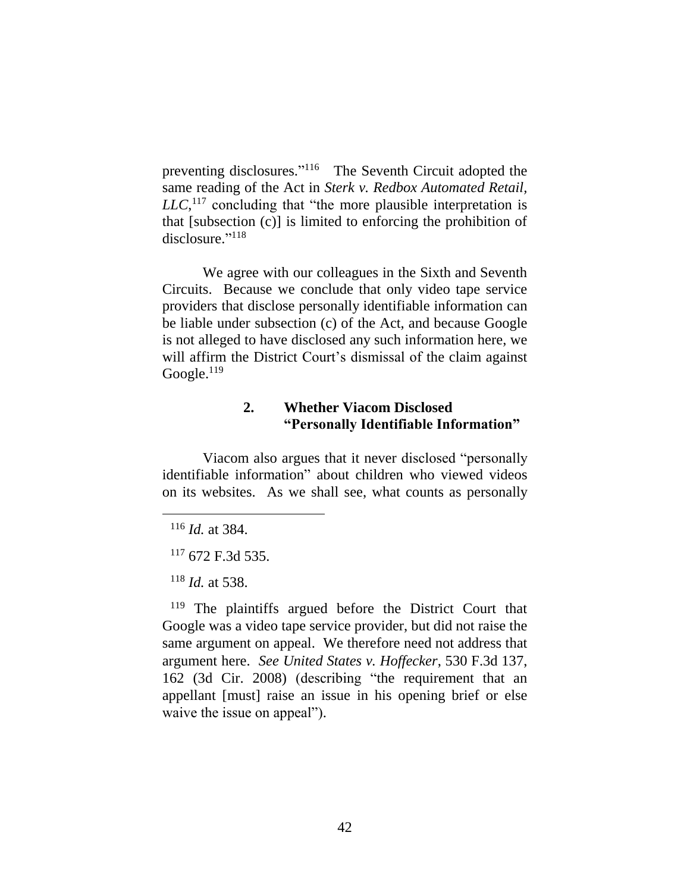preventing disclosures."[116] The Seventh Circuit adopted the same reading of the Act in *Sterk v. Redbox Automated Retail, LLC*,[117] concluding that "the more plausible interpretation is that [subsection (c)] is limited to enforcing the prohibition of disclosure."[118]

We agree with our colleagues in the Sixth and Seventh Circuits. Because we conclude that only video tape service providers that disclose personally identifiable information can be liable under subsection (c) of the Act, and because Google is not alleged to have disclosed any such information here, we will affirm the District Court's dismissal of the claim against Google.[119]

### 2. Whether Viacom Disclosed "Personally Identifiable Information"

Viacom also argues that it never disclosed "personally identifiable information" about children who viewed videos on its websites. As we shall see, what counts as personally

---

[116] *Id.* at 384.

[117] 672 F.3d 535.

[118] *Id.* at 538.

[119] The plaintiffs argued before the District Court that Google was a video tape service provider, but did not raise the same argument on appeal. We therefore need not address that argument here. *See United States v. Hoffecker*, 530 F.3d 137, 162 (3d Cir. 2008) (describing "the requirement that an appellant [must] raise an issue in his opening brief or else waive the issue on appeal").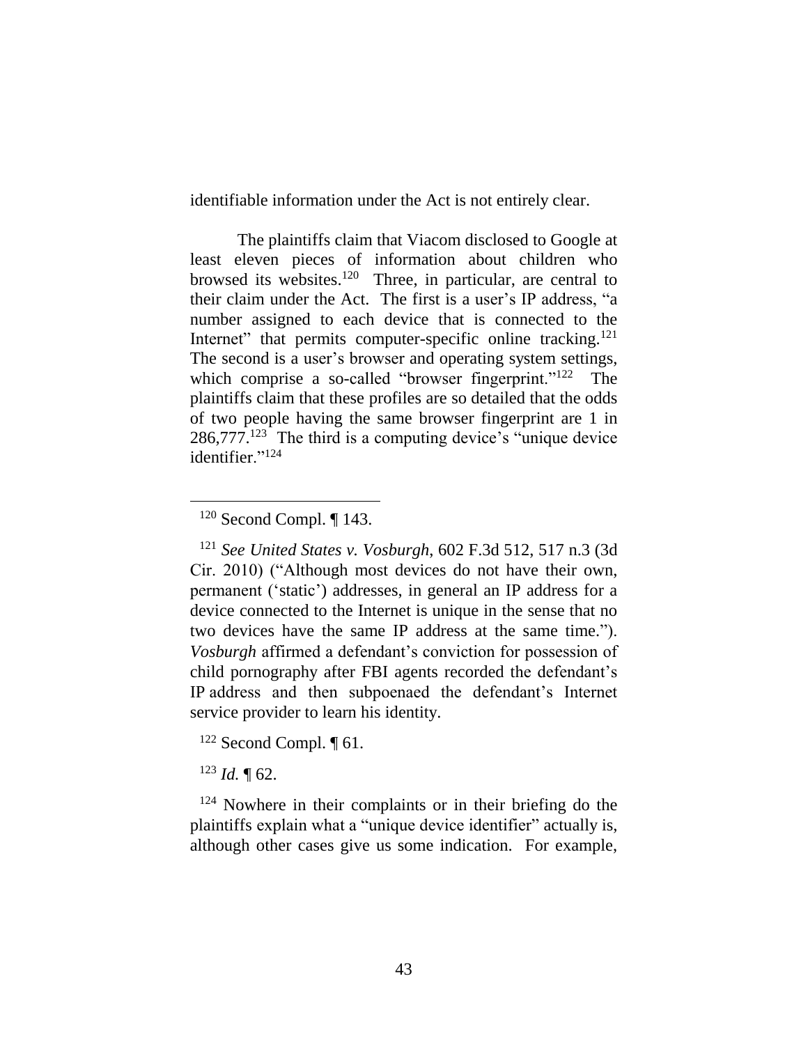identifiable information under the Act is not entirely clear.

The plaintiffs claim that Viacom disclosed to Google at least eleven pieces of information about children who browsed its websites.[120] Three, in particular, are central to their claim under the Act. The first is a user's IP address, "a number assigned to each device that is connected to the Internet" that permits computer-specific online tracking.[121] The second is a user's browser and operating system settings, which comprise a so-called "browser fingerprint."[122] The plaintiffs claim that these profiles are so detailed that the odds of two people having the same browser fingerprint are 1 in 286,777.[123] The third is a computing device's "unique device identifier."[124]

---

[120] Second Compl. ¶ 143.

[121] *See United States v. Vosburgh*, 602 F.3d 512, 517 n.3 (3d Cir. 2010) ("Although most devices do not have their own, permanent ('static') addresses, in general an IP address for a device connected to the Internet is unique in the sense that no two devices have the same IP address at the same time."). *Vosburgh* affirmed a defendant's conviction for possession of child pornography after FBI agents recorded the defendant's IP address and then subpoenaed the defendant's Internet service provider to learn his identity.

[122] Second Compl. ¶ 61.

[123] *Id.* ¶ 62.

[124] Nowhere in their complaints or in their briefing do the plaintiffs explain what a "unique device identifier" actually is, although other cases give us some indication. For example,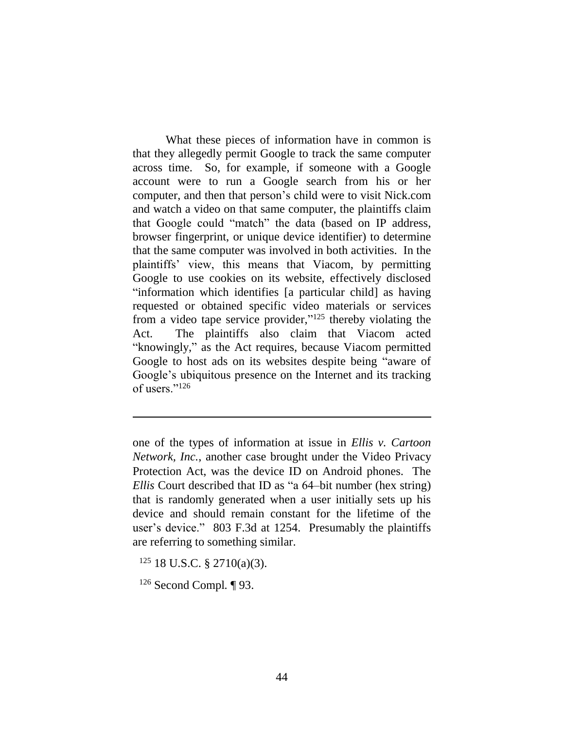What these pieces of information have in common is that they allegedly permit Google to track the same computer across time. So, for example, if someone with a Google account were to run a Google search from his or her computer, and then that person's child were to visit Nick.com and watch a video on that same computer, the plaintiffs claim that Google could "match" the data (based on IP address, browser fingerprint, or unique device identifier) to determine that the same computer was involved in both activities. In the plaintiffs' view, this means that Viacom, by permitting Google to use cookies on its website, effectively disclosed "information which identifies [a particular child] as having requested or obtained specific video materials or services from a video tape service provider,"[125] thereby violating the Act. The plaintiffs also claim that Viacom acted "knowingly," as the Act requires, because Viacom permitted Google to host ads on its websites despite being "aware of Google's ubiquitous presence on the Internet and its tracking of users."[126]

---

one of the types of information at issue in *Ellis v. Cartoon Network, Inc.*, another case brought under the Video Privacy Protection Act, was the device ID on Android phones. The *Ellis* Court described that ID as "a 64–bit number (hex string) that is randomly generated when a user initially sets up his device and should remain constant for the lifetime of the user's device." 803 F.3d at 1254. Presumably the plaintiffs are referring to something similar.

[125] 18 U.S.C. § 2710(a)(3).

[126] Second Compl. ¶ 93.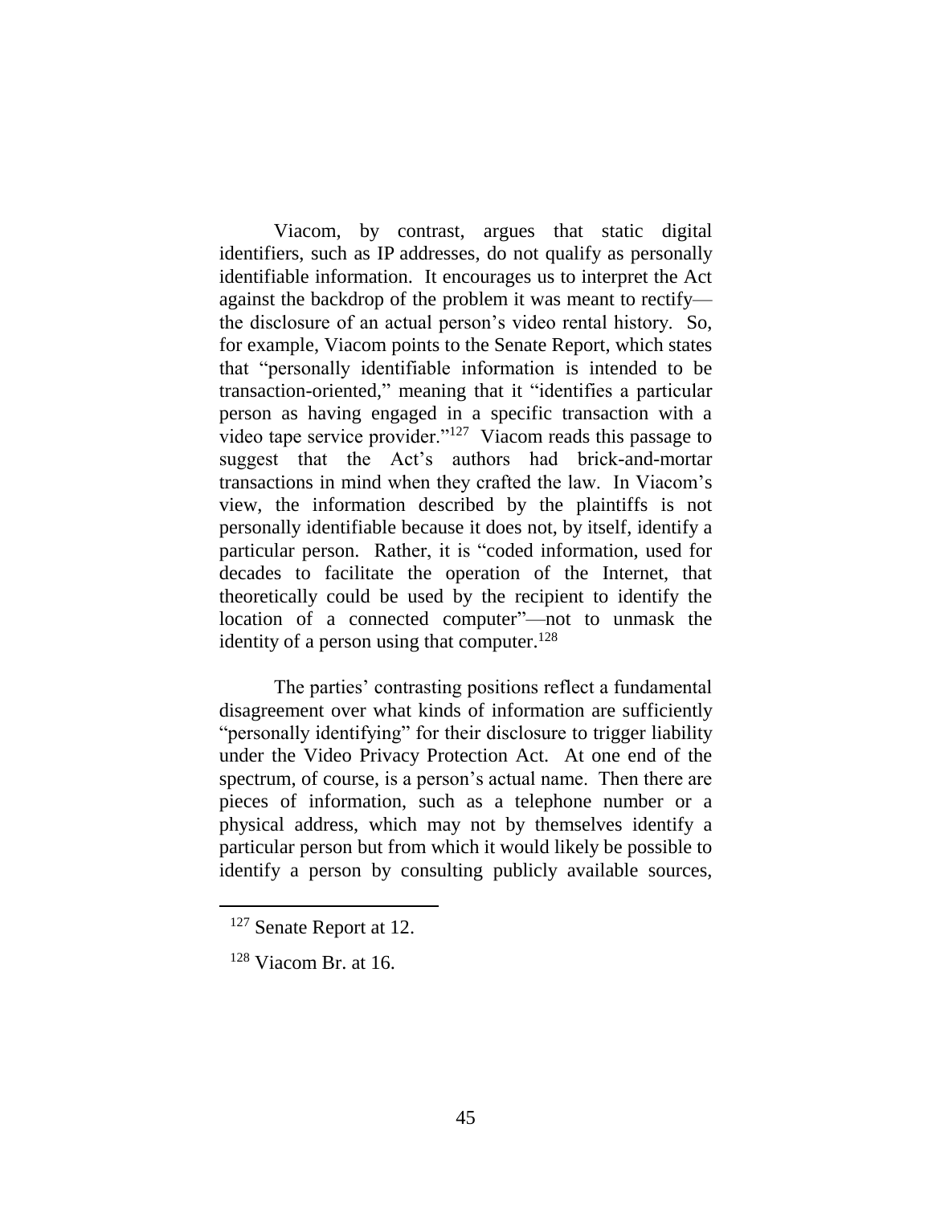Viacom, by contrast, argues that static digital identifiers, such as IP addresses, do not qualify as personally identifiable information. It encourages us to interpret the Act against the backdrop of the problem it was meant to rectify—the disclosure of an actual person's video rental history. So, for example, Viacom points to the Senate Report, which states that "personally identifiable information is intended to be transaction-oriented," meaning that it "identifies a particular person as having engaged in a specific transaction with a video tape service provider."[127] Viacom reads this passage to suggest that the Act's authors had brick-and-mortar transactions in mind when they crafted the law. In Viacom's view, the information described by the plaintiffs is not personally identifiable because it does not, by itself, identify a particular person. Rather, it is "coded information, used for decades to facilitate the operation of the Internet, that theoretically could be used by the recipient to identify the location of a connected computer"—not to unmask the identity of a person using that computer.[128]

The parties' contrasting positions reflect a fundamental disagreement over what kinds of information are sufficiently "personally identifying" for their disclosure to trigger liability under the Video Privacy Protection Act. At one end of the spectrum, of course, is a person's actual name. Then there are pieces of information, such as a telephone number or a physical address, which may not by themselves identify a particular person but from which it would likely be possible to identify a person by consulting publicly available sources,

[127] Senate Report at 12.

[128] Viacom Br. at 16.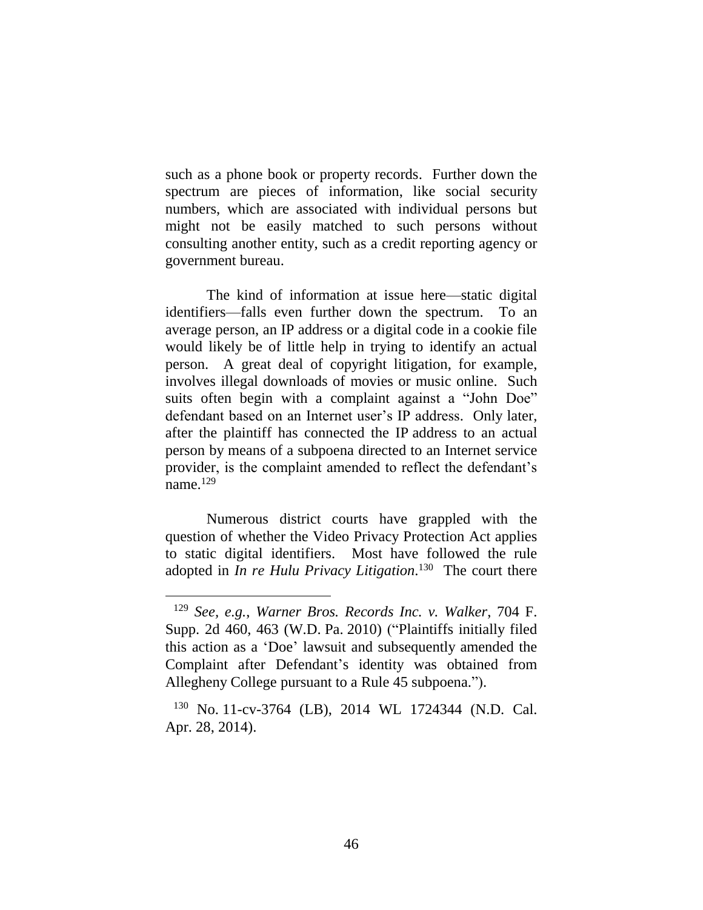such as a phone book or property records. Further down the spectrum are pieces of information, like social security numbers, which are associated with individual persons but might not be easily matched to such persons without consulting another entity, such as a credit reporting agency or government bureau.

The kind of information at issue here—static digital identifiers—falls even further down the spectrum. To an average person, an IP address or a digital code in a cookie file would likely be of little help in trying to identify an actual person. A great deal of copyright litigation, for example, involves illegal downloads of movies or music online. Such suits often begin with a complaint against a "John Doe" defendant based on an Internet user's IP address. Only later, after the plaintiff has connected the IP address to an actual person by means of a subpoena directed to an Internet service provider, is the complaint amended to reflect the defendant's name.[129]

Numerous district courts have grappled with the question of whether the Video Privacy Protection Act applies to static digital identifiers. Most have followed the rule adopted in *In re Hulu Privacy Litigation*.[130] The court there

---

[129] *See, e.g.*, *Warner Bros. Records Inc. v. Walker*, 704 F. Supp. 2d 460, 463 (W.D. Pa. 2010) ("Plaintiffs initially filed this action as a 'Doe' lawsuit and subsequently amended the Complaint after Defendant's identity was obtained from Allegheny College pursuant to a Rule 45 subpoena.").

[130] No. 11-cv-3764 (LB), 2014 WL 1724344 (N.D. Cal. Apr. 28, 2014).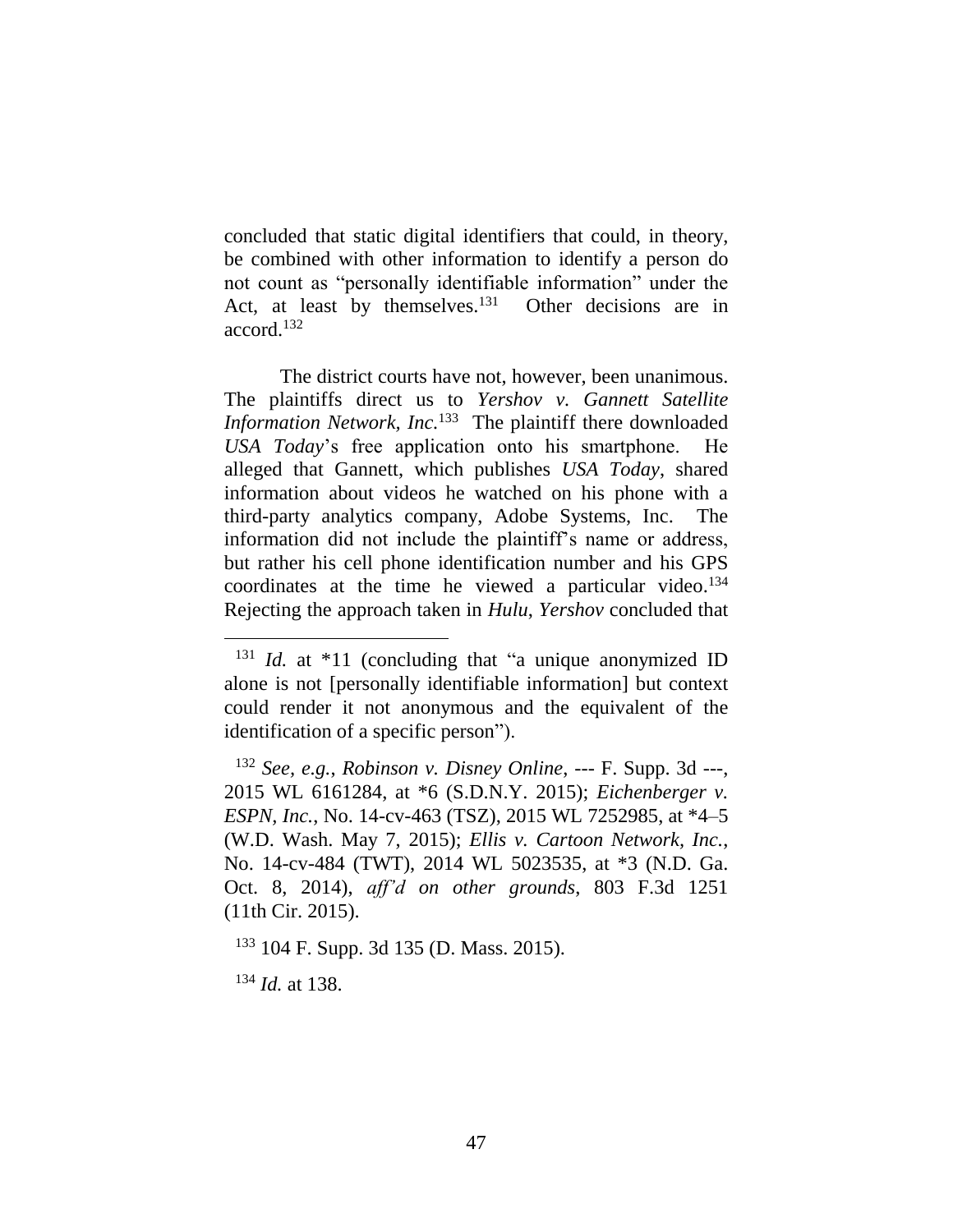concluded that static digital identifiers that could, in theory, be combined with other information to identify a person do not count as "personally identifiable information" under the Act, at least by themselves.[131] Other decisions are in accord.[132]

The district courts have not, however, been unanimous. The plaintiffs direct us to *Yershov v. Gannett Satellite Information Network, Inc.*[133] The plaintiff there downloaded *USA Today*'s free application onto his smartphone. He alleged that Gannett, which publishes *USA Today*, shared information about videos he watched on his phone with a third-party analytics company, Adobe Systems, Inc. The information did not include the plaintiff's name or address, but rather his cell phone identification number and his GPS coordinates at the time he viewed a particular video.[134] Rejecting the approach taken in *Hulu*, *Yershov* concluded that

---

[131] *Id.* at *11 (concluding that "a unique anonymized ID alone is not [personally identifiable information] but context could render it not anonymous and the equivalent of the identification of a specific person").

[132] *See, e.g.*, *Robinson v. Disney Online*, --- F. Supp. 3d ---, 2015 WL 6161284, at *6 (S.D.N.Y. 2015); *Eichenberger v. ESPN, Inc.*, No. 14-cv-463 (TSZ), 2015 WL 7252985, at *4–5 (W.D. Wash. May 7, 2015); *Ellis v. Cartoon Network, Inc.*, No. 14-cv-484 (TWT), 2014 WL 5023535, at *3 (N.D. Ga. Oct. 8, 2014), *aff'd on other grounds*, 803 F.3d 1251 (11th Cir. 2015).

[133] 104 F. Supp. 3d 135 (D. Mass. 2015).

[134] *Id.* at 138.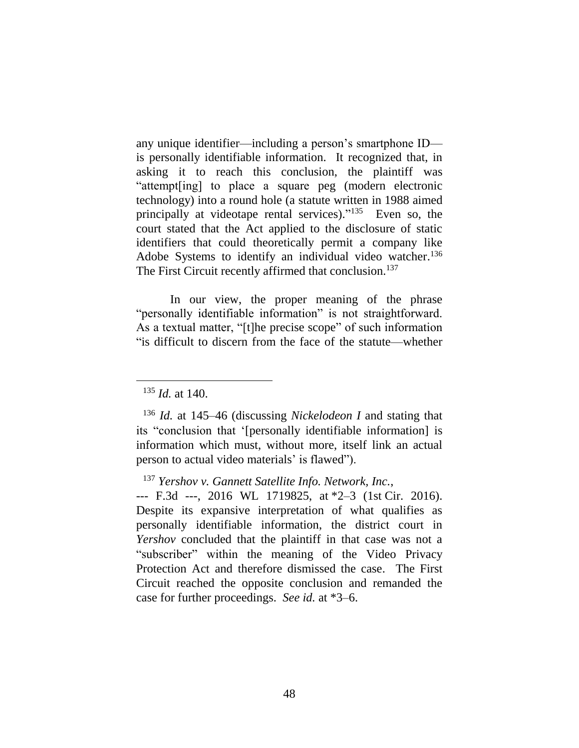any unique identifier—including a person's smartphone ID—is personally identifiable information. It recognized that, in asking it to reach this conclusion, the plaintiff was "attempt[ing] to place a square peg (modern electronic technology) into a round hole (a statute written in 1988 aimed principally at videotape rental services)."[135] Even so, the court stated that the Act applied to the disclosure of static identifiers that could theoretically permit a company like Adobe Systems to identify an individual video watcher.[136] The First Circuit recently affirmed that conclusion.[137]

In our view, the proper meaning of the phrase "personally identifiable information" is not straightforward. As a textual matter, "[t]he precise scope" of such information "is difficult to discern from the face of the statute—whether

---

[135] *Id.* at 140.

[136] *Id.* at 145–46 (discussing *Nickelodeon I* and stating that its "conclusion that '[personally identifiable information] is information which must, without more, itself link an actual person to actual video materials' is flawed").

[137] *Yershov v. Gannett Satellite Info. Network, Inc.*, --- F.3d ---, 2016 WL 1719825, at *2–3 (1st Cir. 2016). Despite its expansive interpretation of what qualifies as personally identifiable information, the district court in *Yershov* concluded that the plaintiff in that case was not a "subscriber" within the meaning of the Video Privacy Protection Act and therefore dismissed the case. The First Circuit reached the opposite conclusion and remanded the case for further proceedings. *See id.* at *3–6.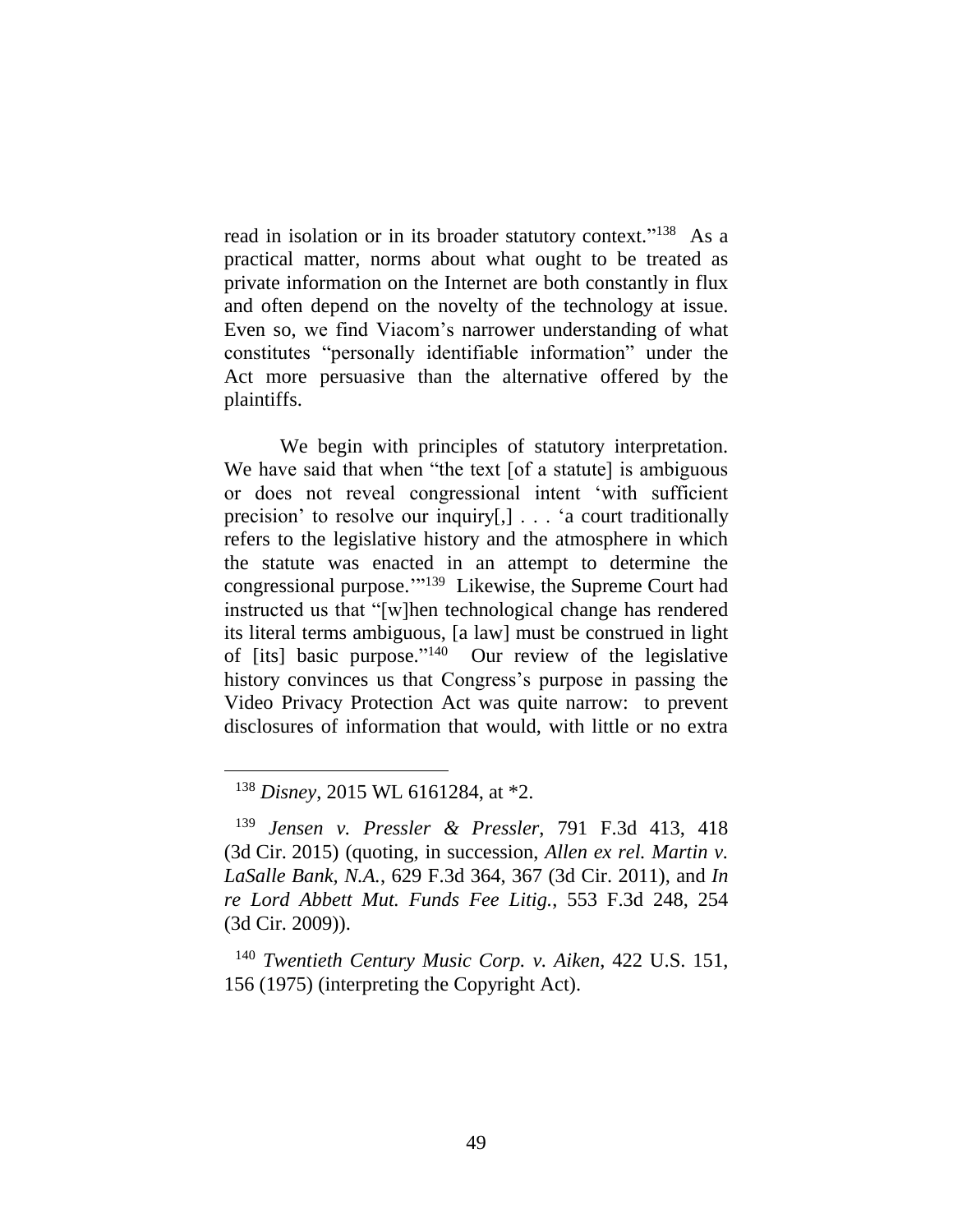read in isolation or in its broader statutory context."[138] As a practical matter, norms about what ought to be treated as private information on the Internet are both constantly in flux and often depend on the novelty of the technology at issue. Even so, we find Viacom's narrower understanding of what constitutes "personally identifiable information" under the Act more persuasive than the alternative offered by the plaintiffs.

We begin with principles of statutory interpretation. We have said that when "the text [of a statute] is ambiguous or does not reveal congressional intent 'with sufficient precision' to resolve our inquiry[,] . . . 'a court traditionally refers to the legislative history and the atmosphere in which the statute was enacted in an attempt to determine the congressional purpose.'"[139] Likewise, the Supreme Court had instructed us that "[w]hen technological change has rendered its literal terms ambiguous, [a law] must be construed in light of [its] basic purpose."[140] Our review of the legislative history convinces us that Congress's purpose in passing the Video Privacy Protection Act was quite narrow: to prevent disclosures of information that would, with little or no extra

---

[138] *Disney*, 2015 WL 6161284, at *2.

[139] *Jensen v. Pressler & Pressler*, 791 F.3d 413, 418 (3d Cir. 2015) (quoting, in succession, *Allen ex rel. Martin v. LaSalle Bank, N.A.*, 629 F.3d 364, 367 (3d Cir. 2011), and *In re Lord Abbett Mut. Funds Fee Litig.*, 553 F.3d 248, 254 (3d Cir. 2009)).

[140] *Twentieth Century Music Corp. v. Aiken*, 422 U.S. 151, 156 (1975) (interpreting the Copyright Act).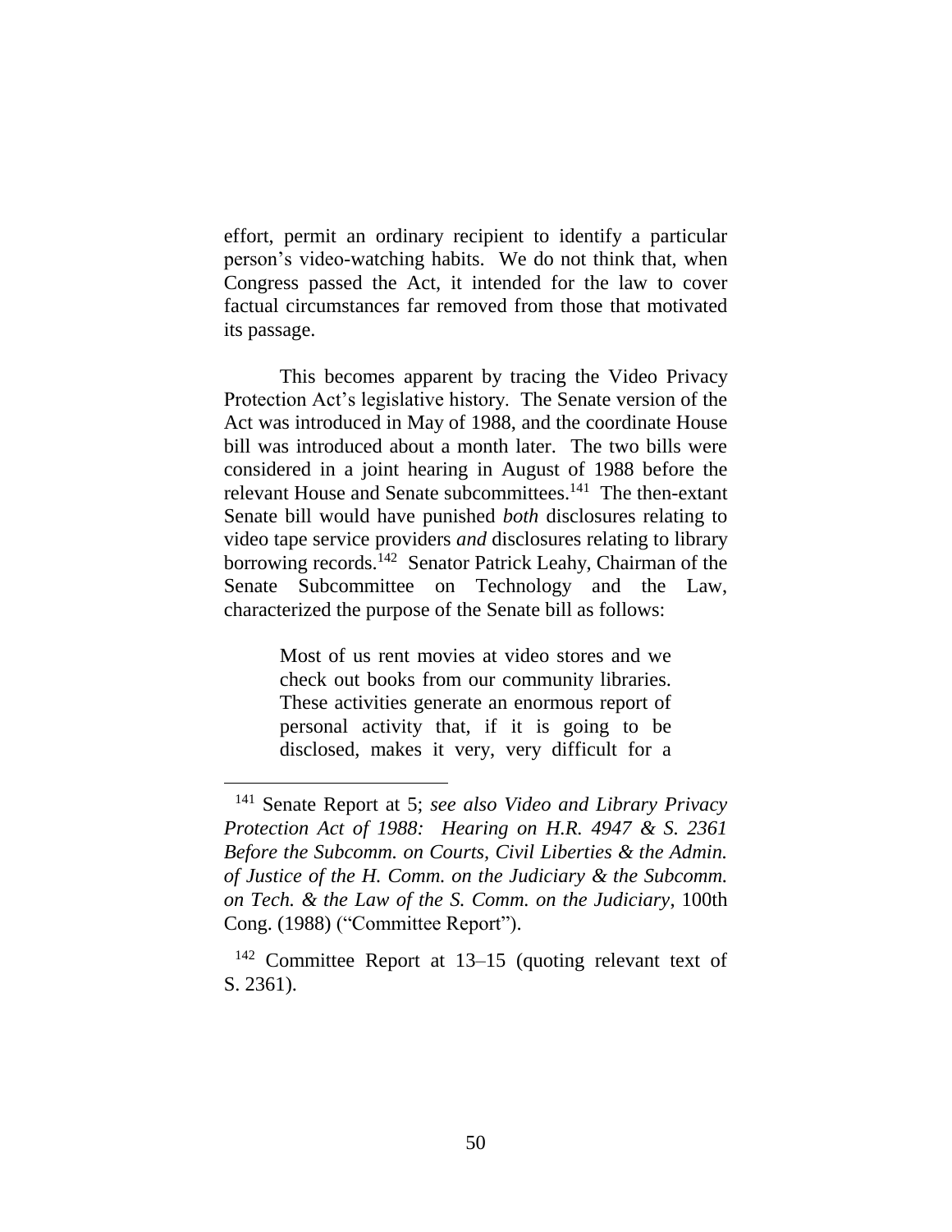effort, permit an ordinary recipient to identify a particular person's video-watching habits. We do not think that, when Congress passed the Act, it intended for the law to cover factual circumstances far removed from those that motivated its passage.

This becomes apparent by tracing the Video Privacy Protection Act's legislative history. The Senate version of the Act was introduced in May of 1988, and the coordinate House bill was introduced about a month later. The two bills were considered in a joint hearing in August of 1988 before the relevant House and Senate subcommittees.[141] The then-extant Senate bill would have punished *both* disclosures relating to video tape service providers *and* disclosures relating to library borrowing records.[142] Senator Patrick Leahy, Chairman of the Senate Subcommittee on Technology and the Law, characterized the purpose of the Senate bill as follows:

> Most of us rent movies at video stores and we check out books from our community libraries. These activities generate an enormous report of personal activity that, if it is going to be disclosed, makes it very, very difficult for a

---

[141] Senate Report at 5; *see also Video and Library Privacy Protection Act of 1988: Hearing on H.R. 4947 & S. 2361 Before the Subcomm. on Courts, Civil Liberties & the Admin. of Justice of the H. Comm. on the Judiciary & the Subcomm. on Tech. & the Law of the S. Comm. on the Judiciary*, 100th Cong. (1988) ("Committee Report").

[142] Committee Report at 13–15 (quoting relevant text of S. 2361).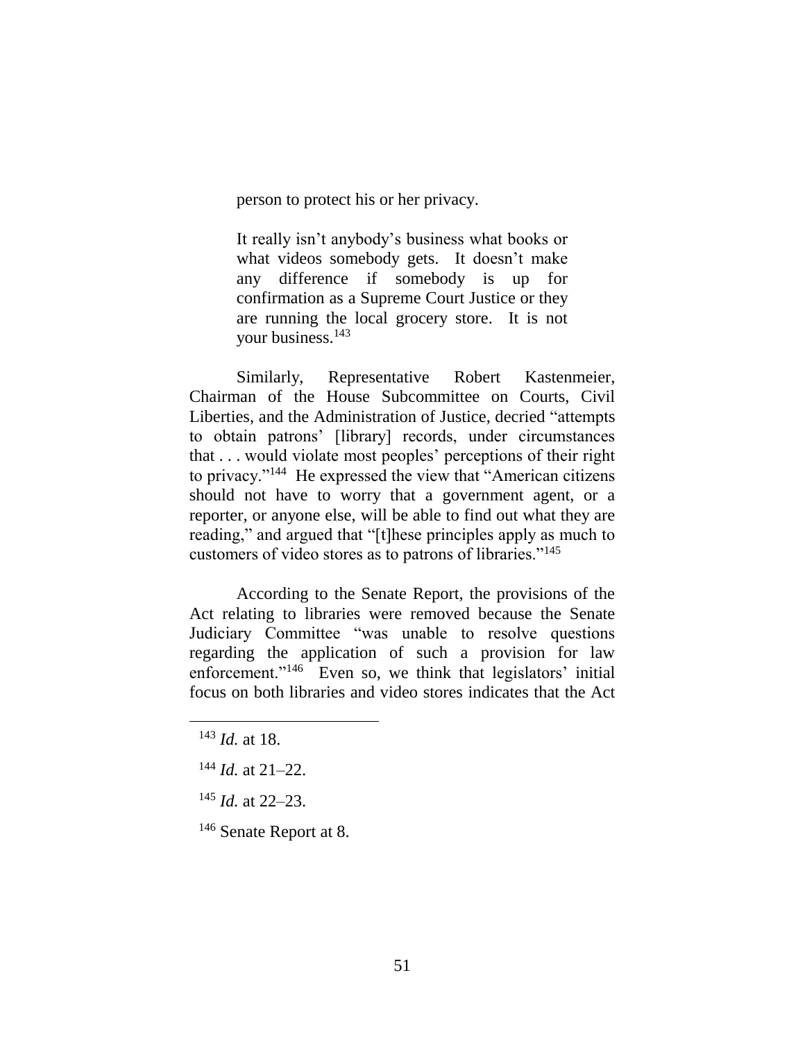> person to protect his or her privacy.
>
> It really isn't anybody's business what books or what videos somebody gets. It doesn't make any difference if somebody is up for confirmation as a Supreme Court Justice or they are running the local grocery store. It is not your business.[143]

Similarly, Representative Robert Kastenmeier, Chairman of the House Subcommittee on Courts, Civil Liberties, and the Administration of Justice, decried "attempts to obtain patrons' [library] records, under circumstances that . . . would violate most peoples' perceptions of their right to privacy."[144] He expressed the view that "American citizens should not have to worry that a government agent, or a reporter, or anyone else, will be able to find out what they are reading," and argued that "[t]hese principles apply as much to customers of video stores as to patrons of libraries."[145]

According to the Senate Report, the provisions of the Act relating to libraries were removed because the Senate Judiciary Committee "was unable to resolve questions regarding the application of such a provision for law enforcement."[146] Even so, we think that legislators' initial focus on both libraries and video stores indicates that the Act

---

[143] *Id.* at 18.

[144] *Id.* at 21–22.

[145] *Id.* at 22–23.

[146] Senate Report at 8.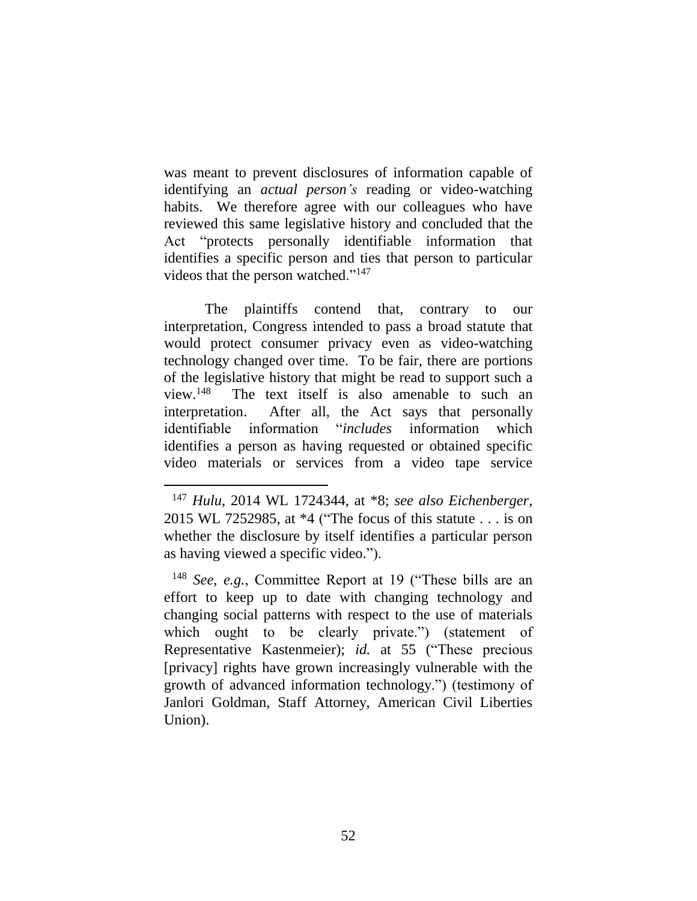was meant to prevent disclosures of information capable of identifying an *actual person's* reading or video-watching habits. We therefore agree with our colleagues who have reviewed this same legislative history and concluded that the Act "protects personally identifiable information that identifies a specific person and ties that person to particular videos that the person watched."[147]

The plaintiffs contend that, contrary to our interpretation, Congress intended to pass a broad statute that would protect consumer privacy even as video-watching technology changed over time. To be fair, there are portions of the legislative history that might be read to support such a view.[148] The text itself is also amenable to such an interpretation. After all, the Act says that personally identifiable information "*includes* information which identifies a person as having requested or obtained specific video materials or services from a video tape service

---

[147] *Hulu*, 2014 WL 1724344, at *8; *see also Eichenberger*, 2015 WL 7252985, at *4 ("The focus of this statute . . . is on whether the disclosure by itself identifies a particular person as having viewed a specific video.").

[148] *See, e.g.*, Committee Report at 19 ("These bills are an effort to keep up to date with changing technology and changing social patterns with respect to the use of materials which ought to be clearly private.") (statement of Representative Kastenmeier); *id.* at 55 ("These precious [privacy] rights have grown increasingly vulnerable with the growth of advanced information technology.") (testimony of Janlori Goldman, Staff Attorney, American Civil Liberties Union).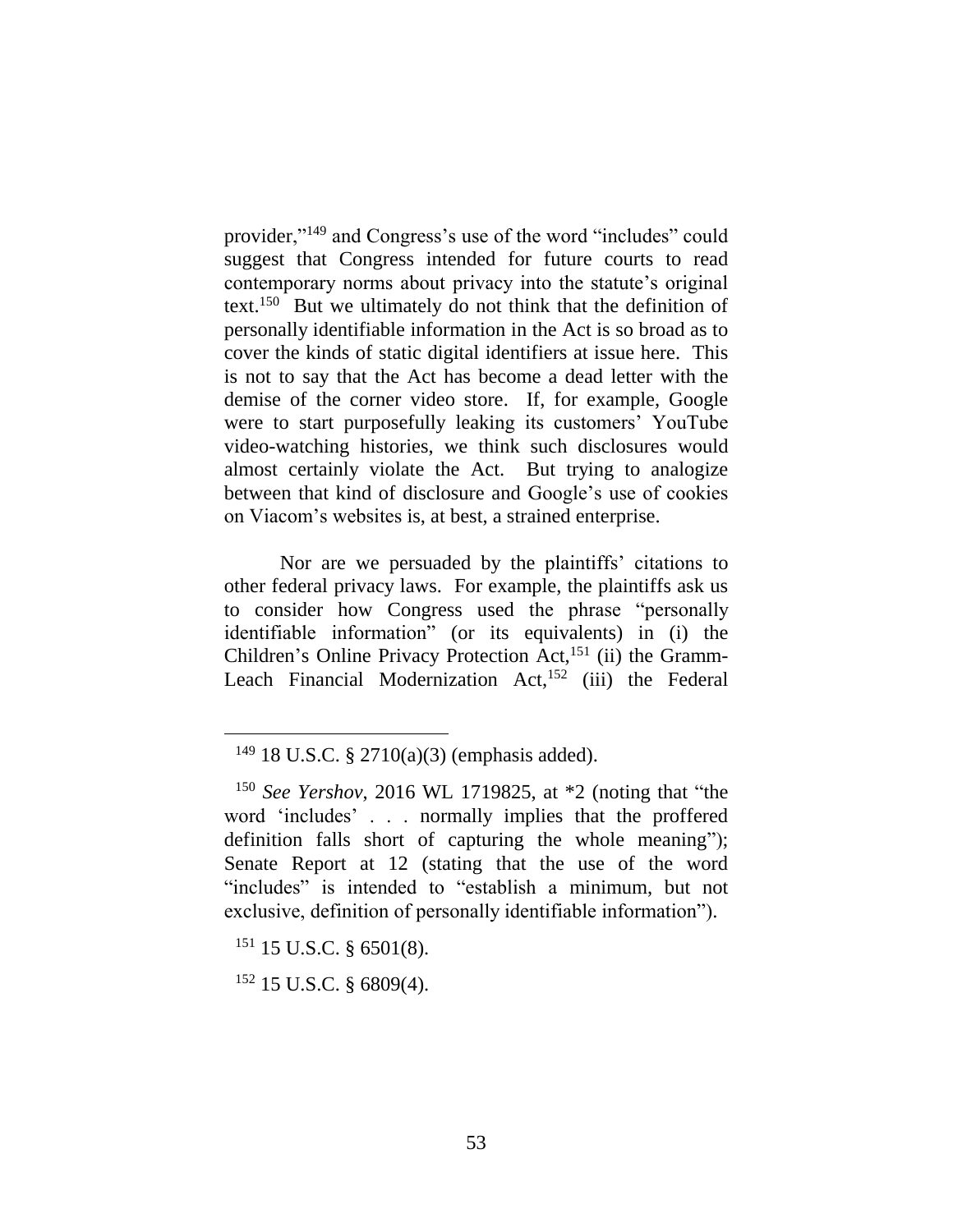provider,"[149] and Congress's use of the word "includes" could suggest that Congress intended for future courts to read contemporary norms about privacy into the statute's original text.[150] But we ultimately do not think that the definition of personally identifiable information in the Act is so broad as to cover the kinds of static digital identifiers at issue here. This is not to say that the Act has become a dead letter with the demise of the corner video store. If, for example, Google were to start purposefully leaking its customers' YouTube video-watching histories, we think such disclosures would almost certainly violate the Act. But trying to analogize between that kind of disclosure and Google's use of cookies on Viacom's websites is, at best, a strained enterprise.

Nor are we persuaded by the plaintiffs' citations to other federal privacy laws. For example, the plaintiffs ask us to consider how Congress used the phrase "personally identifiable information" (or its equivalents) in (i) the Children's Online Privacy Protection Act,[151] (ii) the Gramm-Leach Financial Modernization Act,[152] (iii) the Federal

---

[149] 18 U.S.C. § 2710(a)(3) (emphasis added).

[150] *See Yershov*, 2016 WL 1719825, at *2 (noting that "the word 'includes' . . . normally implies that the proffered definition falls short of capturing the whole meaning"); Senate Report at 12 (stating that the use of the word "includes" is intended to "establish a minimum, but not exclusive, definition of personally identifiable information").

[151] 15 U.S.C. § 6501(8).

[152] 15 U.S.C. § 6809(4).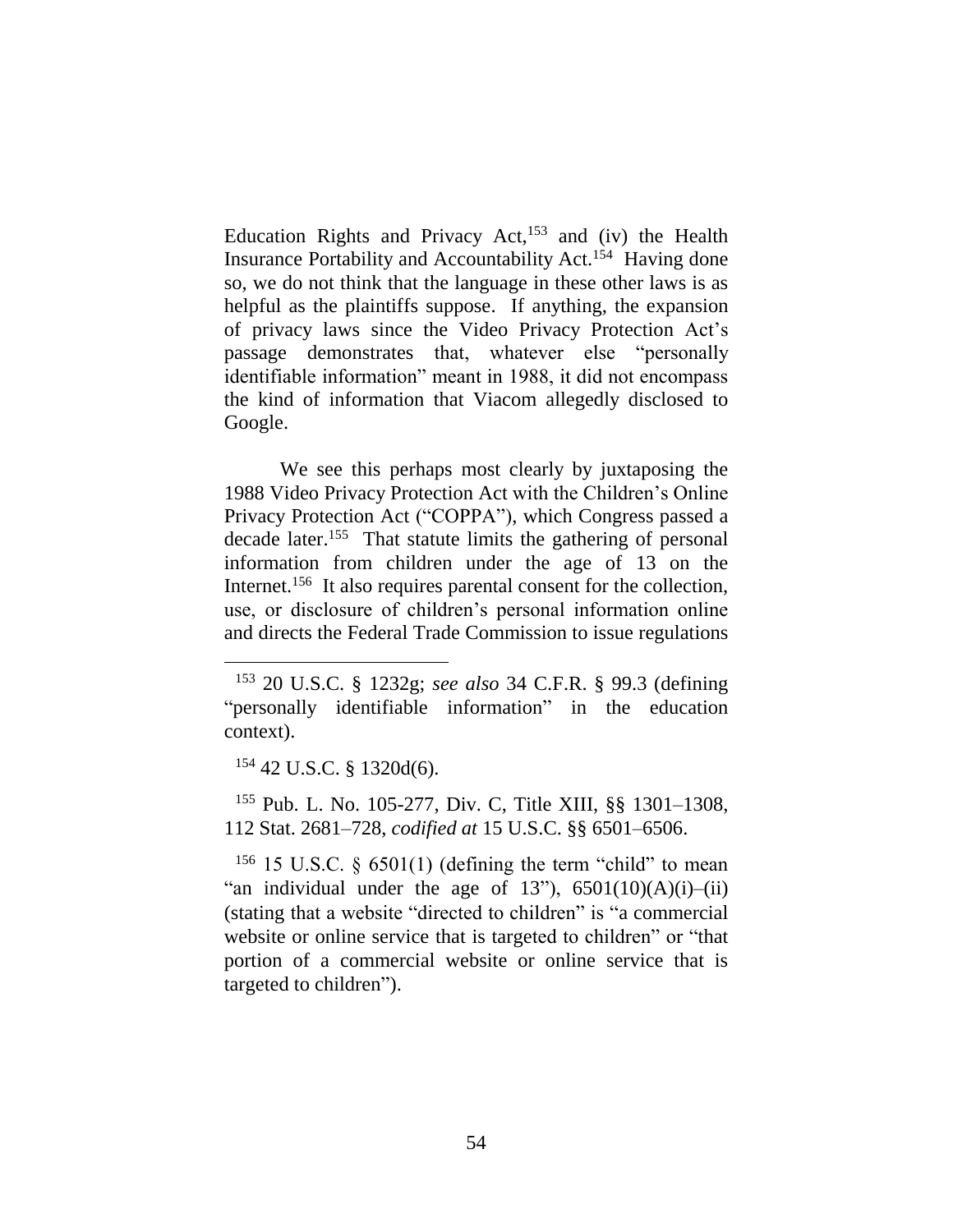Education Rights and Privacy Act,[153] and (iv) the Health Insurance Portability and Accountability Act.[154] Having done so, we do not think that the language in these other laws is as helpful as the plaintiffs suppose. If anything, the expansion of privacy laws since the Video Privacy Protection Act's passage demonstrates that, whatever else "personally identifiable information" meant in 1988, it did not encompass the kind of information that Viacom allegedly disclosed to Google.

We see this perhaps most clearly by juxtaposing the 1988 Video Privacy Protection Act with the Children's Online Privacy Protection Act ("COPPA"), which Congress passed a decade later.[155] That statute limits the gathering of personal information from children under the age of 13 on the Internet.[156] It also requires parental consent for the collection, use, or disclosure of children's personal information online and directs the Federal Trade Commission to issue regulations

---

[153] 20 U.S.C. § 1232g; *see also* 34 C.F.R. § 99.3 (defining "personally identifiable information" in the education context).

[154] 42 U.S.C. § 1320d(6).

[155] Pub. L. No. 105-277, Div. C, Title XIII, §§ 1301–1308, 112 Stat. 2681–728, *codified at* 15 U.S.C. §§ 6501–6506.

[156] 15 U.S.C. § 6501(1) (defining the term "child" to mean "an individual under the age of 13"), 6501(10)(A)(i)–(ii) (stating that a website "directed to children" is "a commercial website or online service that is targeted to children" or "that portion of a commercial website or online service that is targeted to children").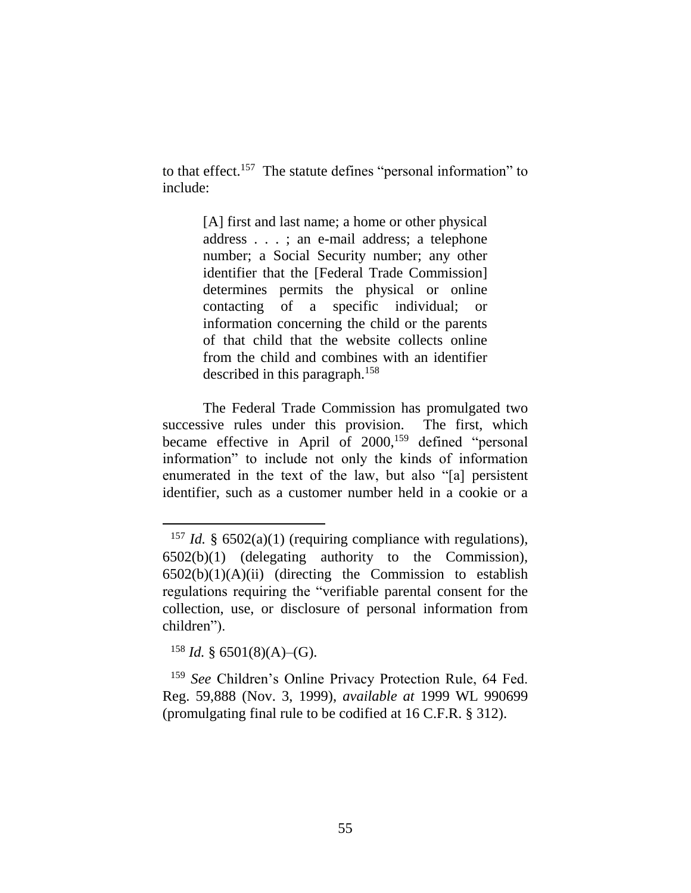to that effect.[157] The statute defines "personal information" to include:

> [A] first and last name; a home or other physical address . . . ; an e-mail address; a telephone number; a Social Security number; any other identifier that the [Federal Trade Commission] determines permits the physical or online contacting of a specific individual; or information concerning the child or the parents of that child that the website collects online from the child and combines with an identifier described in this paragraph.[158]

The Federal Trade Commission has promulgated two successive rules under this provision. The first, which became effective in April of 2000,[159] defined "personal information" to include not only the kinds of information enumerated in the text of the law, but also "[a] persistent identifier, such as a customer number held in a cookie or a

---

[157] *Id.* § 6502(a)(1) (requiring compliance with regulations), 6502(b)(1) (delegating authority to the Commission), 6502(b)(1)(A)(ii) (directing the Commission to establish regulations requiring the "verifiable parental consent for the collection, use, or disclosure of personal information from children").

[158] *Id.* § 6501(8)(A)–(G).

[159] *See* Children's Online Privacy Protection Rule, 64 Fed. Reg. 59,888 (Nov. 3, 1999), *available at* 1999 WL 990699 (promulgating final rule to be codified at 16 C.F.R. § 312).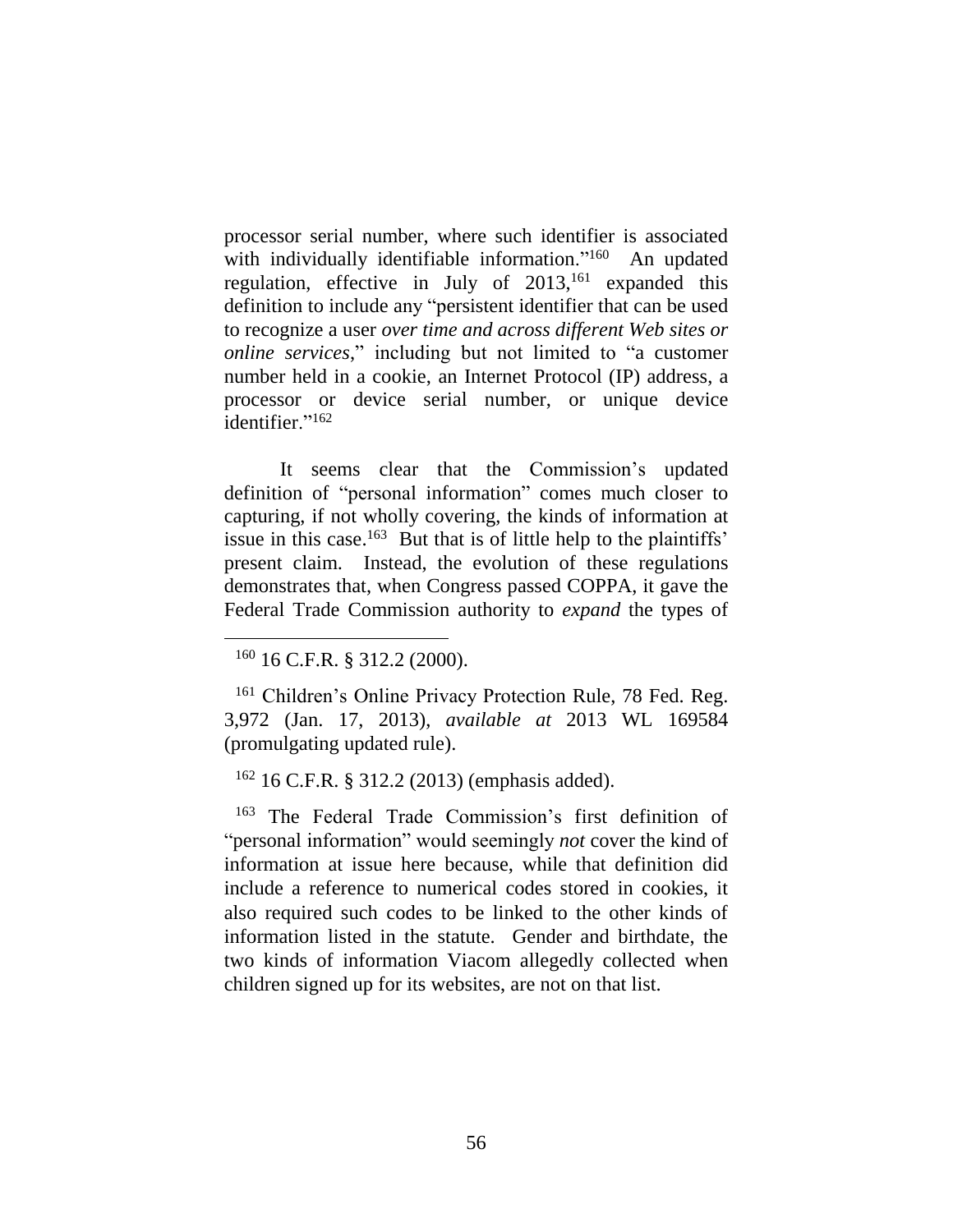processor serial number, where such identifier is associated with individually identifiable information."[160] An updated regulation, effective in July of 2013,[161] expanded this definition to include any "persistent identifier that can be used to recognize a user *over time and across different Web sites or online services*," including but not limited to "a customer number held in a cookie, an Internet Protocol (IP) address, a processor or device serial number, or unique device identifier."[162]

It seems clear that the Commission's updated definition of "personal information" comes much closer to capturing, if not wholly covering, the kinds of information at issue in this case.[163] But that is of little help to the plaintiffs' present claim. Instead, the evolution of these regulations demonstrates that, when Congress passed COPPA, it gave the Federal Trade Commission authority to *expand* the types of

---

[160] 16 C.F.R. § 312.2 (2000).

[161] Children's Online Privacy Protection Rule, 78 Fed. Reg. 3,972 (Jan. 17, 2013), *available at* 2013 WL 169584 (promulgating updated rule).

[162] 16 C.F.R. § 312.2 (2013) (emphasis added).

[163] The Federal Trade Commission's first definition of "personal information" would seemingly *not* cover the kind of information at issue here because, while that definition did include a reference to numerical codes stored in cookies, it also required such codes to be linked to the other kinds of information listed in the statute. Gender and birthdate, the two kinds of information Viacom allegedly collected when children signed up for its websites, are not on that list.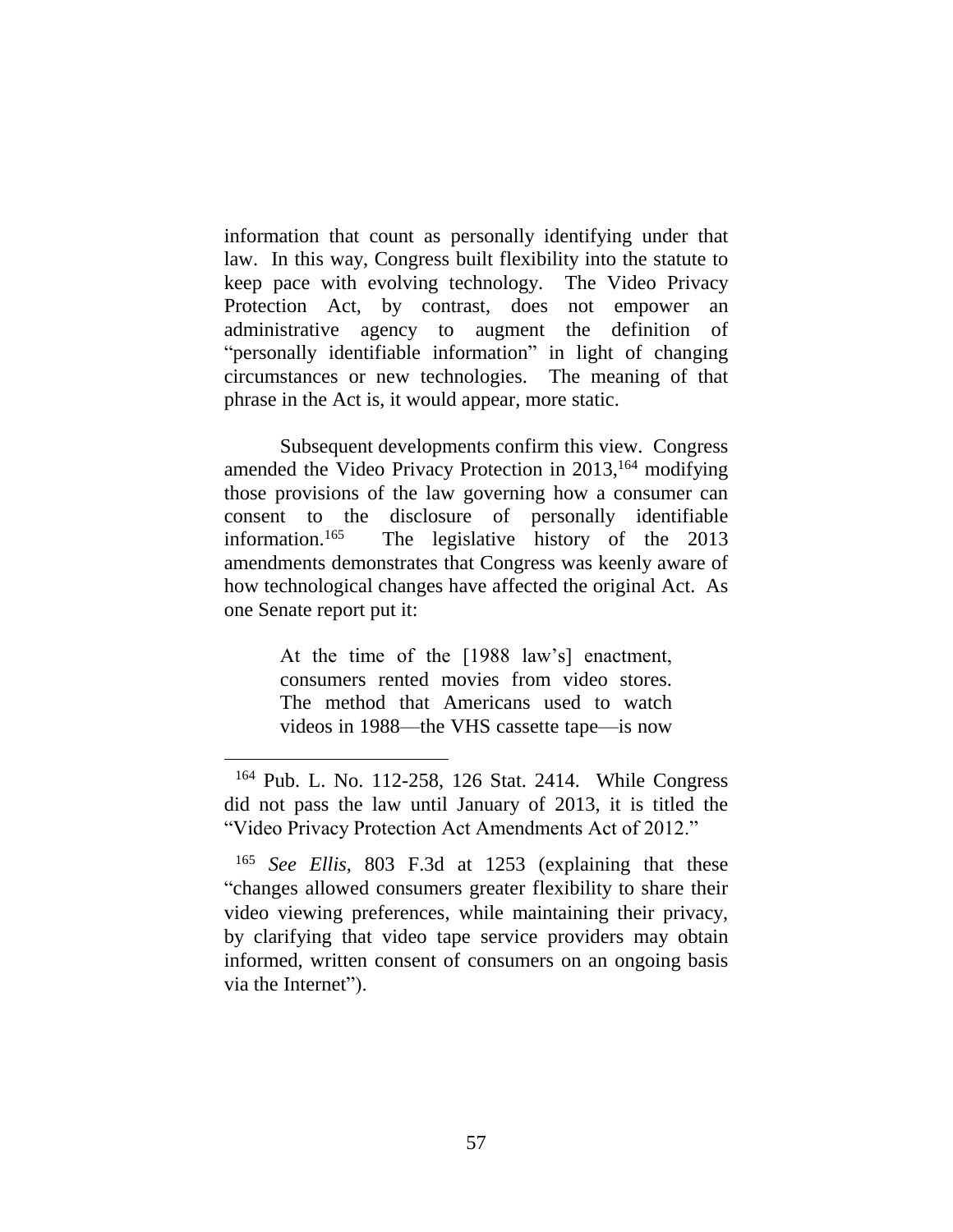information that count as personally identifying under that law. In this way, Congress built flexibility into the statute to keep pace with evolving technology. The Video Privacy Protection Act, by contrast, does not empower an administrative agency to augment the definition of "personally identifiable information" in light of changing circumstances or new technologies. The meaning of that phrase in the Act is, it would appear, more static.

Subsequent developments confirm this view. Congress amended the Video Privacy Protection in 2013,[164] modifying those provisions of the law governing how a consumer can consent to the disclosure of personally identifiable information.[165] The legislative history of the 2013 amendments demonstrates that Congress was keenly aware of how technological changes have affected the original Act. As one Senate report put it:

> At the time of the [1988 law's] enactment, consumers rented movies from video stores. The method that Americans used to watch videos in 1988—the VHS cassette tape—is now

---

[164] Pub. L. No. 112-258, 126 Stat. 2414. While Congress did not pass the law until January of 2013, it is titled the "Video Privacy Protection Act Amendments Act of 2012."

[165] *See Ellis*, 803 F.3d at 1253 (explaining that these "changes allowed consumers greater flexibility to share their video viewing preferences, while maintaining their privacy, by clarifying that video tape service providers may obtain informed, written consent of consumers on an ongoing basis via the Internet").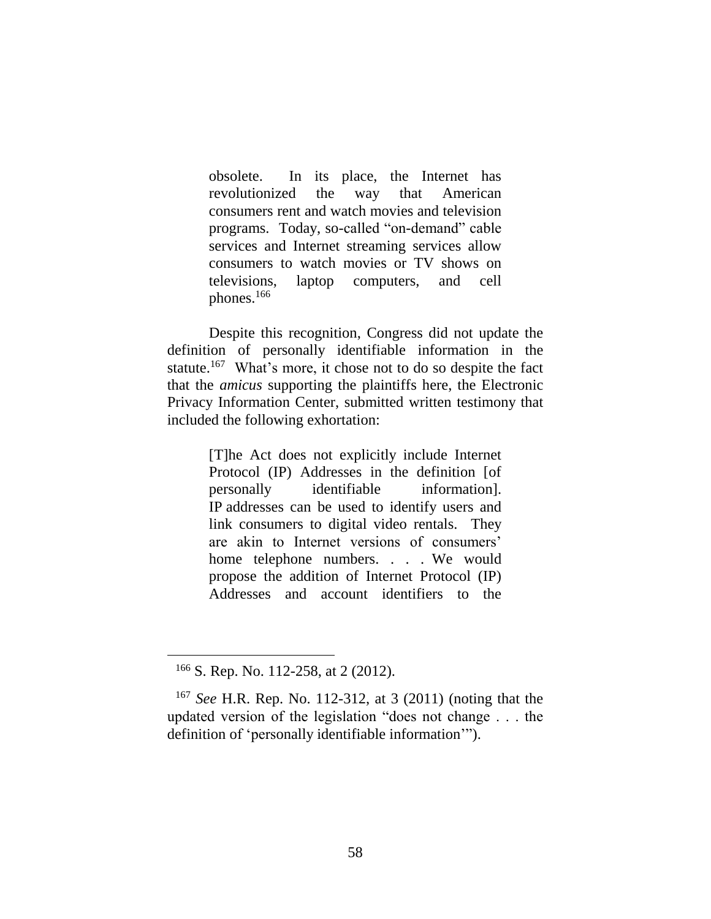> obsolete. In its place, the Internet has revolutionized the way that American consumers rent and watch movies and television programs. Today, so-called "on-demand" cable services and Internet streaming services allow consumers to watch movies or TV shows on televisions, laptop computers, and cell phones.[166]

Despite this recognition, Congress did not update the definition of personally identifiable information in the statute.[167] What's more, it chose not to do so despite the fact that the *amicus* supporting the plaintiffs here, the Electronic Privacy Information Center, submitted written testimony that included the following exhortation:

> [T]he Act does not explicitly include Internet Protocol (IP) Addresses in the definition [of personally identifiable information]. IP addresses can be used to identify users and link consumers to digital video rentals. They are akin to Internet versions of consumers' home telephone numbers. . . . We would propose the addition of Internet Protocol (IP) Addresses and account identifiers to the

---

[166] S. Rep. No. 112-258, at 2 (2012).

[167] *See* H.R. Rep. No. 112-312, at 3 (2011) (noting that the updated version of the legislation "does not change . . . the definition of 'personally identifiable information'").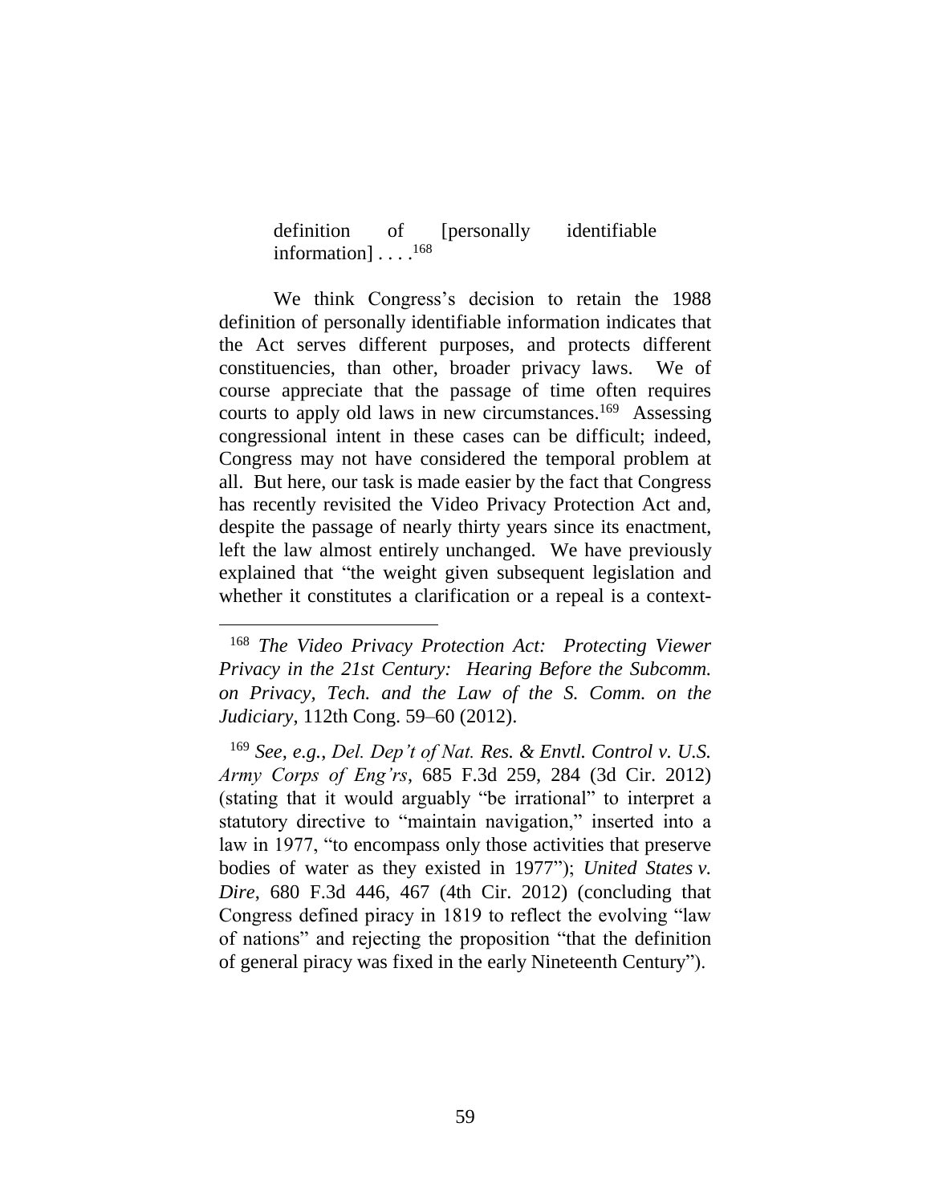> definition of [personally identifiable information] . . . .[168]

We think Congress's decision to retain the 1988 definition of personally identifiable information indicates that the Act serves different purposes, and protects different constituencies, than other, broader privacy laws. We of course appreciate that the passage of time often requires courts to apply old laws in new circumstances.[169] Assessing congressional intent in these cases can be difficult; indeed, Congress may not have considered the temporal problem at all. But here, our task is made easier by the fact that Congress has recently revisited the Video Privacy Protection Act and, despite the passage of nearly thirty years since its enactment, left the law almost entirely unchanged. We have previously explained that "the weight given subsequent legislation and whether it constitutes a clarification or a repeal is a context-

---

[168] *The Video Privacy Protection Act: Protecting Viewer Privacy in the 21st Century: Hearing Before the Subcomm. on Privacy, Tech. and the Law of the S. Comm. on the Judiciary*, 112th Cong. 59–60 (2012).

[169] *See, e.g.*, *Del. Dep't of Nat. Res. & Envtl. Control v. U.S. Army Corps of Eng'rs*, 685 F.3d 259, 284 (3d Cir. 2012) (stating that it would arguably "be irrational" to interpret a statutory directive to "maintain navigation," inserted into a law in 1977, "to encompass only those activities that preserve bodies of water as they existed in 1977"); *United States v. Dire*, 680 F.3d 446, 467 (4th Cir. 2012) (concluding that Congress defined piracy in 1819 to reflect the evolving "law of nations" and rejecting the proposition "that the definition of general piracy was fixed in the early Nineteenth Century").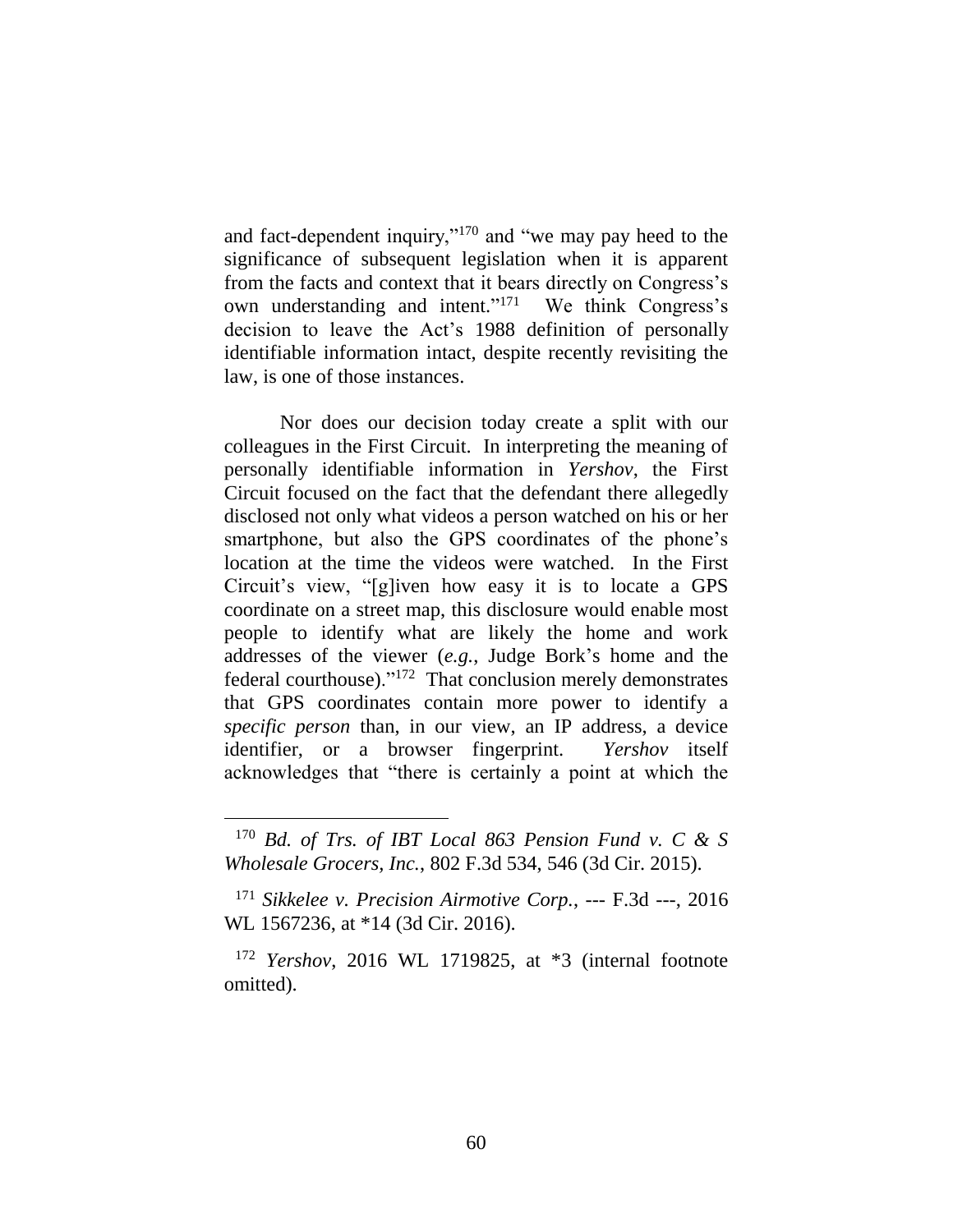and fact-dependent inquiry,"[170] and "we may pay heed to the significance of subsequent legislation when it is apparent from the facts and context that it bears directly on Congress's own understanding and intent."[171] We think Congress's decision to leave the Act's 1988 definition of personally identifiable information intact, despite recently revisiting the law, is one of those instances.

Nor does our decision today create a split with our colleagues in the First Circuit. In interpreting the meaning of personally identifiable information in *Yershov*, the First Circuit focused on the fact that the defendant there allegedly disclosed not only what videos a person watched on his or her smartphone, but also the GPS coordinates of the phone's location at the time the videos were watched. In the First Circuit's view, "[g]iven how easy it is to locate a GPS coordinate on a street map, this disclosure would enable most people to identify what are likely the home and work addresses of the viewer (*e.g.*, Judge Bork's home and the federal courthouse)."[172] That conclusion merely demonstrates that GPS coordinates contain more power to identify a *specific person* than, in our view, an IP address, a device identifier, or a browser fingerprint. *Yershov* itself acknowledges that "there is certainly a point at which the

---

[170] *Bd. of Trs. of IBT Local 863 Pension Fund v. C & S Wholesale Grocers, Inc.*, 802 F.3d 534, 546 (3d Cir. 2015).

[171] *Sikkelee v. Precision Airmotive Corp.*, --- F.3d ---, 2016 WL 1567236, at *14 (3d Cir. 2016).

[172] *Yershov*, 2016 WL 1719825, at *3 (internal footnote omitted).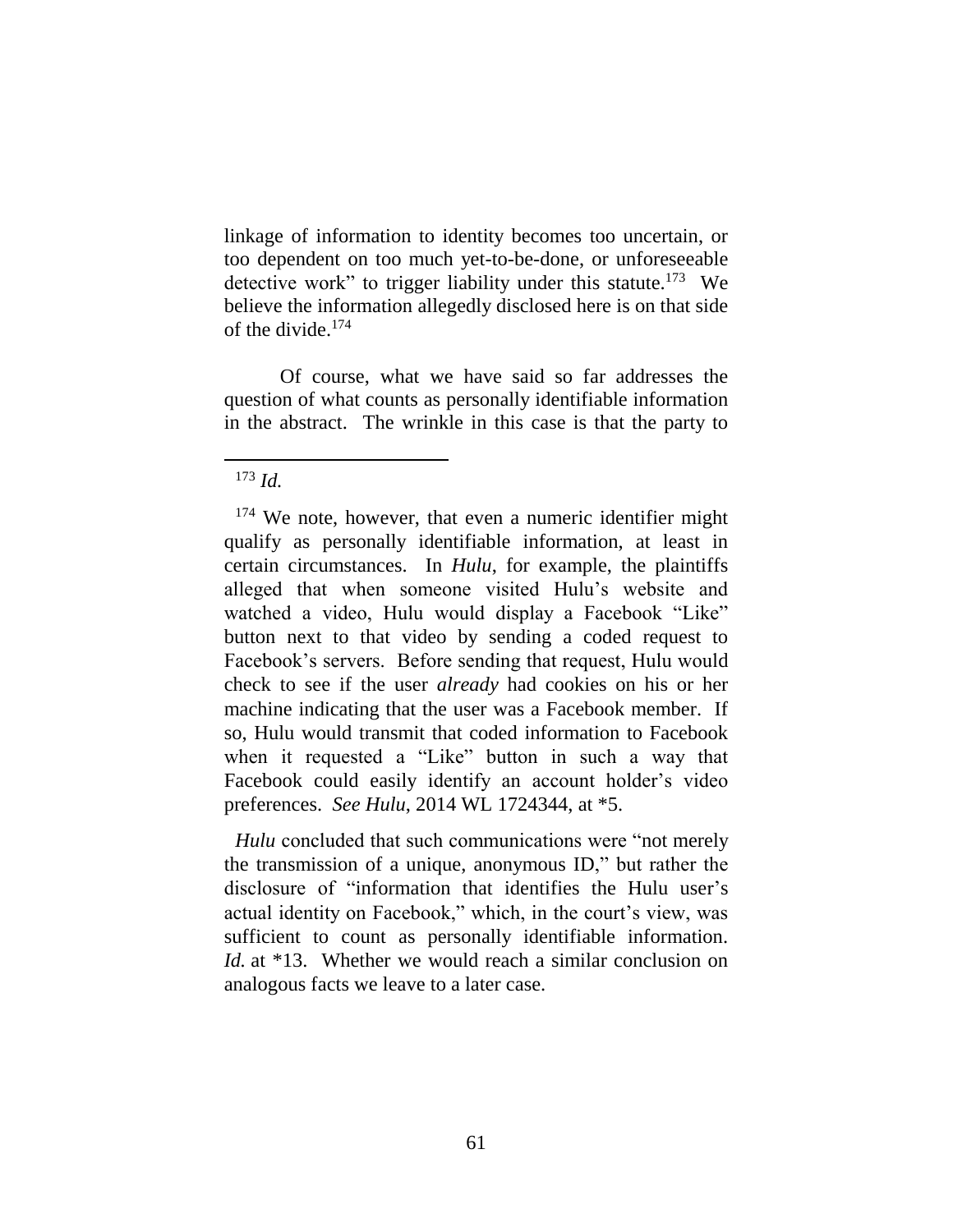linkage of information to identity becomes too uncertain, or too dependent on too much yet-to-be-done, or unforeseeable detective work" to trigger liability under this statute.[173] We believe the information allegedly disclosed here is on that side of the divide.[174]

Of course, what we have said so far addresses the question of what counts as personally identifiable information in the abstract. The wrinkle in this case is that the party to

---

[173] *Id.*

[174] We note, however, that even a numeric identifier might qualify as personally identifiable information, at least in certain circumstances. In *Hulu*, for example, the plaintiffs alleged that when someone visited Hulu's website and watched a video, Hulu would display a Facebook "Like" button next to that video by sending a coded request to Facebook's servers. Before sending that request, Hulu would check to see if the user *already* had cookies on his or her machine indicating that the user was a Facebook member. If so, Hulu would transmit that coded information to Facebook when it requested a "Like" button in such a way that Facebook could easily identify an account holder's video preferences. *See Hulu*, 2014 WL 1724344, at *5.

*Hulu* concluded that such communications were "not merely the transmission of a unique, anonymous ID," but rather the disclosure of "information that identifies the Hulu user's actual identity on Facebook," which, in the court's view, was sufficient to count as personally identifiable information. *Id.* at *13. Whether we would reach a similar conclusion on analogous facts we leave to a later case.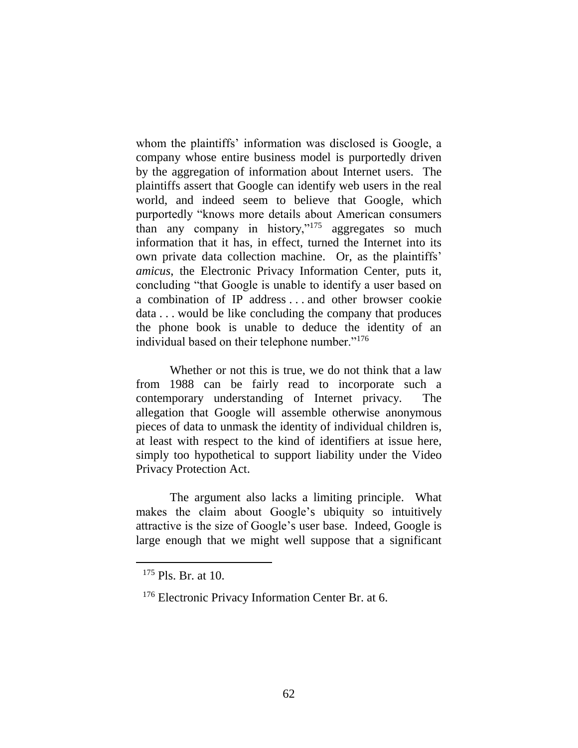whom the plaintiffs' information was disclosed is Google, a company whose entire business model is purportedly driven by the aggregation of information about Internet users. The plaintiffs assert that Google can identify web users in the real world, and indeed seem to believe that Google, which purportedly "knows more details about American consumers than any company in history,"[175] aggregates so much information that it has, in effect, turned the Internet into its own private data collection machine. Or, as the plaintiffs' *amicus*, the Electronic Privacy Information Center, puts it, concluding "that Google is unable to identify a user based on a combination of IP address . . . and other browser cookie data . . . would be like concluding the company that produces the phone book is unable to deduce the identity of an individual based on their telephone number."[176]

Whether or not this is true, we do not think that a law from 1988 can be fairly read to incorporate such a contemporary understanding of Internet privacy. The allegation that Google will assemble otherwise anonymous pieces of data to unmask the identity of individual children is, at least with respect to the kind of identifiers at issue here, simply too hypothetical to support liability under the Video Privacy Protection Act.

The argument also lacks a limiting principle. What makes the claim about Google's ubiquity so intuitively attractive is the size of Google's user base. Indeed, Google is large enough that we might well suppose that a significant

---

[175] Pls. Br. at 10.

[176] Electronic Privacy Information Center Br. at 6.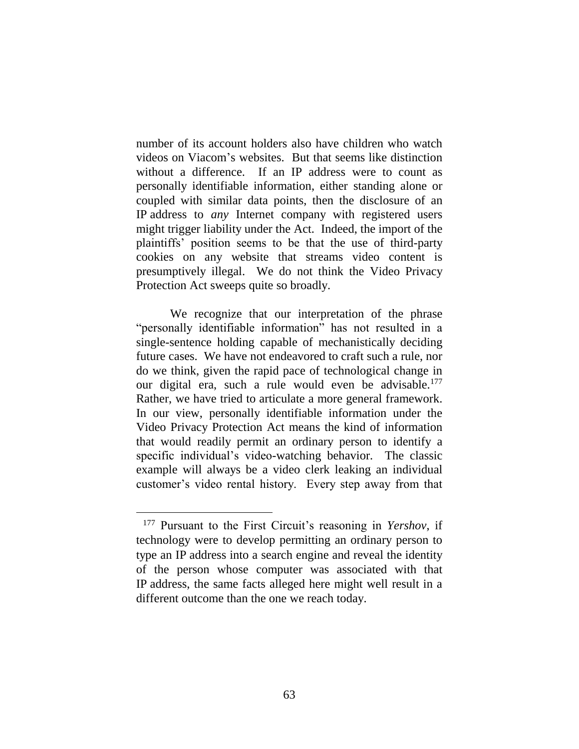number of its account holders also have children who watch videos on Viacom's websites. But that seems like distinction without a difference. If an IP address were to count as personally identifiable information, either standing alone or coupled with similar data points, then the disclosure of an IP address to *any* Internet company with registered users might trigger liability under the Act. Indeed, the import of the plaintiffs' position seems to be that the use of third-party cookies on any website that streams video content is presumptively illegal. We do not think the Video Privacy Protection Act sweeps quite so broadly.

We recognize that our interpretation of the phrase "personally identifiable information" has not resulted in a single-sentence holding capable of mechanistically deciding future cases. We have not endeavored to craft such a rule, nor do we think, given the rapid pace of technological change in our digital era, such a rule would even be advisable.[177] Rather, we have tried to articulate a more general framework. In our view, personally identifiable information under the Video Privacy Protection Act means the kind of information that would readily permit an ordinary person to identify a specific individual's video-watching behavior. The classic example will always be a video clerk leaking an individual customer's video rental history. Every step away from that

[177] Pursuant to the First Circuit's reasoning in *Yershov*, if technology were to develop permitting an ordinary person to type an IP address into a search engine and reveal the identity of the person whose computer was associated with that IP address, the same facts alleged here might well result in a different outcome than the one we reach today.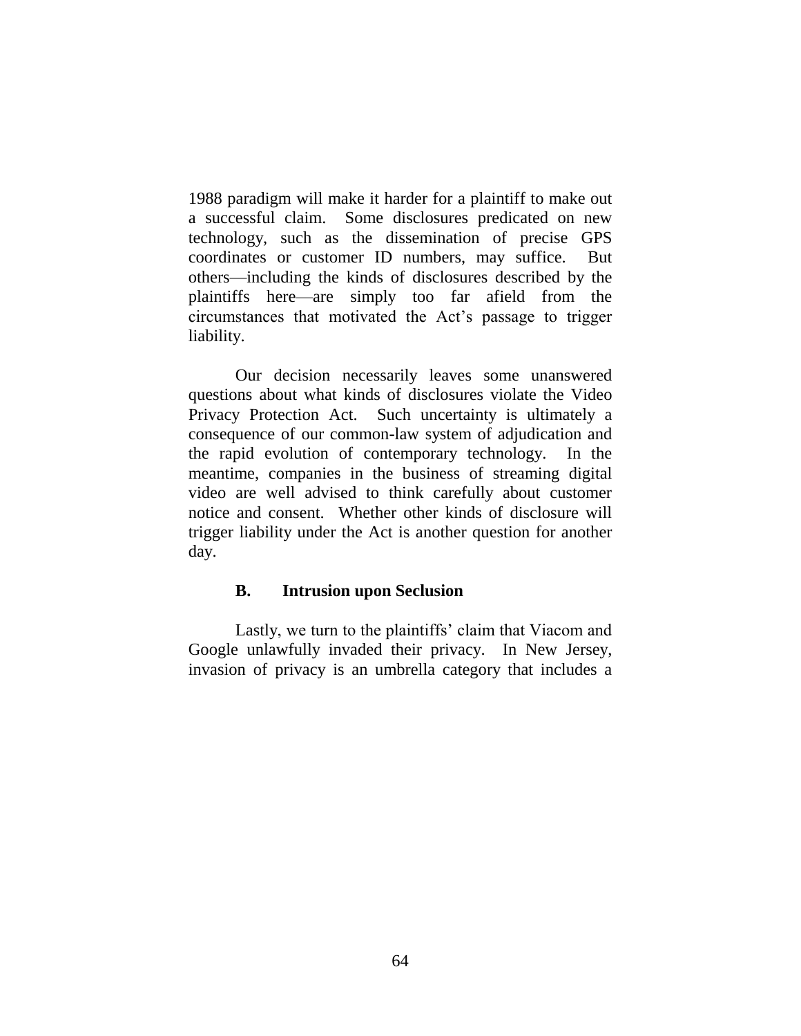1988 paradigm will make it harder for a plaintiff to make out a successful claim. Some disclosures predicated on new technology, such as the dissemination of precise GPS coordinates or customer ID numbers, may suffice. But others—including the kinds of disclosures described by the plaintiffs here—are simply too far afield from the circumstances that motivated the Act's passage to trigger liability.

Our decision necessarily leaves some unanswered questions about what kinds of disclosures violate the Video Privacy Protection Act. Such uncertainty is ultimately a consequence of our common-law system of adjudication and the rapid evolution of contemporary technology. In the meantime, companies in the business of streaming digital video are well advised to think carefully about customer notice and consent. Whether other kinds of disclosure will trigger liability under the Act is another question for another day.

### B. Intrusion upon Seclusion

Lastly, we turn to the plaintiffs' claim that Viacom and Google unlawfully invaded their privacy. In New Jersey, invasion of privacy is an umbrella category that includes a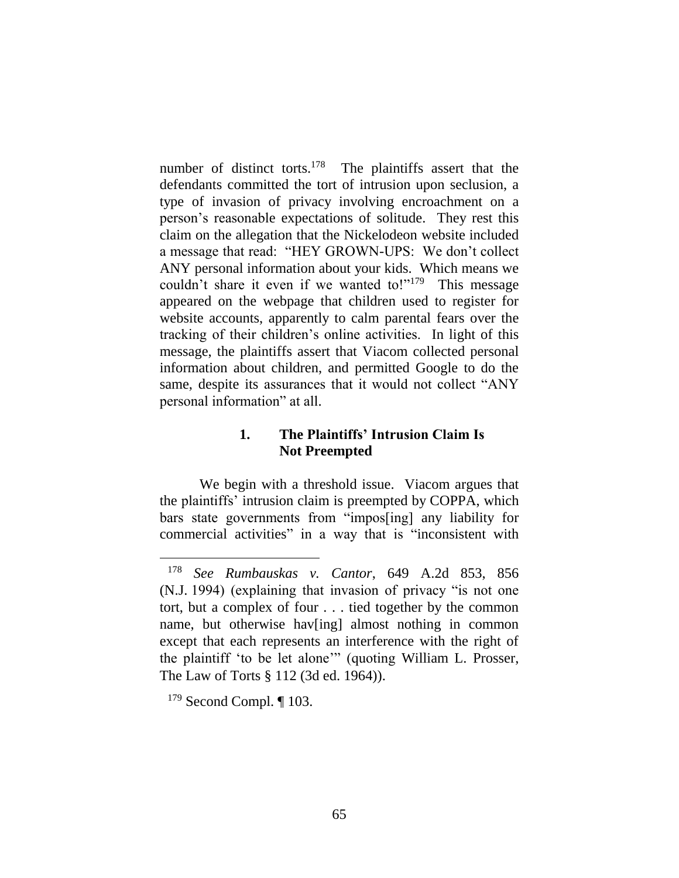number of distinct torts.[178] The plaintiffs assert that the defendants committed the tort of intrusion upon seclusion, a type of invasion of privacy involving encroachment on a person's reasonable expectations of solitude. They rest this claim on the allegation that the Nickelodeon website included a message that read: "HEY GROWN-UPS: We don't collect ANY personal information about your kids. Which means we couldn't share it even if we wanted to!"[179] This message appeared on the webpage that children used to register for website accounts, apparently to calm parental fears over the tracking of their children's online activities. In light of this message, the plaintiffs assert that Viacom collected personal information about children, and permitted Google to do the same, despite its assurances that it would not collect "ANY personal information" at all.

### 1. The Plaintiffs' Intrusion Claim Is Not Preempted

We begin with a threshold issue. Viacom argues that the plaintiffs' intrusion claim is preempted by COPPA, which bars state governments from "impos[ing] any liability for commercial activities" in a way that is "inconsistent with

---

[178] *See Rumbauskas v. Cantor*, 649 A.2d 853, 856 (N.J. 1994) (explaining that invasion of privacy "is not one tort, but a complex of four . . . tied together by the common name, but otherwise hav[ing] almost nothing in common except that each represents an interference with the right of the plaintiff 'to be let alone'" (quoting William L. Prosser, The Law of Torts § 112 (3d ed. 1964)).

[179] Second Compl. ¶ 103.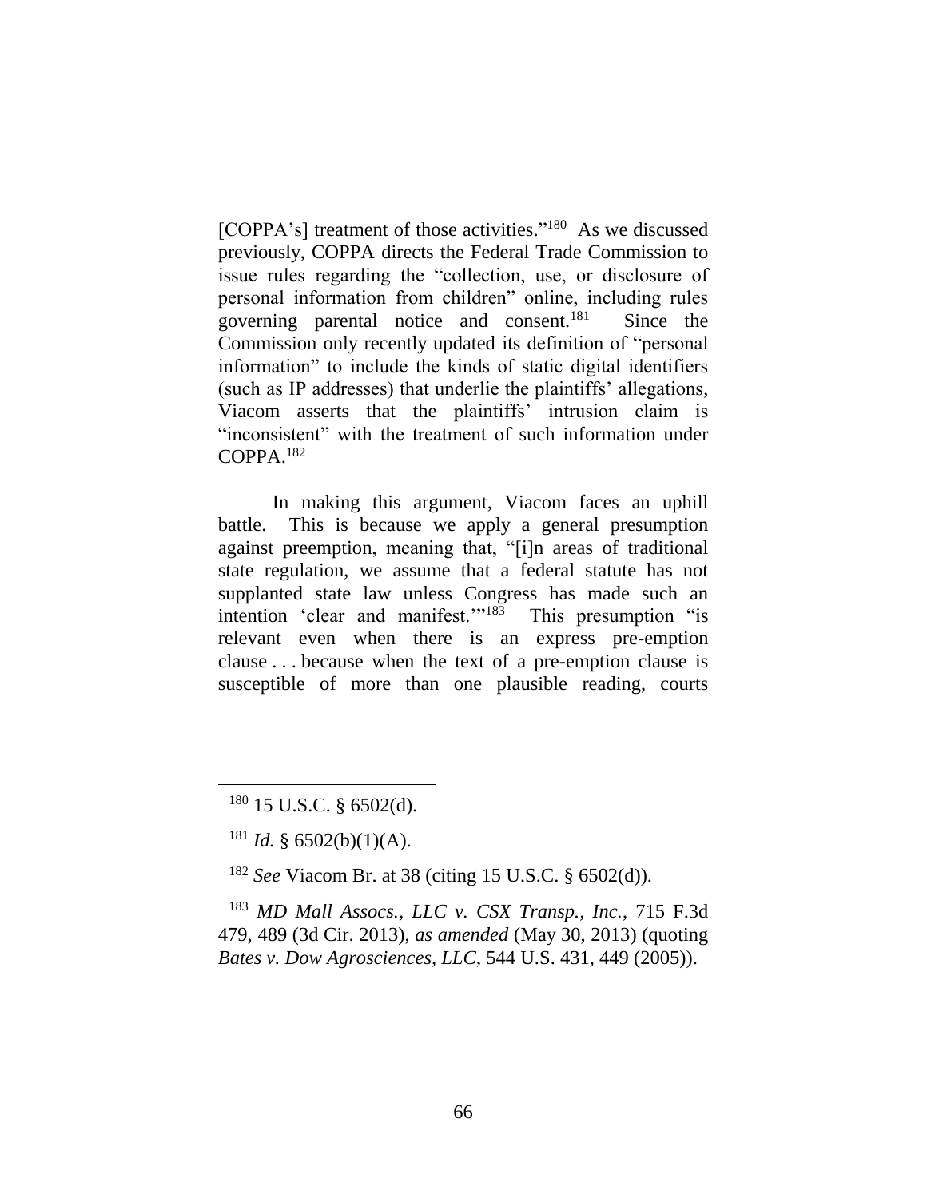[COPPA's] treatment of those activities."[180] As we discussed previously, COPPA directs the Federal Trade Commission to issue rules regarding the "collection, use, or disclosure of personal information from children" online, including rules governing parental notice and consent.[181] Since the Commission only recently updated its definition of "personal information" to include the kinds of static digital identifiers (such as IP addresses) that underlie the plaintiffs' allegations, Viacom asserts that the plaintiffs' intrusion claim is "inconsistent" with the treatment of such information under COPPA.[182]

In making this argument, Viacom faces an uphill battle. This is because we apply a general presumption against preemption, meaning that, "[i]n areas of traditional state regulation, we assume that a federal statute has not supplanted state law unless Congress has made such an intention 'clear and manifest.'"[183] This presumption "is relevant even when there is an express pre-emption clause . . . because when the text of a pre-emption clause is susceptible of more than one plausible reading, courts

---

[180] 15 U.S.C. § 6502(d).

[181] *Id.* § 6502(b)(1)(A).

[182] *See* Viacom Br. at 38 (citing 15 U.S.C. § 6502(d)).

[183] *MD Mall Assocs., LLC v. CSX Transp., Inc.*, 715 F.3d 479, 489 (3d Cir. 2013), *as amended* (May 30, 2013) (quoting *Bates v. Dow Agrosciences, LLC*, 544 U.S. 431, 449 (2005)).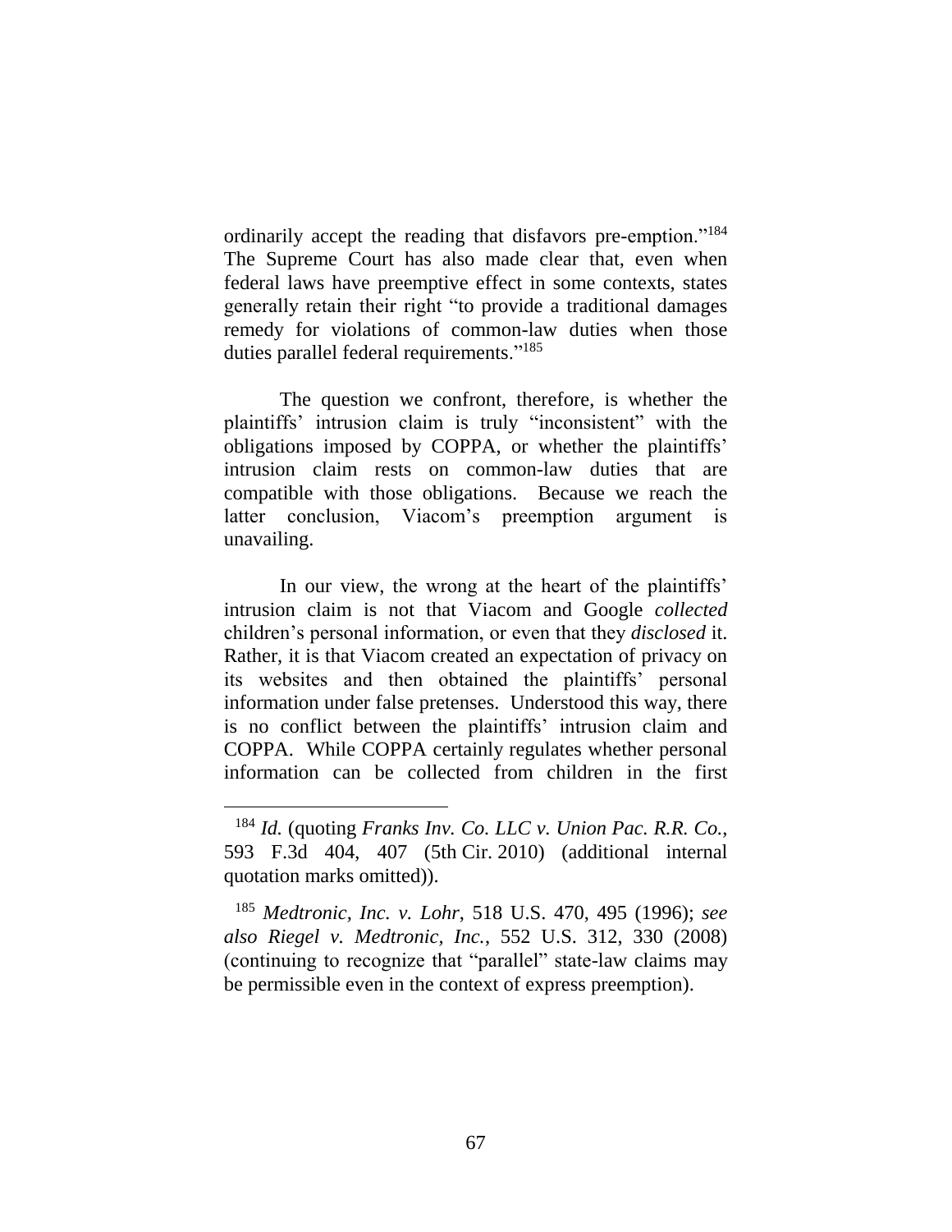ordinarily accept the reading that disfavors pre-emption."[184] The Supreme Court has also made clear that, even when federal laws have preemptive effect in some contexts, states generally retain their right "to provide a traditional damages remedy for violations of common-law duties when those duties parallel federal requirements."[185]

The question we confront, therefore, is whether the plaintiffs' intrusion claim is truly "inconsistent" with the obligations imposed by COPPA, or whether the plaintiffs' intrusion claim rests on common-law duties that are compatible with those obligations. Because we reach the latter conclusion, Viacom's preemption argument is unavailing.

In our view, the wrong at the heart of the plaintiffs' intrusion claim is not that Viacom and Google *collected* children's personal information, or even that they *disclosed* it. Rather, it is that Viacom created an expectation of privacy on its websites and then obtained the plaintiffs' personal information under false pretenses. Understood this way, there is no conflict between the plaintiffs' intrusion claim and COPPA. While COPPA certainly regulates whether personal information can be collected from children in the first

---

[184] *Id.* (quoting *Franks Inv. Co. LLC v. Union Pac. R.R. Co.*, 593 F.3d 404, 407 (5th Cir. 2010) (additional internal quotation marks omitted)).

[185] *Medtronic, Inc. v. Lohr*, 518 U.S. 470, 495 (1996); *see also Riegel v. Medtronic, Inc.*, 552 U.S. 312, 330 (2008) (continuing to recognize that "parallel" state-law claims may be permissible even in the context of express preemption).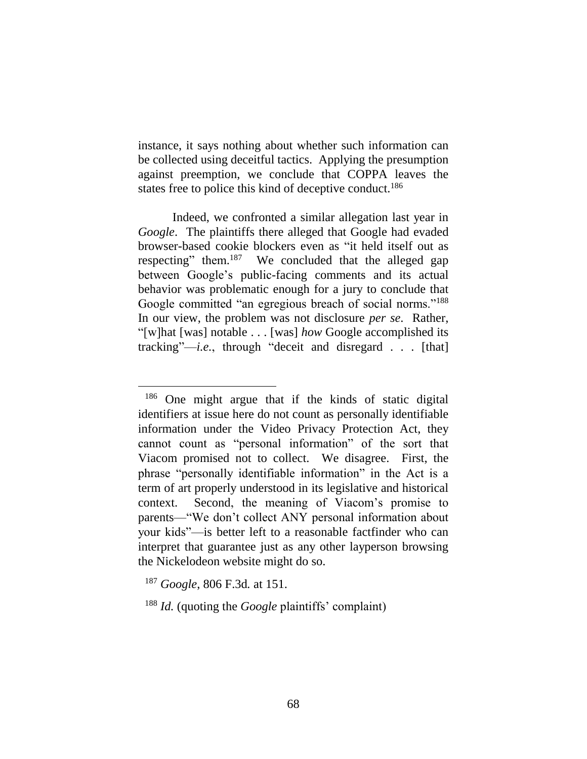instance, it says nothing about whether such information can be collected using deceitful tactics. Applying the presumption against preemption, we conclude that COPPA leaves the states free to police this kind of deceptive conduct.[186]

Indeed, we confronted a similar allegation last year in *Google*. The plaintiffs there alleged that Google had evaded browser-based cookie blockers even as "it held itself out as respecting" them.[187] We concluded that the alleged gap between Google's public-facing comments and its actual behavior was problematic enough for a jury to conclude that Google committed "an egregious breach of social norms."[188] In our view, the problem was not disclosure *per se*. Rather, "[w]hat [was] notable . . . [was] *how* Google accomplished its tracking"—*i.e.*, through "deceit and disregard . . . [that]

---

[186] One might argue that if the kinds of static digital identifiers at issue here do not count as personally identifiable information under the Video Privacy Protection Act, they cannot count as "personal information" of the sort that Viacom promised not to collect. We disagree. First, the phrase "personally identifiable information" in the Act is a term of art properly understood in its legislative and historical context. Second, the meaning of Viacom's promise to parents—"We don't collect ANY personal information about your kids"—is better left to a reasonable factfinder who can interpret that guarantee just as any other layperson browsing the Nickelodeon website might do so.

[187] *Google*, 806 F.3d. at 151.

[188] *Id.* (quoting the *Google* plaintiffs' complaint)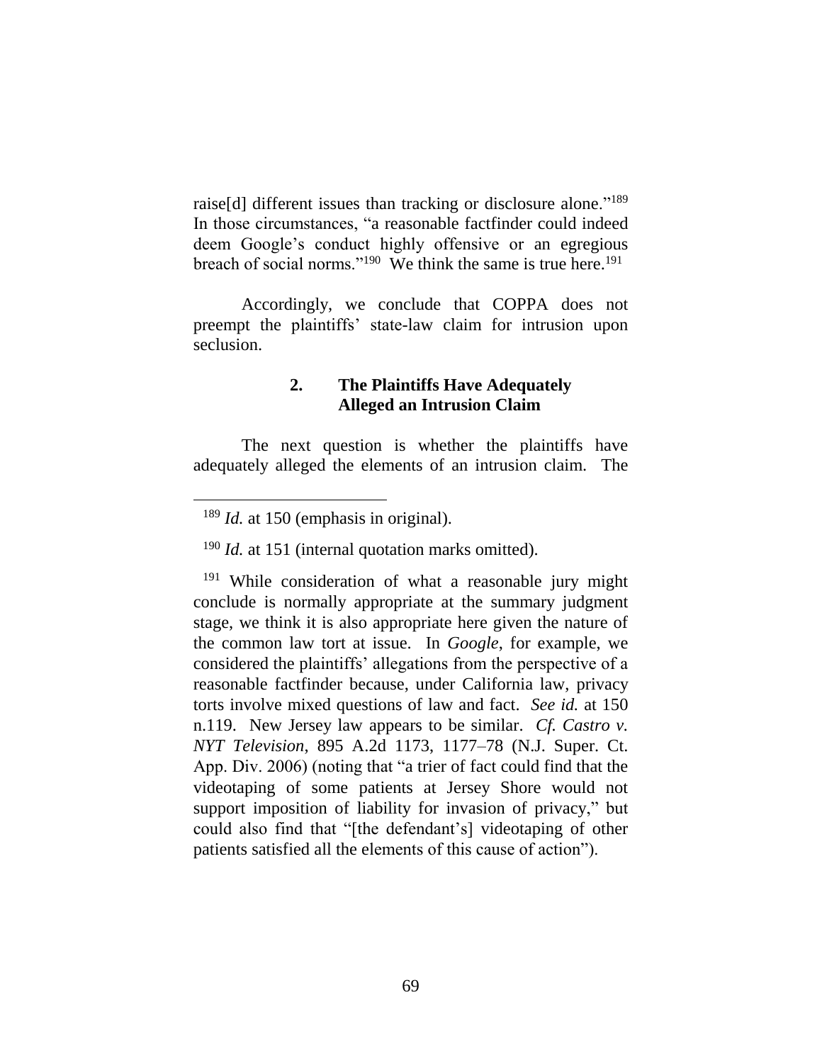raise[d] different issues than tracking or disclosure alone."[189] In those circumstances, "a reasonable factfinder could indeed deem Google's conduct highly offensive or an egregious breach of social norms."[190] We think the same is true here.[191]

Accordingly, we conclude that COPPA does not preempt the plaintiffs' state-law claim for intrusion upon seclusion.

### 2. The Plaintiffs Have Adequately Alleged an Intrusion Claim

The next question is whether the plaintiffs have adequately alleged the elements of an intrusion claim. The

---

[189] *Id.* at 150 (emphasis in original).

[190] *Id.* at 151 (internal quotation marks omitted).

[191] While consideration of what a reasonable jury might conclude is normally appropriate at the summary judgment stage, we think it is also appropriate here given the nature of the common law tort at issue. In *Google*, for example, we considered the plaintiffs' allegations from the perspective of a reasonable factfinder because, under California law, privacy torts involve mixed questions of law and fact. *See id.* at 150 n.119. New Jersey law appears to be similar. *Cf. Castro v. NYT Television*, 895 A.2d 1173, 1177–78 (N.J. Super. Ct. App. Div. 2006) (noting that "a trier of fact could find that the videotaping of some patients at Jersey Shore would not support imposition of liability for invasion of privacy," but could also find that "[the defendant's] videotaping of other patients satisfied all the elements of this cause of action").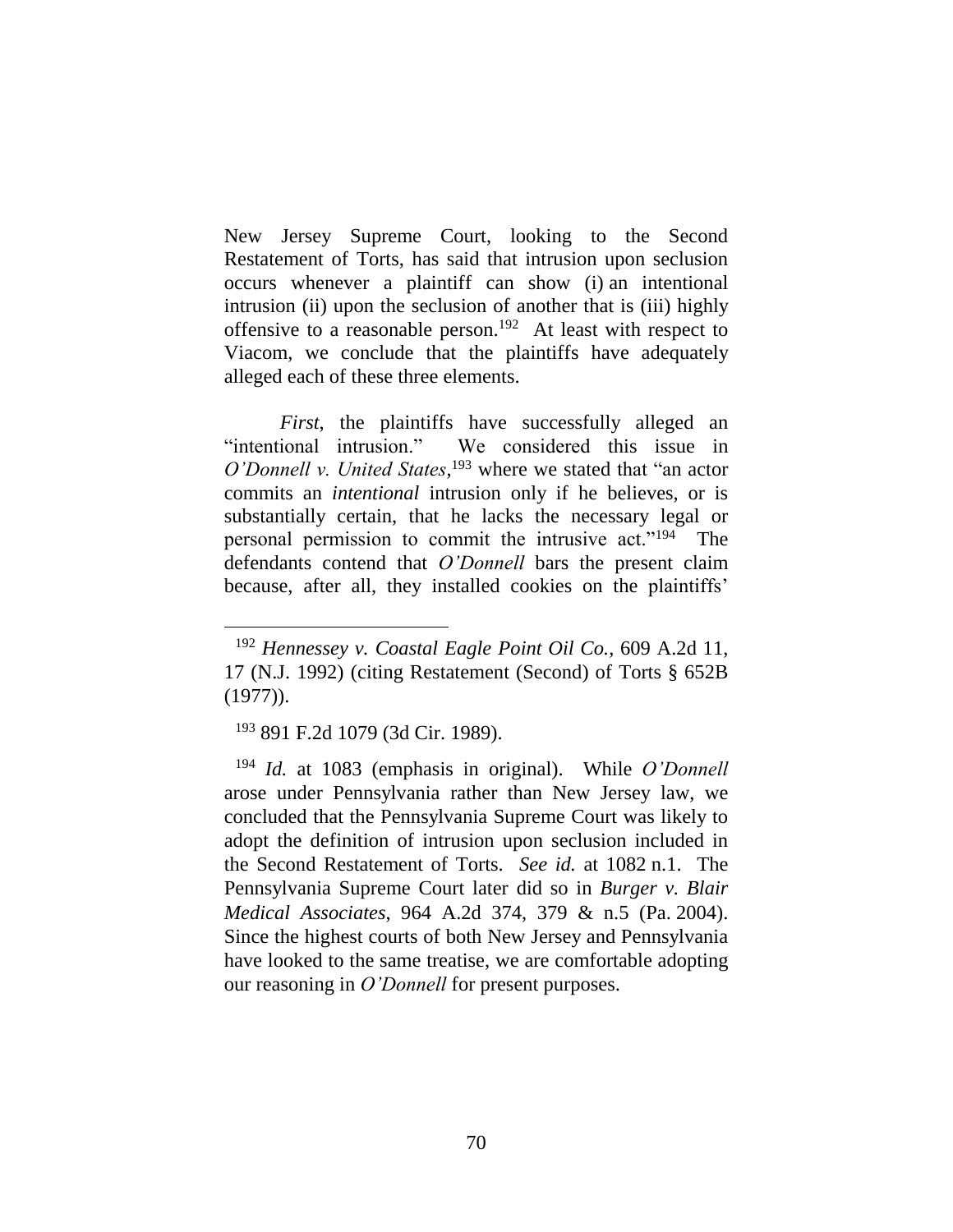New Jersey Supreme Court, looking to the Second Restatement of Torts, has said that intrusion upon seclusion occurs whenever a plaintiff can show (i) an intentional intrusion (ii) upon the seclusion of another that is (iii) highly offensive to a reasonable person.[192] At least with respect to Viacom, we conclude that the plaintiffs have adequately alleged each of these three elements.

*First*, the plaintiffs have successfully alleged an "intentional intrusion." We considered this issue in *O'Donnell v. United States*,[193] where we stated that "an actor commits an *intentional* intrusion only if he believes, or is substantially certain, that he lacks the necessary legal or personal permission to commit the intrusive act."[194] The defendants contend that *O'Donnell* bars the present claim because, after all, they installed cookies on the plaintiffs'

---

[192] *Hennessey v. Coastal Eagle Point Oil Co.*, 609 A.2d 11, 17 (N.J. 1992) (citing Restatement (Second) of Torts § 652B (1977)).

[193] 891 F.2d 1079 (3d Cir. 1989).

[194] *Id.* at 1083 (emphasis in original). While *O'Donnell* arose under Pennsylvania rather than New Jersey law, we concluded that the Pennsylvania Supreme Court was likely to adopt the definition of intrusion upon seclusion included in the Second Restatement of Torts. *See id.* at 1082 n.1. The Pennsylvania Supreme Court later did so in *Burger v. Blair Medical Associates*, 964 A.2d 374, 379 & n.5 (Pa. 2004). Since the highest courts of both New Jersey and Pennsylvania have looked to the same treatise, we are comfortable adopting our reasoning in *O'Donnell* for present purposes.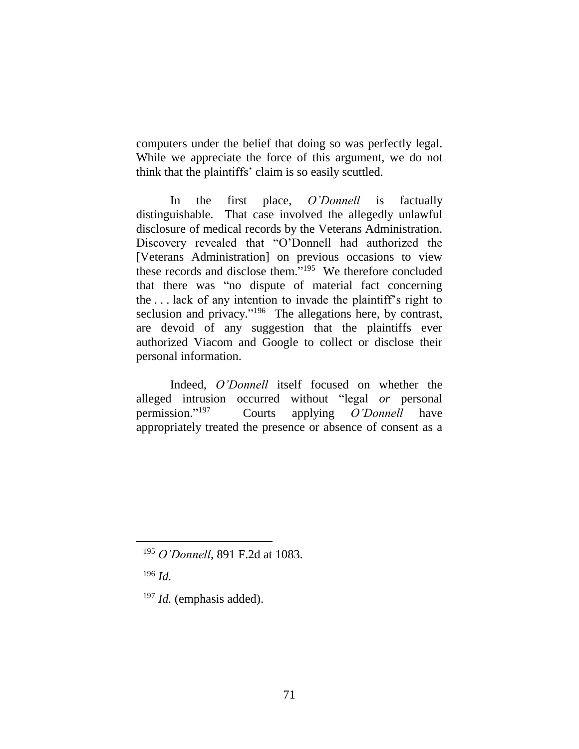computers under the belief that doing so was perfectly legal. While we appreciate the force of this argument, we do not think that the plaintiffs' claim is so easily scuttled.

In the first place, *O'Donnell* is factually distinguishable. That case involved the allegedly unlawful disclosure of medical records by the Veterans Administration. Discovery revealed that "O'Donnell had authorized the [Veterans Administration] on previous occasions to view these records and disclose them."[195] We therefore concluded that there was "no dispute of material fact concerning the . . . lack of any intention to invade the plaintiff's right to seclusion and privacy."[196] The allegations here, by contrast, are devoid of any suggestion that the plaintiffs ever authorized Viacom and Google to collect or disclose their personal information.

Indeed, *O'Donnell* itself focused on whether the alleged intrusion occurred without "legal *or* personal permission."[197] Courts applying *O'Donnell* have appropriately treated the presence or absence of consent as a

---

[195] *O'Donnell*, 891 F.2d at 1083.

[196] *Id.*

[197] *Id.* (emphasis added).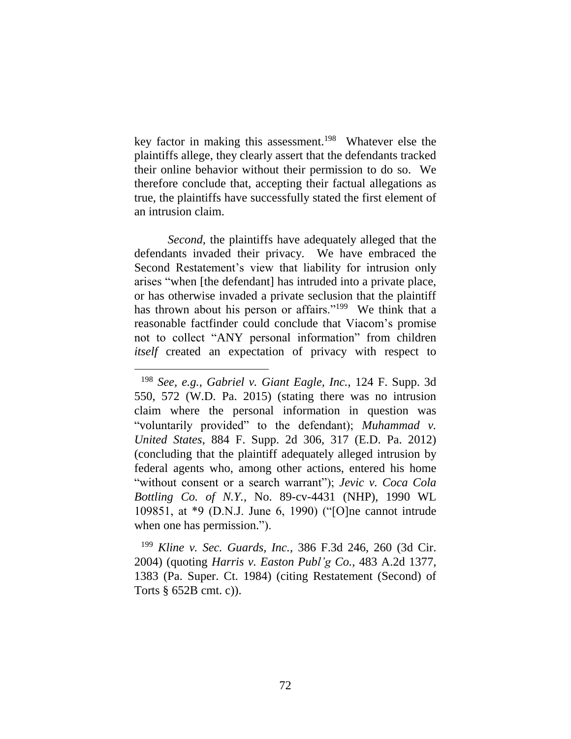key factor in making this assessment.[198] Whatever else the plaintiffs allege, they clearly assert that the defendants tracked their online behavior without their permission to do so. We therefore conclude that, accepting their factual allegations as true, the plaintiffs have successfully stated the first element of an intrusion claim.

*Second*, the plaintiffs have adequately alleged that the defendants invaded their privacy. We have embraced the Second Restatement's view that liability for intrusion only arises "when [the defendant] has intruded into a private place, or has otherwise invaded a private seclusion that the plaintiff has thrown about his person or affairs."[199] We think that a reasonable factfinder could conclude that Viacom's promise not to collect "ANY personal information" from children *itself* created an expectation of privacy with respect to

---

[198] *See, e.g.*, *Gabriel v. Giant Eagle, Inc.*, 124 F. Supp. 3d 550, 572 (W.D. Pa. 2015) (stating there was no intrusion claim where the personal information in question was "voluntarily provided" to the defendant); *Muhammad v. United States*, 884 F. Supp. 2d 306, 317 (E.D. Pa. 2012) (concluding that the plaintiff adequately alleged intrusion by federal agents who, among other actions, entered his home "without consent or a search warrant"); *Jevic v. Coca Cola Bottling Co. of N.Y.*, No. 89-cv-4431 (NHP), 1990 WL 109851, at *9 (D.N.J. June 6, 1990) ("[O]ne cannot intrude when one has permission.").

[199] *Kline v. Sec. Guards, Inc.*, 386 F.3d 246, 260 (3d Cir. 2004) (quoting *Harris v. Easton Publ'g Co.*, 483 A.2d 1377, 1383 (Pa. Super. Ct. 1984) (citing Restatement (Second) of Torts § 652B cmt. c)).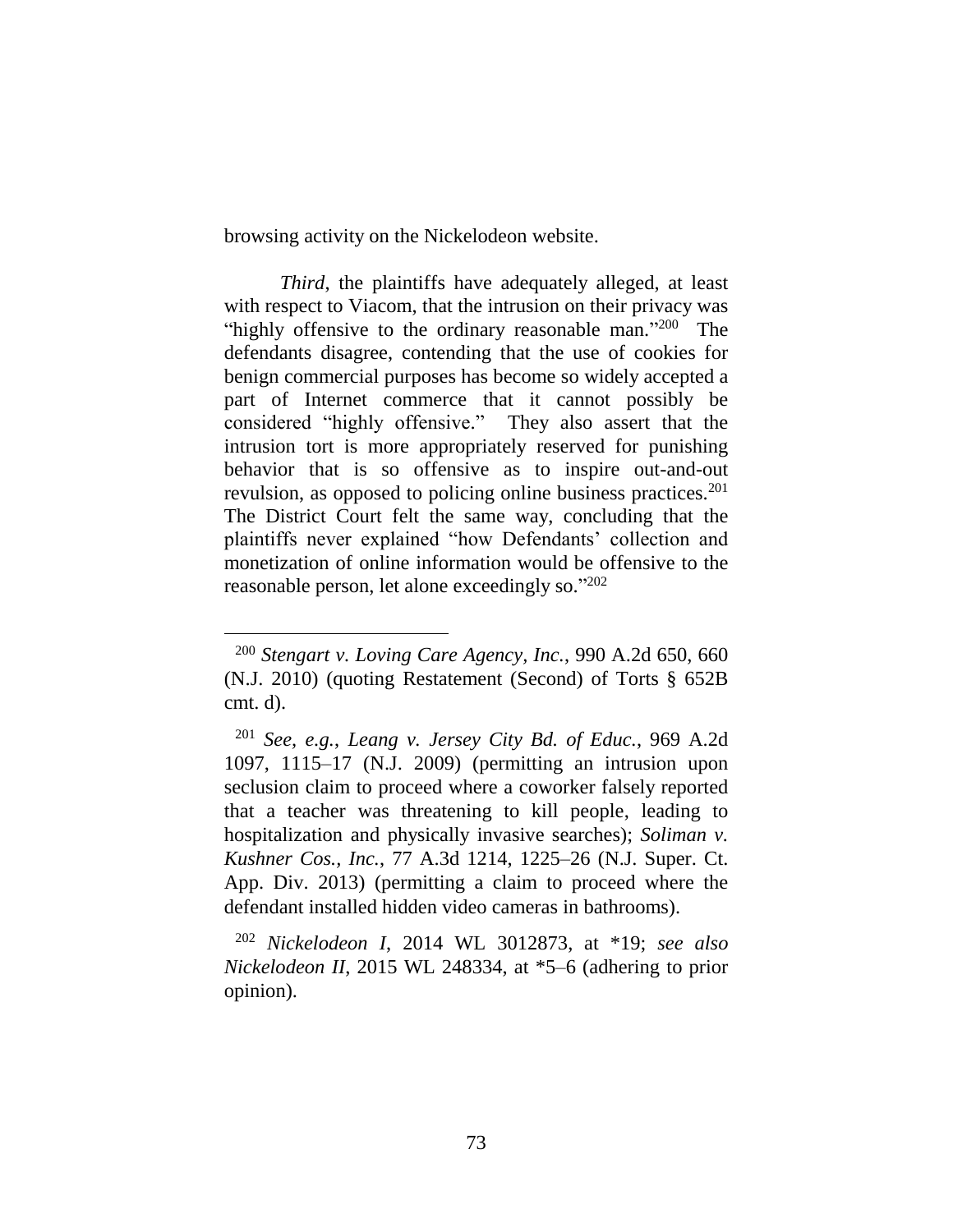browsing activity on the Nickelodeon website.

*Third*, the plaintiffs have adequately alleged, at least with respect to Viacom, that the intrusion on their privacy was "highly offensive to the ordinary reasonable man."[200] The defendants disagree, contending that the use of cookies for benign commercial purposes has become so widely accepted a part of Internet commerce that it cannot possibly be considered "highly offensive." They also assert that the intrusion tort is more appropriately reserved for punishing behavior that is so offensive as to inspire out-and-out revulsion, as opposed to policing online business practices.[201] The District Court felt the same way, concluding that the plaintiffs never explained "how Defendants' collection and monetization of online information would be offensive to the reasonable person, let alone exceedingly so."[202]

---

[200] *Stengart v. Loving Care Agency, Inc.*, 990 A.2d 650, 660 (N.J. 2010) (quoting Restatement (Second) of Torts § 652B cmt. d).

[201] *See, e.g.*, *Leang v. Jersey City Bd. of Educ.*, 969 A.2d 1097, 1115–17 (N.J. 2009) (permitting an intrusion upon seclusion claim to proceed where a coworker falsely reported that a teacher was threatening to kill people, leading to hospitalization and physically invasive searches); *Soliman v. Kushner Cos., Inc.*, 77 A.3d 1214, 1225–26 (N.J. Super. Ct. App. Div. 2013) (permitting a claim to proceed where the defendant installed hidden video cameras in bathrooms).

[202] *Nickelodeon I*, 2014 WL 3012873, at *19; *see also Nickelodeon II*, 2015 WL 248334, at *5–6 (adhering to prior opinion).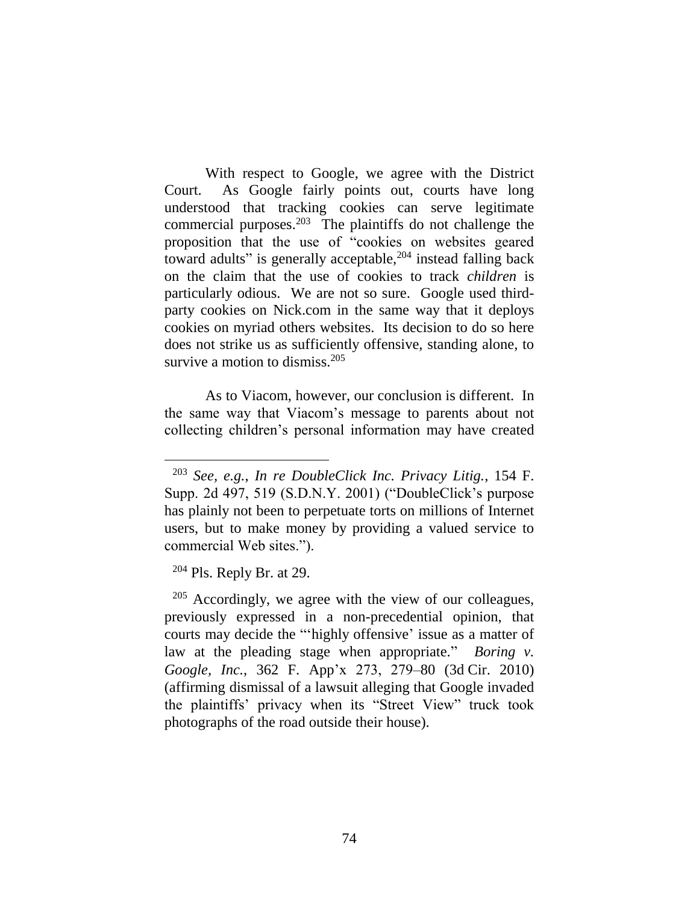With respect to Google, we agree with the District Court. As Google fairly points out, courts have long understood that tracking cookies can serve legitimate commercial purposes.[203] The plaintiffs do not challenge the proposition that the use of "cookies on websites geared toward adults" is generally acceptable,[204] instead falling back on the claim that the use of cookies to track *children* is particularly odious. We are not so sure. Google used third-party cookies on Nick.com in the same way that it deploys cookies on myriad others websites. Its decision to do so here does not strike us as sufficiently offensive, standing alone, to survive a motion to dismiss.[205]

As to Viacom, however, our conclusion is different. In the same way that Viacom's message to parents about not collecting children's personal information may have created

---

[203] *See, e.g.*, *In re DoubleClick Inc. Privacy Litig.*, 154 F. Supp. 2d 497, 519 (S.D.N.Y. 2001) ("DoubleClick's purpose has plainly not been to perpetuate torts on millions of Internet users, but to make money by providing a valued service to commercial Web sites.").

[204] Pls. Reply Br. at 29.

[205] Accordingly, we agree with the view of our colleagues, previously expressed in a non-precedential opinion, that courts may decide the "'highly offensive' issue as a matter of law at the pleading stage when appropriate." *Boring v. Google, Inc.*, 362 F. App'x 273, 279–80 (3d Cir. 2010) (affirming dismissal of a lawsuit alleging that Google invaded the plaintiffs' privacy when its "Street View" truck took photographs of the road outside their house).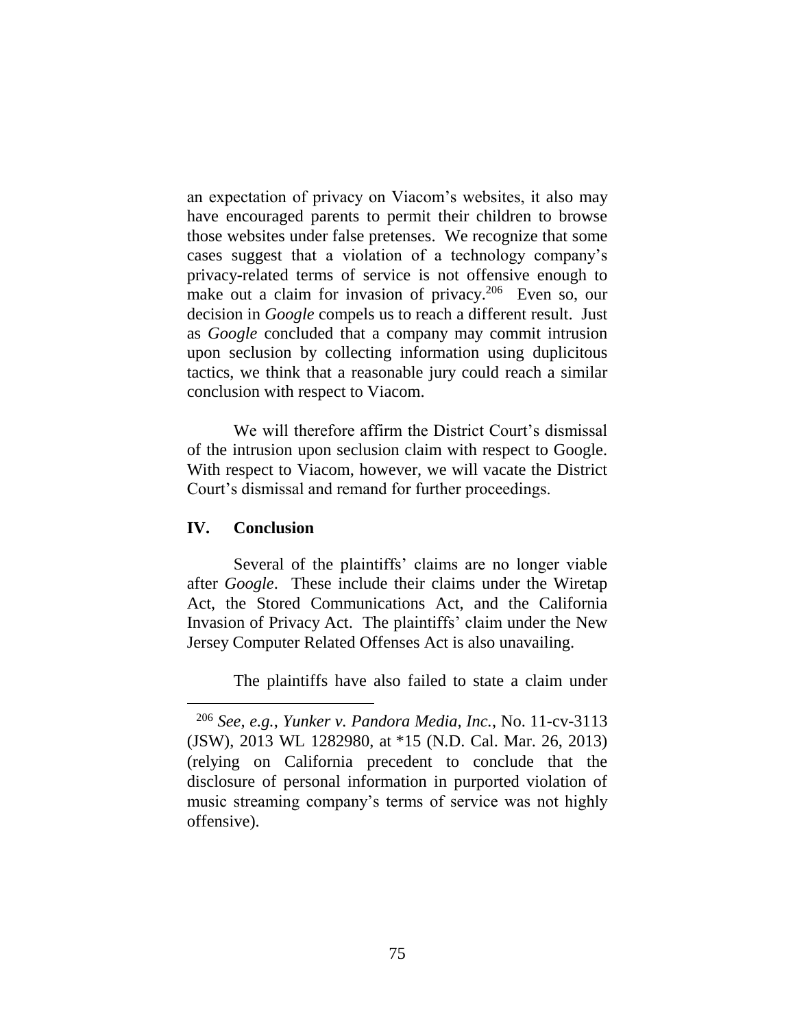an expectation of privacy on Viacom's websites, it also may have encouraged parents to permit their children to browse those websites under false pretenses. We recognize that some cases suggest that a violation of a technology company's privacy-related terms of service is not offensive enough to make out a claim for invasion of privacy.[206] Even so, our decision in *Google* compels us to reach a different result. Just as *Google* concluded that a company may commit intrusion upon seclusion by collecting information using duplicitous tactics, we think that a reasonable jury could reach a similar conclusion with respect to Viacom.

We will therefore affirm the District Court's dismissal of the intrusion upon seclusion claim with respect to Google. With respect to Viacom, however, we will vacate the District Court's dismissal and remand for further proceedings.

## IV. Conclusion

Several of the plaintiffs' claims are no longer viable after *Google*. These include their claims under the Wiretap Act, the Stored Communications Act, and the California Invasion of Privacy Act. The plaintiffs' claim under the New Jersey Computer Related Offenses Act is also unavailing.

The plaintiffs have also failed to state a claim under

[206] *See, e.g.*, *Yunker v. Pandora Media, Inc.*, No. 11-cv-3113 (JSW), 2013 WL 1282980, at *15 (N.D. Cal. Mar. 26, 2013) (relying on California precedent to conclude that the disclosure of personal information in purported violation of music streaming company's terms of service was not highly offensive).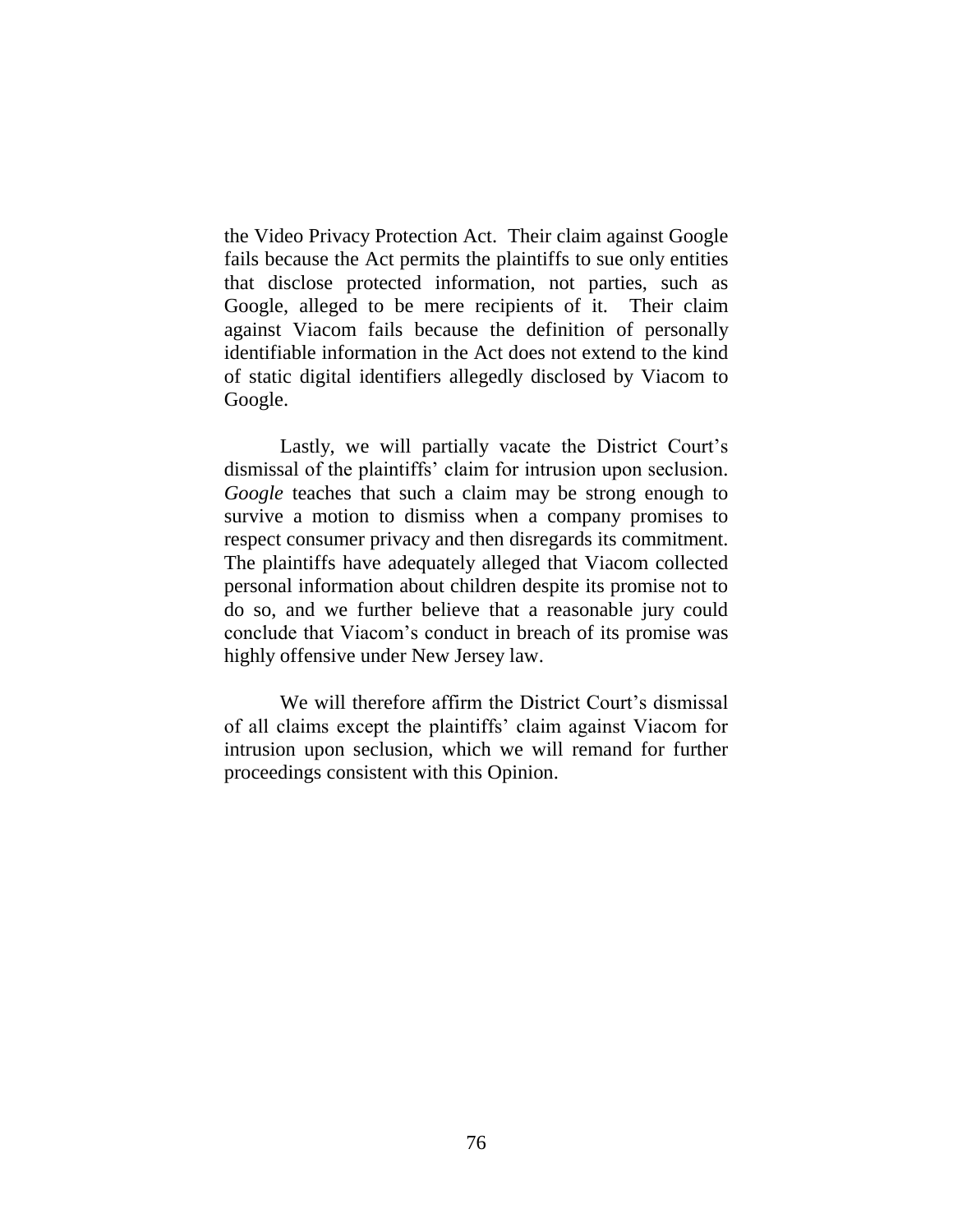the Video Privacy Protection Act. Their claim against Google fails because the Act permits the plaintiffs to sue only entities that disclose protected information, not parties, such as Google, alleged to be mere recipients of it. Their claim against Viacom fails because the definition of personally identifiable information in the Act does not extend to the kind of static digital identifiers allegedly disclosed by Viacom to Google.

Lastly, we will partially vacate the District Court's dismissal of the plaintiffs' claim for intrusion upon seclusion. *Google* teaches that such a claim may be strong enough to survive a motion to dismiss when a company promises to respect consumer privacy and then disregards its commitment. The plaintiffs have adequately alleged that Viacom collected personal information about children despite its promise not to do so, and we further believe that a reasonable jury could conclude that Viacom's conduct in breach of its promise was highly offensive under New Jersey law.

We will therefore affirm the District Court's dismissal of all claims except the plaintiffs' claim against Viacom for intrusion upon seclusion, which we will remand for further proceedings consistent with this Opinion.